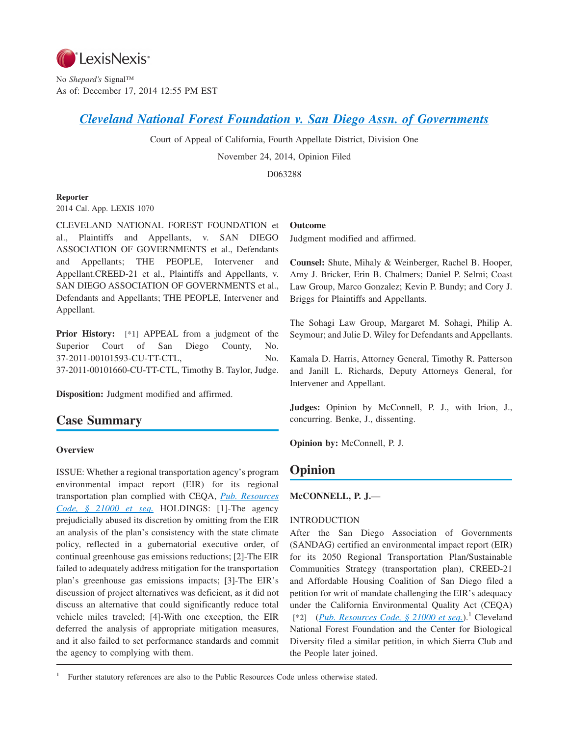LexisNexis®

No *Shepard's* Signal™
As of: December 17, 2014 12:55 PM EST

# Cleveland National Forest Foundation v. San Diego Assn. of Governments

Court of Appeal of California, Fourth Appellate District, Division One

November 24, 2014, Opinion Filed

D063288

**Reporter**

2014 Cal. App. LEXIS 1070

CLEVELAND NATIONAL FOREST FOUNDATION et al., Plaintiffs and Appellants, v. SAN DIEGO ASSOCIATION OF GOVERNMENTS et al., Defendants and Appellants; THE PEOPLE, Intervener and Appellant.CREED-21 et al., Plaintiffs and Appellants, v. SAN DIEGO ASSOCIATION OF GOVERNMENTS et al., Defendants and Appellants; THE PEOPLE, Intervener and Appellant.

**Prior History:** [*1] APPEAL from a judgment of the Superior Court of San Diego County, No. 37-2011-00101593-CU-TT-CTL, No. 37-2011-00101660-CU-TT-CTL, Timothy B. Taylor, Judge.

**Disposition:** Judgment modified and affirmed.

## Case Summary

**Overview**

ISSUE: Whether a regional transportation agency's program environmental impact report (EIR) for its regional transportation plan complied with CEQA, Pub. Resources Code, § 21000 et seq. HOLDINGS: [1]-The agency prejudicially abused its discretion by omitting from the EIR an analysis of the plan's consistency with the state climate policy, reflected in a gubernatorial executive order, of continual greenhouse gas emissions reductions; [2]-The EIR failed to adequately address mitigation for the transportation plan's greenhouse gas emissions impacts; [3]-The EIR's discussion of project alternatives was deficient, as it did not discuss an alternative that could significantly reduce total vehicle miles traveled; [4]-With one exception, the EIR deferred the analysis of appropriate mitigation measures, and it also failed to set performance standards and commit the agency to complying with them.

**Outcome**

Judgment modified and affirmed.

**Counsel:** Shute, Mihaly & Weinberger, Rachel B. Hooper, Amy J. Bricker, Erin B. Chalmers; Daniel P. Selmi; Coast Law Group, Marco Gonzalez; Kevin P. Bundy; and Cory J. Briggs for Plaintiffs and Appellants.

The Sohagi Law Group, Margaret M. Sohagi, Philip A. Seymour; and Julie D. Wiley for Defendants and Appellants.

Kamala D. Harris, Attorney General, Timothy R. Patterson and Janill L. Richards, Deputy Attorneys General, for Intervener and Appellant.

**Judges:** Opinion by McConnell, P. J., with Irion, J., concurring. Benke, J., dissenting.

**Opinion by:** McConnell, P. J.

## Opinion

**McCONNELL, P. J.—**

INTRODUCTION

After the San Diego Association of Governments (SANDAG) certified an environmental impact report (EIR) for its 2050 Regional Transportation Plan/Sustainable Communities Strategy (transportation plan), CREED-21 and Affordable Housing Coalition of San Diego filed a petition for writ of mandate challenging the EIR's adequacy under the California Environmental Quality Act (CEQA) [*2] (Pub. Resources Code, § 21000 et seq.).[1] Cleveland National Forest Foundation and the Center for Biological Diversity filed a similar petition, in which Sierra Club and the People later joined.

[1] Further statutory references are also to the Public Resources Code unless otherwise stated.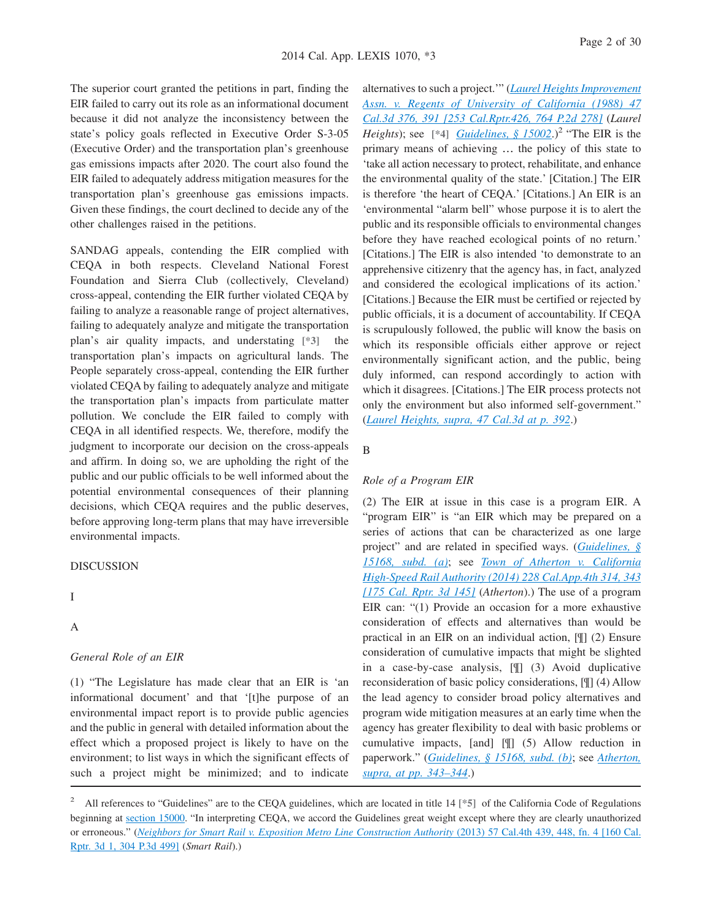The superior court granted the petitions in part, finding the EIR failed to carry out its role as an informational document because it did not analyze the inconsistency between the state's policy goals reflected in Executive Order S-3-05 (Executive Order) and the transportation plan's greenhouse gas emissions impacts after 2020. The court also found the EIR failed to adequately address mitigation measures for the transportation plan's greenhouse gas emissions impacts. Given these findings, the court declined to decide any of the other challenges raised in the petitions.

SANDAG appeals, contending the EIR complied with CEQA in both respects. Cleveland National Forest Foundation and Sierra Club (collectively, Cleveland) cross-appeal, contending the EIR further violated CEQA by failing to analyze a reasonable range of project alternatives, failing to adequately analyze and mitigate the transportation plan's air quality impacts, and understating [*3] the transportation plan's impacts on agricultural lands. The People separately cross-appeal, contending the EIR further violated CEQA by failing to adequately analyze and mitigate the transportation plan's impacts from particulate matter pollution. We conclude the EIR failed to comply with CEQA in all identified respects. We, therefore, modify the judgment to incorporate our decision on the cross-appeals and affirm. In doing so, we are upholding the right of the public and our public officials to be well informed about the potential environmental consequences of their planning decisions, which CEQA requires and the public deserves, before approving long-term plans that may have irreversible environmental impacts.

DISCUSSION

I

A

*General Role of an EIR*

(1) "The Legislature has made clear that an EIR is 'an informational document' and that '[t]he purpose of an environmental impact report is to provide public agencies and the public in general with detailed information about the effect which a proposed project is likely to have on the environment; to list ways in which the significant effects of such a project might be minimized; and to indicate alternatives to such a project.'" (*Laurel Heights Improvement Assn. v. Regents of University of California (1988) 47 Cal.3d 376, 391 [253 Cal.Rptr.426, 764 P.2d 278]* (*Laurel Heights*); see [*4] *Guidelines, § 15002*.)[2] "The EIR is the primary means of achieving … the policy of this state to 'take all action necessary to protect, rehabilitate, and enhance the environmental quality of the state.' [Citation.] The EIR is therefore 'the heart of CEQA.' [Citations.] An EIR is an 'environmental "alarm bell" whose purpose it is to alert the public and its responsible officials to environmental changes before they have reached ecological points of no return.' [Citations.] The EIR is also intended 'to demonstrate to an apprehensive citizenry that the agency has, in fact, analyzed and considered the ecological implications of its action.' [Citations.] Because the EIR must be certified or rejected by public officials, it is a document of accountability. If CEQA is scrupulously followed, the public will know the basis on which its responsible officials either approve or reject environmentally significant action, and the public, being duly informed, can respond accordingly to action with which it disagrees. [Citations.] The EIR process protects not only the environment but also informed self-government." (*Laurel Heights, supra, 47 Cal.3d at p. 392*.)

B

*Role of a Program EIR*

(2) The EIR at issue in this case is a program EIR. A "program EIR" is "an EIR which may be prepared on a series of actions that can be characterized as one large project" and are related in specified ways. (*Guidelines, § 15168, subd. (a)*; see *Town of Atherton v. California High-Speed Rail Authority (2014) 228 Cal.App.4th 314, 343 [175 Cal. Rptr. 3d 145]* (*Atherton*).) The use of a program EIR can: "(1) Provide an occasion for a more exhaustive consideration of effects and alternatives than would be practical in an EIR on an individual action, [¶] (2) Ensure consideration of cumulative impacts that might be slighted in a case-by-case analysis, [¶] (3) Avoid duplicative reconsideration of basic policy considerations, [¶] (4) Allow the lead agency to consider broad policy alternatives and program wide mitigation measures at an early time when the agency has greater flexibility to deal with basic problems or cumulative impacts, [and] [¶] (5) Allow reduction in paperwork." (*Guidelines, § 15168, subd. (b)*; see *Atherton, supra, at pp. 343–344*.)

---

[2] All references to "Guidelines" are to the CEQA guidelines, which are located in title 14 [*5] of the California Code of Regulations beginning at section 15000. "In interpreting CEQA, we accord the Guidelines great weight except where they are clearly unauthorized or erroneous." (*Neighbors for Smart Rail v. Exposition Metro Line Construction Authority* (2013) 57 Cal.4th 439, 448, fn. 4 [160 Cal. Rptr. 3d 1, 304 P.3d 499] (*Smart Rail*).)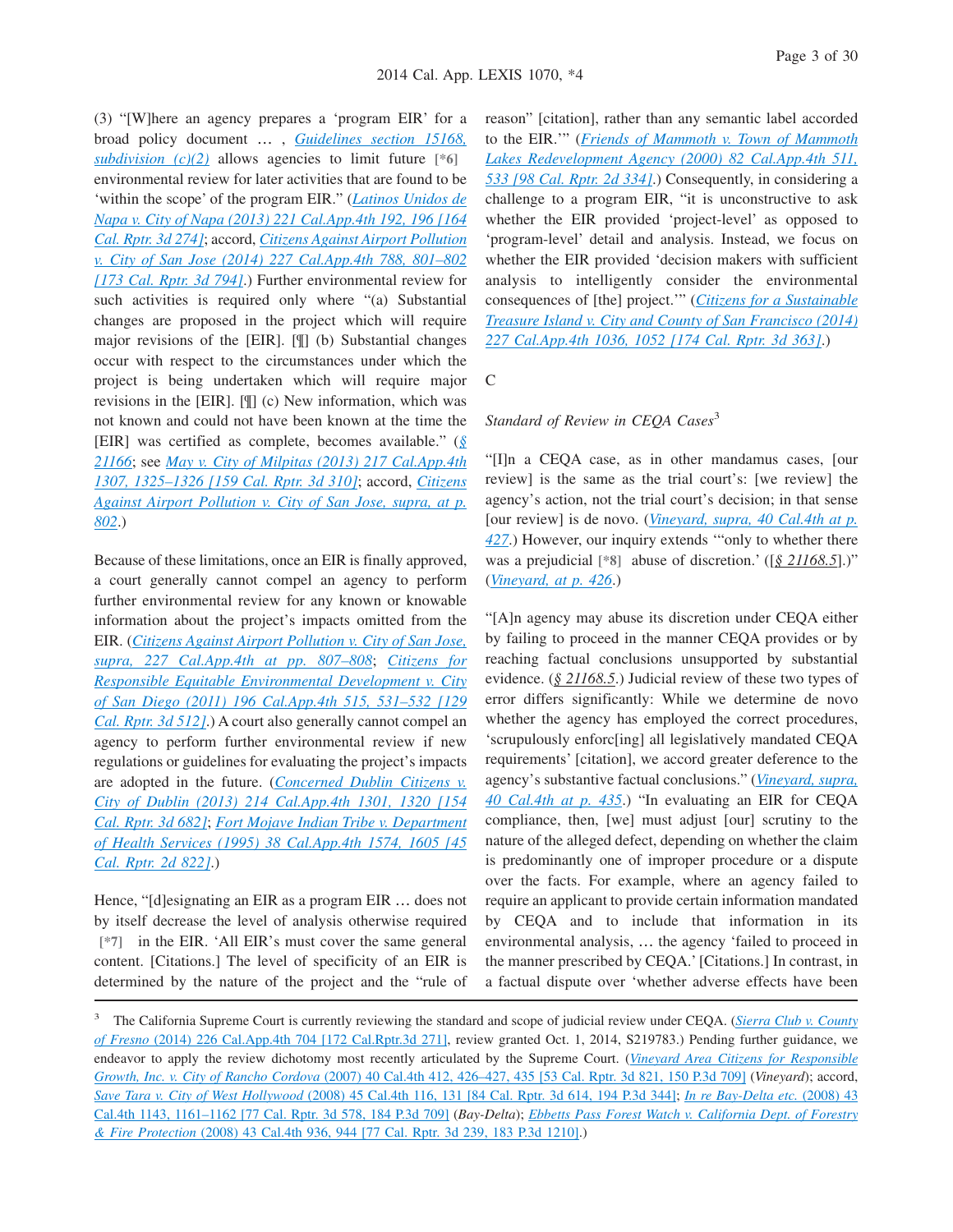(3) "[W]here an agency prepares a 'program EIR' for a broad policy document … , Guidelines section 15168, subdivision (c)(2) allows agencies to limit future [*6] environmental review for later activities that are found to be 'within the scope' of the program EIR." (Latinos Unidos de Napa v. City of Napa (2013) 221 Cal.App.4th 192, 196 [164 Cal. Rptr. 3d 274]; accord, Citizens Against Airport Pollution v. City of San Jose (2014) 227 Cal.App.4th 788, 801–802 [173 Cal. Rptr. 3d 794].) Further environmental review for such activities is required only where "(a) Substantial changes are proposed in the project which will require major revisions of the [EIR]. [¶] (b) Substantial changes occur with respect to the circumstances under which the project is being undertaken which will require major revisions in the [EIR]. [¶] (c) New information, which was not known and could not have been known at the time the [EIR] was certified as complete, becomes available." (§ 21166; see May v. City of Milpitas (2013) 217 Cal.App.4th 1307, 1325–1326 [159 Cal. Rptr. 3d 310]; accord, Citizens Against Airport Pollution v. City of San Jose, supra, at p. 802.)

Because of these limitations, once an EIR is finally approved, a court generally cannot compel an agency to perform further environmental review for any known or knowable information about the project's impacts omitted from the EIR. (Citizens Against Airport Pollution v. City of San Jose, supra, 227 Cal.App.4th at pp. 807–808; Citizens for Responsible Equitable Environmental Development v. City of San Diego (2011) 196 Cal.App.4th 515, 531–532 [129 Cal. Rptr. 3d 512].) A court also generally cannot compel an agency to perform further environmental review if new regulations or guidelines for evaluating the project's impacts are adopted in the future. (Concerned Dublin Citizens v. City of Dublin (2013) 214 Cal.App.4th 1301, 1320 [154 Cal. Rptr. 3d 682]; Fort Mojave Indian Tribe v. Department of Health Services (1995) 38 Cal.App.4th 1574, 1605 [45 Cal. Rptr. 2d 822].)

Hence, "[d]esignating an EIR as a program EIR … does not by itself decrease the level of analysis otherwise required [*7] in the EIR. 'All EIR's must cover the same general content. [Citations.] The level of specificity of an EIR is determined by the nature of the project and the "rule of reason" [citation], rather than any semantic label accorded to the EIR.'" (Friends of Mammoth v. Town of Mammoth Lakes Redevelopment Agency (2000) 82 Cal.App.4th 511, 533 [98 Cal. Rptr. 2d 334].) Consequently, in considering a challenge to a program EIR, "it is unconstructive to ask whether the EIR provided 'project-level' as opposed to 'program-level' detail and analysis. Instead, we focus on whether the EIR provided 'decision makers with sufficient analysis to intelligently consider the environmental consequences of [the] project.'" (Citizens for a Sustainable Treasure Island v. City and County of San Francisco (2014) 227 Cal.App.4th 1036, 1052 [174 Cal. Rptr. 3d 363].)

C

*Standard of Review in CEQA Cases*[3]

"[I]n a CEQA case, as in other mandamus cases, [our review] is the same as the trial court's: [we review] the agency's action, not the trial court's decision; in that sense [our review] is de novo. (Vineyard, supra, 40 Cal.4th at p. 427.) However, our inquiry extends '"only to whether there was a prejudicial [*8] abuse of discretion.' ([§ 21168.5].)" (Vineyard, at p. 426.)

"[A]n agency may abuse its discretion under CEQA either by failing to proceed in the manner CEQA provides or by reaching factual conclusions unsupported by substantial evidence. (§ 21168.5.) Judicial review of these two types of error differs significantly: While we determine de novo whether the agency has employed the correct procedures, 'scrupulously enforc[ing] all legislatively mandated CEQA requirements' [citation], we accord greater deference to the agency's substantive factual conclusions." (Vineyard, supra, 40 Cal.4th at p. 435.) "In evaluating an EIR for CEQA compliance, then, [we] must adjust [our] scrutiny to the nature of the alleged defect, depending on whether the claim is predominantly one of improper procedure or a dispute over the facts. For example, where an agency failed to require an applicant to provide certain information mandated by CEQA and to include that information in its environmental analysis, … the agency 'failed to proceed in the manner prescribed by CEQA.' [Citations.] In contrast, in a factual dispute over 'whether adverse effects have been

[3] The California Supreme Court is currently reviewing the standard and scope of judicial review under CEQA. (Sierra Club v. County of Fresno (2014) 226 Cal.App.4th 704 [172 Cal.Rptr.3d 271], review granted Oct. 1, 2014, S219783.) Pending further guidance, we endeavor to apply the review dichotomy most recently articulated by the Supreme Court. (Vineyard Area Citizens for Responsible Growth, Inc. v. City of Rancho Cordova (2007) 40 Cal.4th 412, 426–427, 435 [53 Cal. Rptr. 3d 821, 150 P.3d 709] (*Vineyard*); accord, Save Tara v. City of West Hollywood (2008) 45 Cal.4th 116, 131 [84 Cal. Rptr. 3d 614, 194 P.3d 344]; In re Bay-Delta etc. (2008) 43 Cal.4th 1143, 1161–1162 [77 Cal. Rptr. 3d 578, 184 P.3d 709] (*Bay-Delta*); Ebbetts Pass Forest Watch v. California Dept. of Forestry & Fire Protection (2008) 43 Cal.4th 936, 944 [77 Cal. Rptr. 3d 239, 183 P.3d 1210].)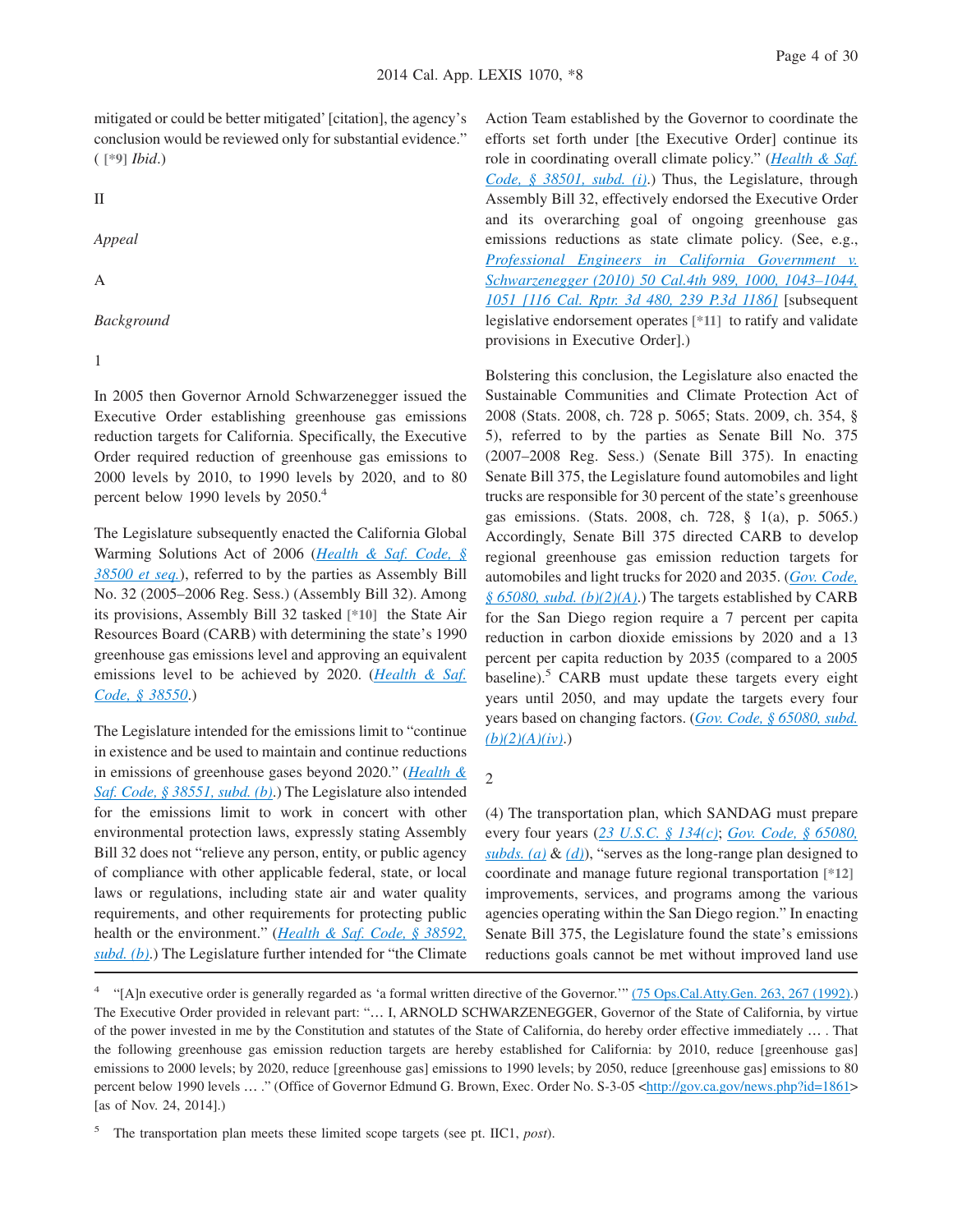mitigated or could be better mitigated' [citation], the agency's conclusion would be reviewed only for substantial evidence." ( [*9] *Ibid*.)

II

*Appeal*

A

*Background*

1

In 2005 then Governor Arnold Schwarzenegger issued the Executive Order establishing greenhouse gas emissions reduction targets for California. Specifically, the Executive Order required reduction of greenhouse gas emissions to 2000 levels by 2010, to 1990 levels by 2020, and to 80 percent below 1990 levels by 2050.[4]

The Legislature subsequently enacted the California Global Warming Solutions Act of 2006 (*Health & Saf. Code, § 38500 et seq.*), referred to by the parties as Assembly Bill No. 32 (2005–2006 Reg. Sess.) (Assembly Bill 32). Among its provisions, Assembly Bill 32 tasked [*10] the State Air Resources Board (CARB) with determining the state's 1990 greenhouse gas emissions level and approving an equivalent emissions level to be achieved by 2020. (*Health & Saf. Code, § 38550*.)

The Legislature intended for the emissions limit to "continue in existence and be used to maintain and continue reductions in emissions of greenhouse gases beyond 2020." (*Health & Saf. Code, § 38551, subd. (b)*.) The Legislature also intended for the emissions limit to work in concert with other environmental protection laws, expressly stating Assembly Bill 32 does not "relieve any person, entity, or public agency of compliance with other applicable federal, state, or local laws or regulations, including state air and water quality requirements, and other requirements for protecting public health or the environment." (*Health & Saf. Code, § 38592, subd. (b)*.) The Legislature further intended for "the Climate Action Team established by the Governor to coordinate the efforts set forth under [the Executive Order] continue its role in coordinating overall climate policy." (*Health & Saf. Code, § 38501, subd. (i)*.) Thus, the Legislature, through Assembly Bill 32, effectively endorsed the Executive Order and its overarching goal of ongoing greenhouse gas emissions reductions as state climate policy. (See, e.g., *Professional Engineers in California Government v. Schwarzenegger (2010) 50 Cal.4th 989, 1000, 1043–1044, 1051 [116 Cal. Rptr. 3d 480, 239 P.3d 1186]* [subsequent legislative endorsement operates [*11] to ratify and validate provisions in Executive Order].)

Bolstering this conclusion, the Legislature also enacted the Sustainable Communities and Climate Protection Act of 2008 (Stats. 2008, ch. 728 p. 5065; Stats. 2009, ch. 354, § 5), referred to by the parties as Senate Bill No. 375 (2007–2008 Reg. Sess.) (Senate Bill 375). In enacting Senate Bill 375, the Legislature found automobiles and light trucks are responsible for 30 percent of the state's greenhouse gas emissions. (Stats. 2008, ch. 728, § 1(a), p. 5065.) Accordingly, Senate Bill 375 directed CARB to develop regional greenhouse gas emission reduction targets for automobiles and light trucks for 2020 and 2035. (*Gov. Code, § 65080, subd. (b)(2)(A)*.) The targets established by CARB for the San Diego region require a 7 percent per capita reduction in carbon dioxide emissions by 2020 and a 13 percent per capita reduction by 2035 (compared to a 2005 baseline).[5] CARB must update these targets every eight years until 2050, and may update the targets every four years based on changing factors. (*Gov. Code, § 65080, subd. (b)(2)(A)(iv)*.)

2

(4) The transportation plan, which SANDAG must prepare every four years (*23 U.S.C. § 134(c)*; *Gov. Code, § 65080, subds. (a)* & *(d)*), "serves as the long-range plan designed to coordinate and manage future regional transportation [*12] improvements, services, and programs among the various agencies operating within the San Diego region." In enacting Senate Bill 375, the Legislature found the state's emissions reductions goals cannot be met without improved land use

[4] "[A]n executive order is generally regarded as 'a formal written directive of the Governor.'" (75 Ops.Cal.Atty.Gen. 263, 267 (1992).) The Executive Order provided in relevant part: "… I, ARNOLD SCHWARZENEGGER, Governor of the State of California, by virtue of the power invested in me by the Constitution and statutes of the State of California, do hereby order effective immediately … . That the following greenhouse gas emission reduction targets are hereby established for California: by 2010, reduce [greenhouse gas] emissions to 2000 levels; by 2020, reduce [greenhouse gas] emissions to 1990 levels; by 2050, reduce [greenhouse gas] emissions to 80 percent below 1990 levels … ." (Office of Governor Edmund G. Brown, Exec. Order No. S-3-05 <http://gov.ca.gov/news.php?id=1861> [as of Nov. 24, 2014].)

[5] The transportation plan meets these limited scope targets (see pt. IIC1, *post*).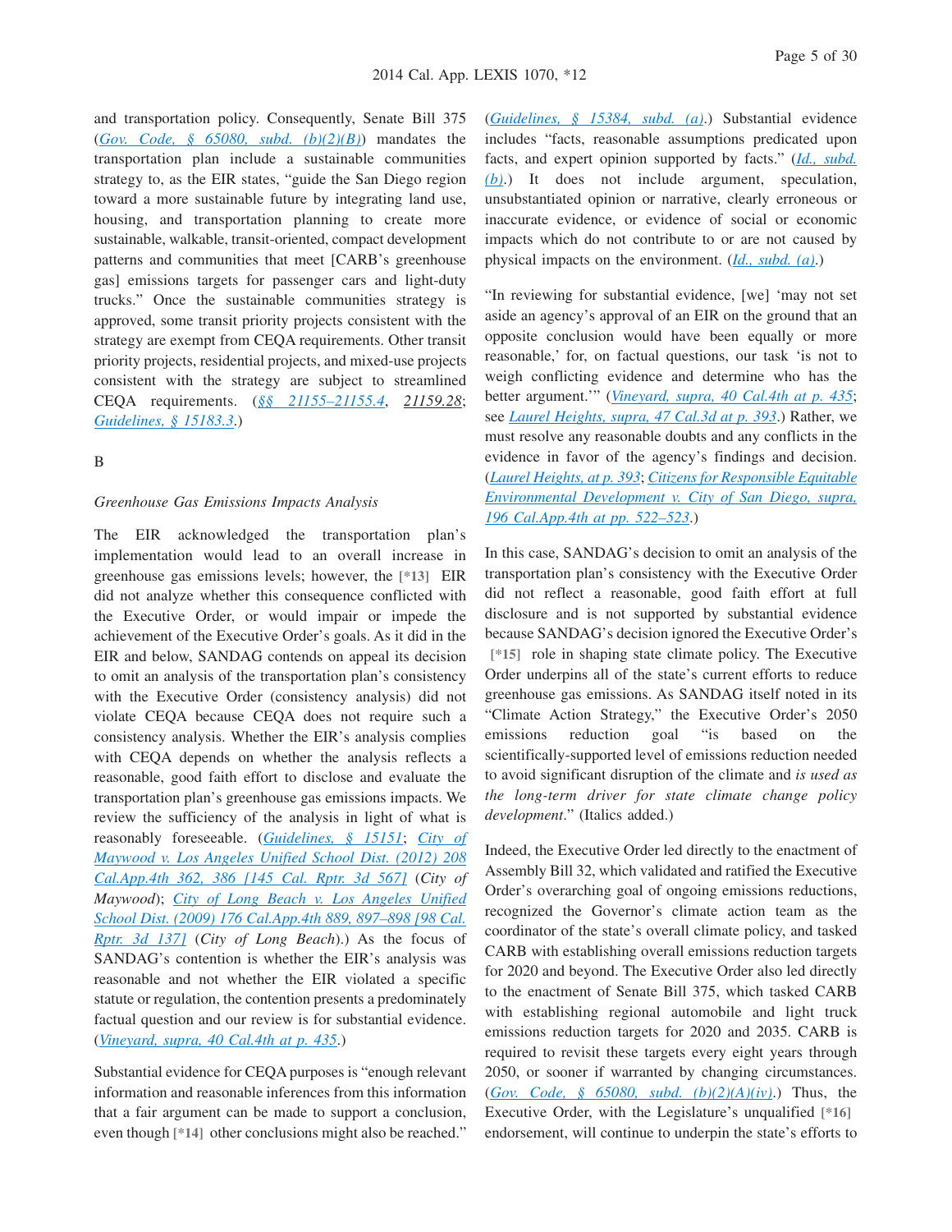and transportation policy. Consequently, Senate Bill 375 (*Gov. Code, § 65080, subd. (b)(2)(B)*) mandates the transportation plan include a sustainable communities strategy to, as the EIR states, "guide the San Diego region toward a more sustainable future by integrating land use, housing, and transportation planning to create more sustainable, walkable, transit-oriented, compact development patterns and communities that meet [CARB's greenhouse gas] emissions targets for passenger cars and light-duty trucks." Once the sustainable communities strategy is approved, some transit priority projects consistent with the strategy are exempt from CEQA requirements. Other transit priority projects, residential projects, and mixed-use projects consistent with the strategy are subject to streamlined CEQA requirements. (*§§ 21155–21155.4*, *21159.28*; *Guidelines, § 15183.3*.)

B

*Greenhouse Gas Emissions Impacts Analysis*

The EIR acknowledged the transportation plan's implementation would lead to an overall increase in greenhouse gas emissions levels; however, the [*13] EIR did not analyze whether this consequence conflicted with the Executive Order, or would impair or impede the achievement of the Executive Order's goals. As it did in the EIR and below, SANDAG contends on appeal its decision to omit an analysis of the transportation plan's consistency with the Executive Order (consistency analysis) did not violate CEQA because CEQA does not require such a consistency analysis. Whether the EIR's analysis complies with CEQA depends on whether the analysis reflects a reasonable, good faith effort to disclose and evaluate the transportation plan's greenhouse gas emissions impacts. We review the sufficiency of the analysis in light of what is reasonably foreseeable. (*Guidelines, § 15151*; *City of Maywood v. Los Angeles Unified School Dist. (2012) 208 Cal.App.4th 362, 386 [145 Cal. Rptr. 3d 567]* (*City of Maywood*); *City of Long Beach v. Los Angeles Unified School Dist. (2009) 176 Cal.App.4th 889, 897–898 [98 Cal. Rptr. 3d 137]* (*City of Long Beach*).) As the focus of SANDAG's contention is whether the EIR's analysis was reasonable and not whether the EIR violated a specific statute or regulation, the contention presents a predominately factual question and our review is for substantial evidence. (*Vineyard, supra, 40 Cal.4th at p. 435*.)

Substantial evidence for CEQA purposes is "enough relevant information and reasonable inferences from this information that a fair argument can be made to support a conclusion, even though [*14] other conclusions might also be reached." (*Guidelines, § 15384, subd. (a)*.) Substantial evidence includes "facts, reasonable assumptions predicated upon facts, and expert opinion supported by facts." (*Id., subd. (b)*.) It does not include argument, speculation, unsubstantiated opinion or narrative, clearly erroneous or inaccurate evidence, or evidence of social or economic impacts which do not contribute to or are not caused by physical impacts on the environment. (*Id., subd. (a)*.)

"In reviewing for substantial evidence, [we] 'may not set aside an agency's approval of an EIR on the ground that an opposite conclusion would have been equally or more reasonable,' for, on factual questions, our task 'is not to weigh conflicting evidence and determine who has the better argument.'" (*Vineyard, supra, 40 Cal.4th at p. 435*; see *Laurel Heights, supra, 47 Cal.3d at p. 393*.) Rather, we must resolve any reasonable doubts and any conflicts in the evidence in favor of the agency's findings and decision. (*Laurel Heights, at p. 393*; *Citizens for Responsible Equitable Environmental Development v. City of San Diego, supra, 196 Cal.App.4th at pp. 522–523*.)

In this case, SANDAG's decision to omit an analysis of the transportation plan's consistency with the Executive Order did not reflect a reasonable, good faith effort at full disclosure and is not supported by substantial evidence because SANDAG's decision ignored the Executive Order's [*15] role in shaping state climate policy. The Executive Order underpins all of the state's current efforts to reduce greenhouse gas emissions. As SANDAG itself noted in its "Climate Action Strategy," the Executive Order's 2050 emissions reduction goal "is based on the scientifically-supported level of emissions reduction needed to avoid significant disruption of the climate and *is used as the long-term driver for state climate change policy development*." (Italics added.)

Indeed, the Executive Order led directly to the enactment of Assembly Bill 32, which validated and ratified the Executive Order's overarching goal of ongoing emissions reductions, recognized the Governor's climate action team as the coordinator of the state's overall climate policy, and tasked CARB with establishing overall emissions reduction targets for 2020 and beyond. The Executive Order also led directly to the enactment of Senate Bill 375, which tasked CARB with establishing regional automobile and light truck emissions reduction targets for 2020 and 2035. CARB is required to revisit these targets every eight years through 2050, or sooner if warranted by changing circumstances. (*Gov. Code, § 65080, subd. (b)(2)(A)(iv)*.) Thus, the Executive Order, with the Legislature's unqualified [*16] endorsement, will continue to underpin the state's efforts to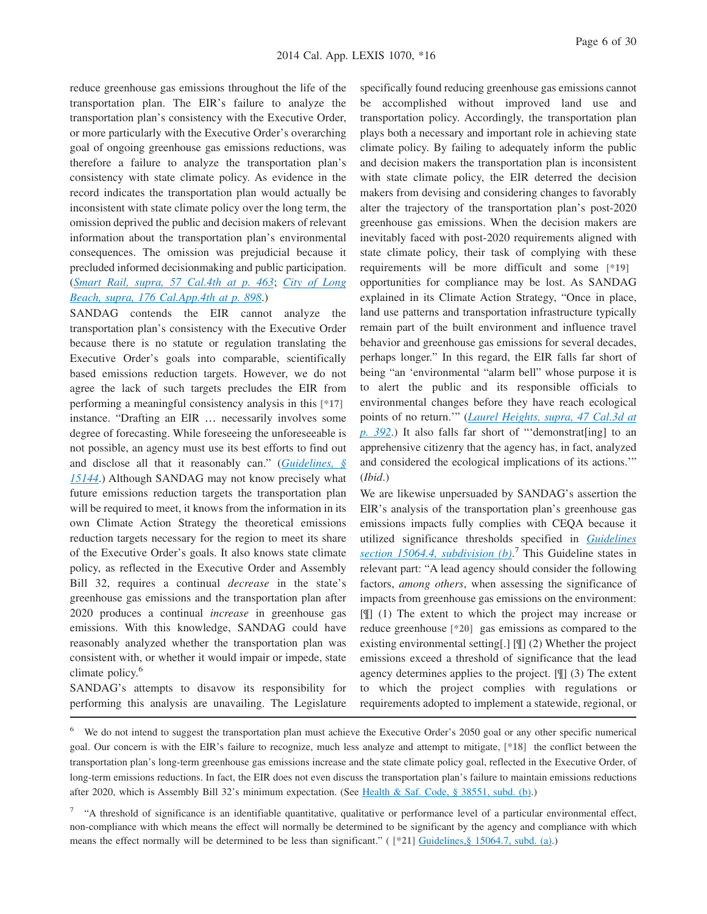reduce greenhouse gas emissions throughout the life of the transportation plan. The EIR's failure to analyze the transportation plan's consistency with the Executive Order, or more particularly with the Executive Order's overarching goal of ongoing greenhouse gas emissions reductions, was therefore a failure to analyze the transportation plan's consistency with state climate policy. As evidence in the record indicates the transportation plan would actually be inconsistent with state climate policy over the long term, the omission deprived the public and decision makers of relevant information about the transportation plan's environmental consequences. The omission was prejudicial because it precluded informed decisionmaking and public participation. (Smart Rail, supra, 57 Cal.4th at p. 463; City of Long Beach, supra, 176 Cal.App.4th at p. 898.)

SANDAG contends the EIR cannot analyze the transportation plan's consistency with the Executive Order because there is no statute or regulation translating the Executive Order's goals into comparable, scientifically based emissions reduction targets. However, we do not agree the lack of such targets precludes the EIR from performing a meaningful consistency analysis in this [*17] instance. "Drafting an EIR … necessarily involves some degree of forecasting. While foreseeing the unforeseeable is not possible, an agency must use its best efforts to find out and disclose all that it reasonably can." (*Guidelines, § 15144*.) Although SANDAG may not know precisely what future emissions reduction targets the transportation plan will be required to meet, it knows from the information in its own Climate Action Strategy the theoretical emissions reduction targets necessary for the region to meet its share of the Executive Order's goals. It also knows state climate policy, as reflected in the Executive Order and Assembly Bill 32, requires a continual *decrease* in the state's greenhouse gas emissions and the transportation plan after 2020 produces a continual *increase* in greenhouse gas emissions. With this knowledge, SANDAG could have reasonably analyzed whether the transportation plan was consistent with, or whether it would impair or impede, state climate policy.[6]

SANDAG's attempts to disavow its responsibility for performing this analysis are unavailing. The Legislature specifically found reducing greenhouse gas emissions cannot be accomplished without improved land use and transportation policy. Accordingly, the transportation plan plays both a necessary and important role in achieving state climate policy. By failing to adequately inform the public and decision makers the transportation plan is inconsistent with state climate policy, the EIR deterred the decision makers from devising and considering changes to favorably alter the trajectory of the transportation plan's post-2020 greenhouse gas emissions. When the decision makers are inevitably faced with post-2020 requirements aligned with state climate policy, their task of complying with these requirements will be more difficult and some [*19] opportunities for compliance may be lost. As SANDAG explained in its Climate Action Strategy, "Once in place, land use patterns and transportation infrastructure typically remain part of the built environment and influence travel behavior and greenhouse gas emissions for several decades, perhaps longer." In this regard, the EIR falls far short of being "an 'environmental "alarm bell" whose purpose it is to alert the public and its responsible officials to environmental changes before they have reach ecological points of no return.'" (*Laurel Heights, supra, 47 Cal.3d at p. 392*.) It also falls far short of "'demonstrat[ing] to an apprehensive citizenry that the agency has, in fact, analyzed and considered the ecological implications of its actions.'" (*Ibid.*)

We are likewise unpersuaded by SANDAG's assertion the EIR's analysis of the transportation plan's greenhouse gas emissions impacts fully complies with CEQA because it utilized significance thresholds specified in *Guidelines section 15064.4, subdivision (b)*.[7] This Guideline states in relevant part: "A lead agency should consider the following factors, *among others*, when assessing the significance of impacts from greenhouse gas emissions on the environment: [¶] (1) The extent to which the project may increase or reduce greenhouse [*20] gas emissions as compared to the existing environmental setting[.] [¶] (2) Whether the project emissions exceed a threshold of significance that the lead agency determines applies to the project. [¶] (3) The extent to which the project complies with regulations or requirements adopted to implement a statewide, regional, or

---

[6] We do not intend to suggest the transportation plan must achieve the Executive Order's 2050 goal or any other specific numerical goal. Our concern is with the EIR's failure to recognize, much less analyze and attempt to mitigate, [*18] the conflict between the transportation plan's long-term greenhouse gas emissions increase and the state climate policy goal, reflected in the Executive Order, of long-term emissions reductions. In fact, the EIR does not even discuss the transportation plan's failure to maintain emissions reductions after 2020, which is Assembly Bill 32's minimum expectation. (See Health & Saf. Code, § 38551, subd. (b).)

[7] "A threshold of significance is an identifiable quantitative, qualitative or performance level of a particular environmental effect, non-compliance with which means the effect will normally be determined to be significant by the agency and compliance with which means the effect normally will be determined to be less than significant." ( [*21] Guidelines,§ 15064.7, subd. (a).)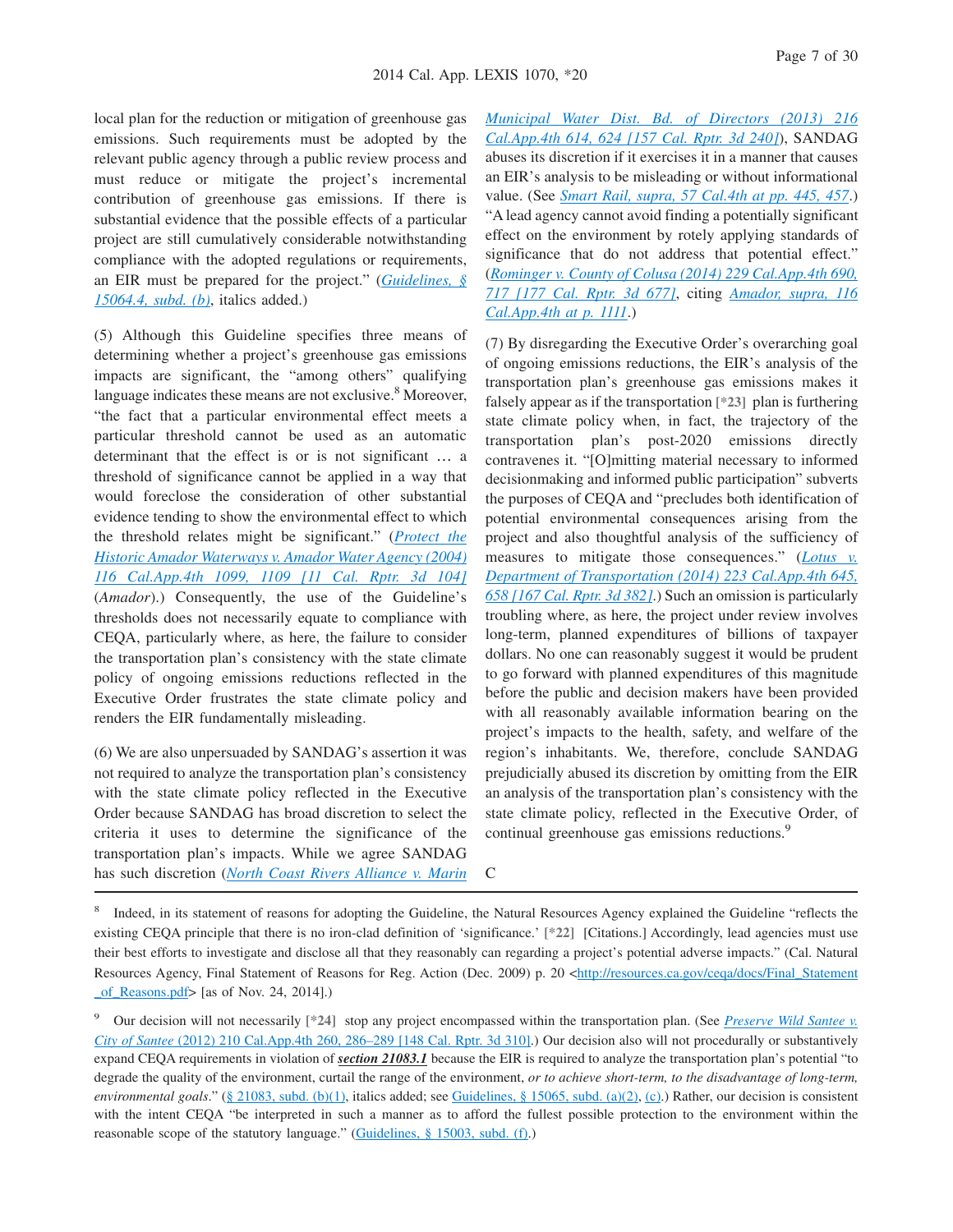local plan for the reduction or mitigation of greenhouse gas emissions. Such requirements must be adopted by the relevant public agency through a public review process and must reduce or mitigate the project's incremental contribution of greenhouse gas emissions. If there is substantial evidence that the possible effects of a particular project are still cumulatively considerable notwithstanding compliance with the adopted regulations or requirements, an EIR must be prepared for the project." (Guidelines, § 15064.4, subd. (b), italics added.)

(5) Although this Guideline specifies three means of determining whether a project's greenhouse gas emissions impacts are significant, the "among others" qualifying language indicates these means are not exclusive.[8] Moreover, "the fact that a particular environmental effect meets a particular threshold cannot be used as an automatic determinant that the effect is or is not significant … a threshold of significance cannot be applied in a way that would foreclose the consideration of other substantial evidence tending to show the environmental effect to which the threshold relates might be significant." (*Protect the Historic Amador Waterways v. Amador Water Agency (2004) 116 Cal.App.4th 1099, 1109 [11 Cal. Rptr. 3d 104]* (*Amador*).) Consequently, the use of the Guideline's thresholds does not necessarily equate to compliance with CEQA, particularly where, as here, the failure to consider the transportation plan's consistency with the state climate policy of ongoing emissions reductions reflected in the Executive Order frustrates the state climate policy and renders the EIR fundamentally misleading.

(6) We are also unpersuaded by SANDAG's assertion it was not required to analyze the transportation plan's consistency with the state climate policy reflected in the Executive Order because SANDAG has broad discretion to select the criteria it uses to determine the significance of the transportation plan's impacts. While we agree SANDAG has such discretion (*North Coast Rivers Alliance v. Marin Municipal Water Dist. Bd. of Directors (2013) 216 Cal.App.4th 614, 624 [157 Cal. Rptr. 3d 240]*), SANDAG abuses its discretion if it exercises it in a manner that causes an EIR's analysis to be misleading or without informational value. (See *Smart Rail, supra, 57 Cal.4th at pp. 445, 457*.) "A lead agency cannot avoid finding a potentially significant effect on the environment by rotely applying standards of significance that do not address that potential effect." (*Rominger v. County of Colusa (2014) 229 Cal.App.4th 690, 717 [177 Cal. Rptr. 3d 677]*, citing *Amador, supra, 116 Cal.App.4th at p. 1111*.)

(7) By disregarding the Executive Order's overarching goal of ongoing emissions reductions, the EIR's analysis of the transportation plan's greenhouse gas emissions makes it falsely appear as if the transportation [*23] plan is furthering state climate policy when, in fact, the trajectory of the transportation plan's post-2020 emissions directly contravenes it. "[O]mitting material necessary to informed decisionmaking and informed public participation" subverts the purposes of CEQA and "precludes both identification of potential environmental consequences arising from the project and also thoughtful analysis of the sufficiency of measures to mitigate those consequences." (*Lotus v. Department of Transportation (2014) 223 Cal.App.4th 645, 658 [167 Cal. Rptr. 3d 382]*.) Such an omission is particularly troubling where, as here, the project under review involves long-term, planned expenditures of billions of taxpayer dollars. No one can reasonably suggest it would be prudent to go forward with planned expenditures of this magnitude before the public and decision makers have been provided with all reasonably available information bearing on the project's impacts to the health, safety, and welfare of the region's inhabitants. We, therefore, conclude SANDAG prejudicially abused its discretion by omitting from the EIR an analysis of the transportation plan's consistency with the state climate policy, reflected in the Executive Order, of continual greenhouse gas emissions reductions.[9]

C

---

[8] Indeed, in its statement of reasons for adopting the Guideline, the Natural Resources Agency explained the Guideline "reflects the existing CEQA principle that there is no iron-clad definition of 'significance.' [*22] [Citations.] Accordingly, lead agencies must use their best efforts to investigate and disclose all that they reasonably can regarding a project's potential adverse impacts." (Cal. Natural Resources Agency, Final Statement of Reasons for Reg. Action (Dec. 2009) p. 20 <http://resources.ca.gov/ceqa/docs/Final_Statement_of_Reasons.pdf> [as of Nov. 24, 2014].)

[9] Our decision will not necessarily [*24] stop any project encompassed within the transportation plan. (See *Preserve Wild Santee v. City of Santee* (2012) 210 Cal.App.4th 260, 286–289 [148 Cal. Rptr. 3d 310].) Our decision also will not procedurally or substantively expand CEQA requirements in violation of ***section 21083.1*** because the EIR is required to analyze the transportation plan's potential "to degrade the quality of the environment, curtail the range of the environment, *or to achieve short-term, to the disadvantage of long-term, environmental goals*." (§ 21083, subd. (b)(1), italics added; see Guidelines, § 15065, subd. (a)(2), (c).) Rather, our decision is consistent with the intent CEQA "be interpreted in such a manner as to afford the fullest possible protection to the environment within the reasonable scope of the statutory language." (Guidelines, § 15003, subd. (f).)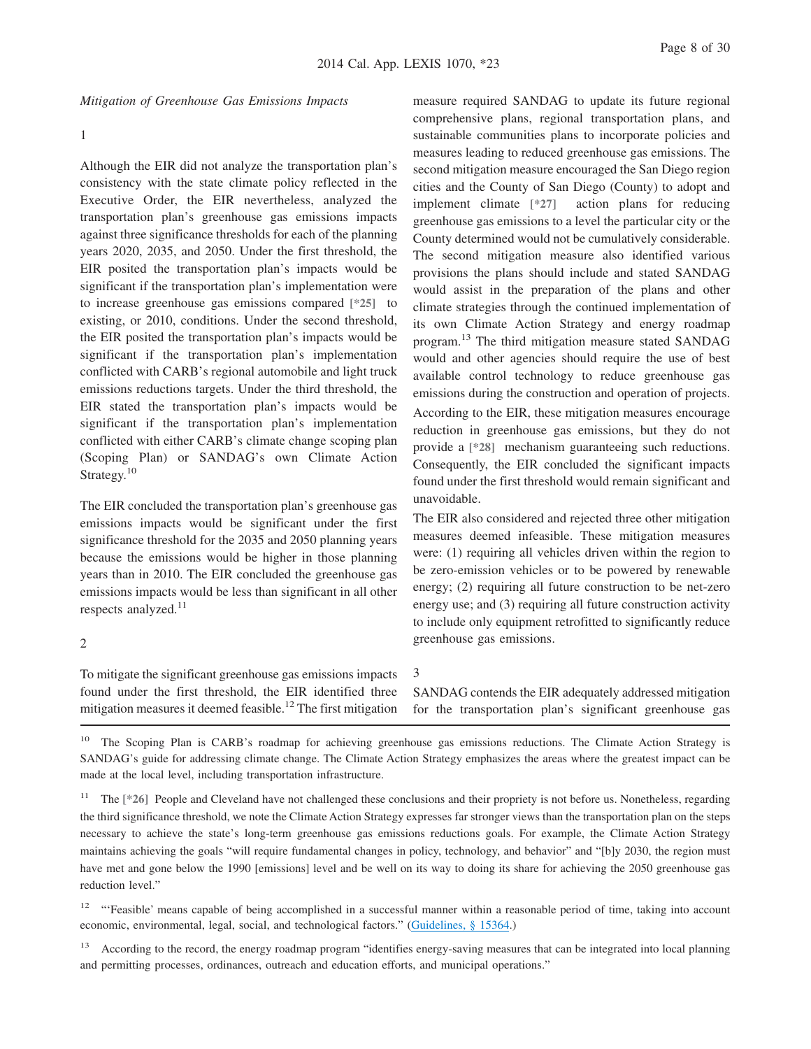*Mitigation of Greenhouse Gas Emissions Impacts*

1

Although the EIR did not analyze the transportation plan's consistency with the state climate policy reflected in the Executive Order, the EIR nevertheless, analyzed the transportation plan's greenhouse gas emissions impacts against three significance thresholds for each of the planning years 2020, 2035, and 2050. Under the first threshold, the EIR posited the transportation plan's impacts would be significant if the transportation plan's implementation were to increase greenhouse gas emissions compared [*25] to existing, or 2010, conditions. Under the second threshold, the EIR posited the transportation plan's impacts would be significant if the transportation plan's implementation conflicted with CARB's regional automobile and light truck emissions reductions targets. Under the third threshold, the EIR stated the transportation plan's impacts would be significant if the transportation plan's implementation conflicted with either CARB's climate change scoping plan (Scoping Plan) or SANDAG's own Climate Action Strategy.[10]

The EIR concluded the transportation plan's greenhouse gas emissions impacts would be significant under the first significance threshold for the 2035 and 2050 planning years because the emissions would be higher in those planning years than in 2010. The EIR concluded the greenhouse gas emissions impacts would be less than significant in all other respects analyzed.[11]

2

To mitigate the significant greenhouse gas emissions impacts found under the first threshold, the EIR identified three mitigation measures it deemed feasible.[12] The first mitigation measure required SANDAG to update its future regional comprehensive plans, regional transportation plans, and sustainable communities plans to incorporate policies and measures leading to reduced greenhouse gas emissions. The second mitigation measure encouraged the San Diego region cities and the County of San Diego (County) to adopt and implement climate [*27] action plans for reducing greenhouse gas emissions to a level the particular city or the County determined would not be cumulatively considerable. The second mitigation measure also identified various provisions the plans should include and stated SANDAG would assist in the preparation of the plans and other climate strategies through the continued implementation of its own Climate Action Strategy and energy roadmap program.[13] The third mitigation measure stated SANDAG would and other agencies should require the use of best available control technology to reduce greenhouse gas emissions during the construction and operation of projects. According to the EIR, these mitigation measures encourage reduction in greenhouse gas emissions, but they do not provide a [*28] mechanism guaranteeing such reductions. Consequently, the EIR concluded the significant impacts found under the first threshold would remain significant and unavoidable.

The EIR also considered and rejected three other mitigation measures deemed infeasible. These mitigation measures were: (1) requiring all vehicles driven within the region to be zero-emission vehicles or to be powered by renewable energy; (2) requiring all future construction to be net-zero energy use; and (3) requiring all future construction activity to include only equipment retrofitted to significantly reduce greenhouse gas emissions.

3

SANDAG contends the EIR adequately addressed mitigation for the transportation plan's significant greenhouse gas

---

[10] The Scoping Plan is CARB's roadmap for achieving greenhouse gas emissions reductions. The Climate Action Strategy is SANDAG's guide for addressing climate change. The Climate Action Strategy emphasizes the areas where the greatest impact can be made at the local level, including transportation infrastructure.

[11] The [*26] People and Cleveland have not challenged these conclusions and their propriety is not before us. Nonetheless, regarding the third significance threshold, we note the Climate Action Strategy expresses far stronger views than the transportation plan on the steps necessary to achieve the state's long-term greenhouse gas emissions reductions goals. For example, the Climate Action Strategy maintains achieving the goals "will require fundamental changes in policy, technology, and behavior" and "[b]y 2030, the region must have met and gone below the 1990 [emissions] level and be well on its way to doing its share for achieving the 2050 greenhouse gas reduction level."

[12] "'Feasible' means capable of being accomplished in a successful manner within a reasonable period of time, taking into account economic, environmental, legal, social, and technological factors." (Guidelines, § 15364.)

[13] According to the record, the energy roadmap program "identifies energy-saving measures that can be integrated into local planning and permitting processes, ordinances, outreach and education efforts, and municipal operations."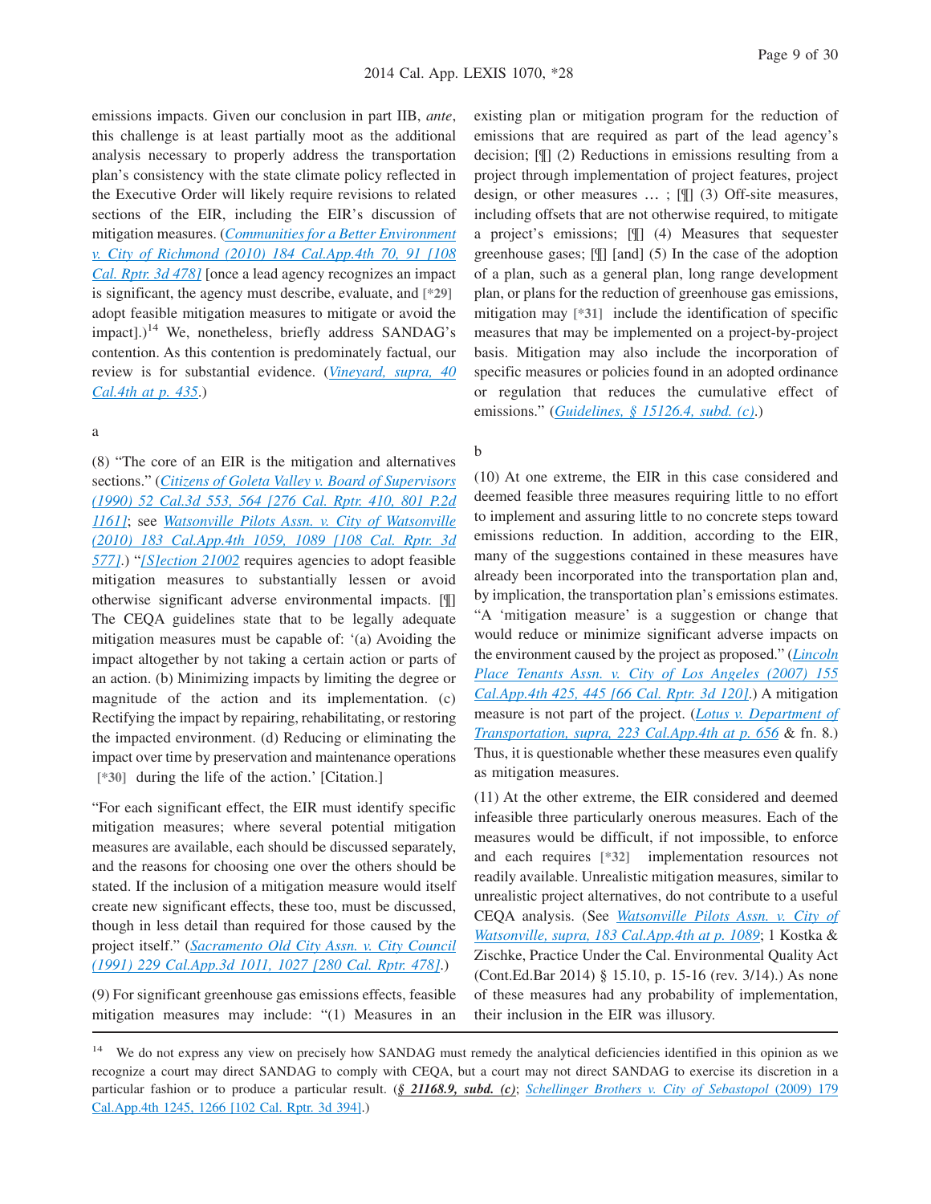emissions impacts. Given our conclusion in part IIB, *ante*, this challenge is at least partially moot as the additional analysis necessary to properly address the transportation plan's consistency with the state climate policy reflected in the Executive Order will likely require revisions to related sections of the EIR, including the EIR's discussion of mitigation measures. (*Communities for a Better Environment v. City of Richmond (2010) 184 Cal.App.4th 70, 91 [108 Cal. Rptr. 3d 478]* [once a lead agency recognizes an impact is significant, the agency must describe, evaluate, and **[\*29]** adopt feasible mitigation measures to mitigate or avoid the impact].)[14] We, nonetheless, briefly address SANDAG's contention. As this contention is predominately factual, our review is for substantial evidence. (*Vineyard, supra, 40 Cal.4th at p. 435*.)

a

(8) "The core of an EIR is the mitigation and alternatives sections." (*Citizens of Goleta Valley v. Board of Supervisors (1990) 52 Cal.3d 553, 564 [276 Cal. Rptr. 410, 801 P.2d 1161]*; see *Watsonville Pilots Assn. v. City of Watsonville (2010) 183 Cal.App.4th 1059, 1089 [108 Cal. Rptr. 3d 577]*.) "*[S]ection 21002* requires agencies to adopt feasible mitigation measures to substantially lessen or avoid otherwise significant adverse environmental impacts. [¶] The CEQA guidelines state that to be legally adequate mitigation measures must be capable of: '(a) Avoiding the impact altogether by not taking a certain action or parts of an action. (b) Minimizing impacts by limiting the degree or magnitude of the action and its implementation. (c) Rectifying the impact by repairing, rehabilitating, or restoring the impacted environment. (d) Reducing or eliminating the impact over time by preservation and maintenance operations **[\*30]** during the life of the action.' [Citation.]

"For each significant effect, the EIR must identify specific mitigation measures; where several potential mitigation measures are available, each should be discussed separately, and the reasons for choosing one over the others should be stated. If the inclusion of a mitigation measure would itself create new significant effects, these too, must be discussed, though in less detail than required for those caused by the project itself." (*Sacramento Old City Assn. v. City Council (1991) 229 Cal.App.3d 1011, 1027 [280 Cal. Rptr. 478]*.)

(9) For significant greenhouse gas emissions effects, feasible mitigation measures may include: "(1) Measures in an existing plan or mitigation program for the reduction of emissions that are required as part of the lead agency's decision; [¶] (2) Reductions in emissions resulting from a project through implementation of project features, project design, or other measures … ; [¶] (3) Off-site measures, including offsets that are not otherwise required, to mitigate a project's emissions; [¶] (4) Measures that sequester greenhouse gases; [¶] [and] (5) In the case of the adoption of a plan, such as a general plan, long range development plan, or plans for the reduction of greenhouse gas emissions, mitigation may **[\*31]** include the identification of specific measures that may be implemented on a project-by-project basis. Mitigation may also include the incorporation of specific measures or policies found in an adopted ordinance or regulation that reduces the cumulative effect of emissions." (*Guidelines, § 15126.4, subd. (c)*.)

b

(10) At one extreme, the EIR in this case considered and deemed feasible three measures requiring little to no effort to implement and assuring little to no concrete steps toward emissions reduction. In addition, according to the EIR, many of the suggestions contained in these measures have already been incorporated into the transportation plan and, by implication, the transportation plan's emissions estimates. "A 'mitigation measure' is a suggestion or change that would reduce or minimize significant adverse impacts on the environment caused by the project as proposed." (*Lincoln Place Tenants Assn. v. City of Los Angeles (2007) 155 Cal.App.4th 425, 445 [66 Cal. Rptr. 3d 120]*.) A mitigation measure is not part of the project. (*Lotus v. Department of Transportation, supra, 223 Cal.App.4th at p. 656* & fn. 8.) Thus, it is questionable whether these measures even qualify as mitigation measures.

(11) At the other extreme, the EIR considered and deemed infeasible three particularly onerous measures. Each of the measures would be difficult, if not impossible, to enforce and each requires **[\*32]** implementation resources not readily available. Unrealistic mitigation measures, similar to unrealistic project alternatives, do not contribute to a useful CEQA analysis. (See *Watsonville Pilots Assn. v. City of Watsonville, supra, 183 Cal.App.4th at p. 1089*; 1 Kostka & Zischke, Practice Under the Cal. Environmental Quality Act (Cont.Ed.Bar 2014) § 15.10, p. 15-16 (rev. 3/14).) As none of these measures had any probability of implementation, their inclusion in the EIR was illusory.

---

[14] We do not express any view on precisely how SANDAG must remedy the analytical deficiencies identified in this opinion as we recognize a court may direct SANDAG to comply with CEQA, but a court may not direct SANDAG to exercise its discretion in a particular fashion or to produce a particular result. (***§ 21168.9, subd. (c)***; *Schellinger Brothers v. City of Sebastopol (2009) 179 Cal.App.4th 1245, 1266 [102 Cal. Rptr. 3d 394]*.)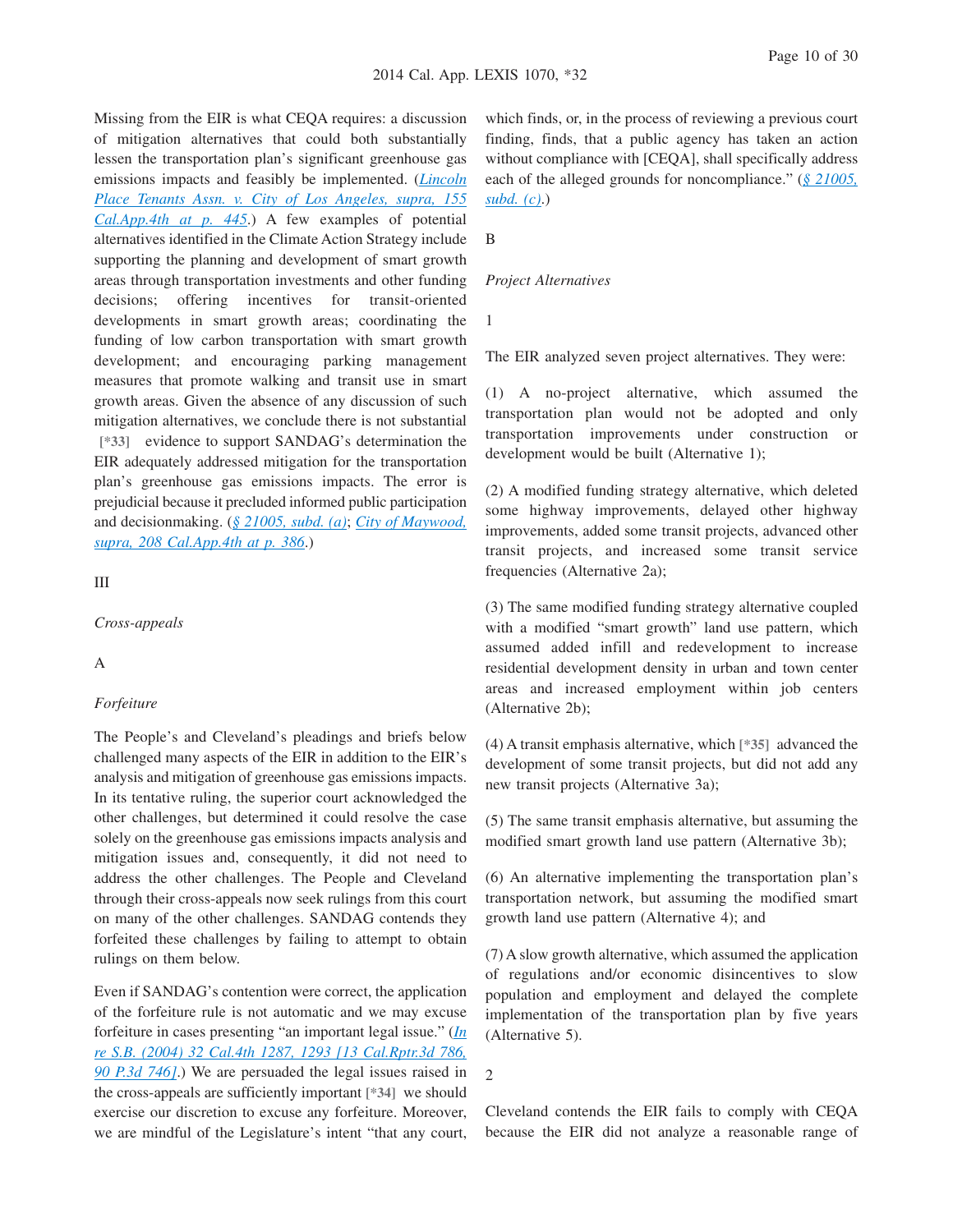Missing from the EIR is what CEQA requires: a discussion of mitigation alternatives that could both substantially lessen the transportation plan's significant greenhouse gas emissions impacts and feasibly be implemented. (*Lincoln Place Tenants Assn. v. City of Los Angeles, supra, 155 Cal.App.4th at p. 445*.) A few examples of potential alternatives identified in the Climate Action Strategy include supporting the planning and development of smart growth areas through transportation investments and other funding decisions; offering incentives for transit-oriented developments in smart growth areas; coordinating the funding of low carbon transportation with smart growth development; and encouraging parking management measures that promote walking and transit use in smart growth areas. Given the absence of any discussion of such mitigation alternatives, we conclude there is not substantial [*33] evidence to support SANDAG's determination the EIR adequately addressed mitigation for the transportation plan's greenhouse gas emissions impacts. The error is prejudicial because it precluded informed public participation and decisionmaking. (*§ 21005, subd. (a)*; *City of Maywood, supra, 208 Cal.App.4th at p. 386*.)

III

*Cross-appeals*

A

*Forfeiture*

The People's and Cleveland's pleadings and briefs below challenged many aspects of the EIR in addition to the EIR's analysis and mitigation of greenhouse gas emissions impacts. In its tentative ruling, the superior court acknowledged the other challenges, but determined it could resolve the case solely on the greenhouse gas emissions impacts analysis and mitigation issues and, consequently, it did not need to address the other challenges. The People and Cleveland through their cross-appeals now seek rulings from this court on many of the other challenges. SANDAG contends they forfeited these challenges by failing to attempt to obtain rulings on them below.

Even if SANDAG's contention were correct, the application of the forfeiture rule is not automatic and we may excuse forfeiture in cases presenting "an important legal issue." (*In re S.B. (2004) 32 Cal.4th 1287, 1293 [13 Cal.Rptr.3d 786, 90 P.3d 746]*.) We are persuaded the legal issues raised in the cross-appeals are sufficiently important [*34] we should exercise our discretion to excuse any forfeiture. Moreover, we are mindful of the Legislature's intent "that any court, which finds, or, in the process of reviewing a previous court finding, finds, that a public agency has taken an action without compliance with [CEQA], shall specifically address each of the alleged grounds for noncompliance." (*§ 21005, subd. (c)*.)

B

*Project Alternatives*

1

The EIR analyzed seven project alternatives. They were:

(1) A no-project alternative, which assumed the transportation plan would not be adopted and only transportation improvements under construction or development would be built (Alternative 1);

(2) A modified funding strategy alternative, which deleted some highway improvements, delayed other highway improvements, added some transit projects, advanced other transit projects, and increased some transit service frequencies (Alternative 2a);

(3) The same modified funding strategy alternative coupled with a modified "smart growth" land use pattern, which assumed added infill and redevelopment to increase residential development density in urban and town center areas and increased employment within job centers (Alternative 2b);

(4) A transit emphasis alternative, which [*35] advanced the development of some transit projects, but did not add any new transit projects (Alternative 3a);

(5) The same transit emphasis alternative, but assuming the modified smart growth land use pattern (Alternative 3b);

(6) An alternative implementing the transportation plan's transportation network, but assuming the modified smart growth land use pattern (Alternative 4); and

(7) A slow growth alternative, which assumed the application of regulations and/or economic disincentives to slow population and employment and delayed the complete implementation of the transportation plan by five years (Alternative 5).

2

Cleveland contends the EIR fails to comply with CEQA because the EIR did not analyze a reasonable range of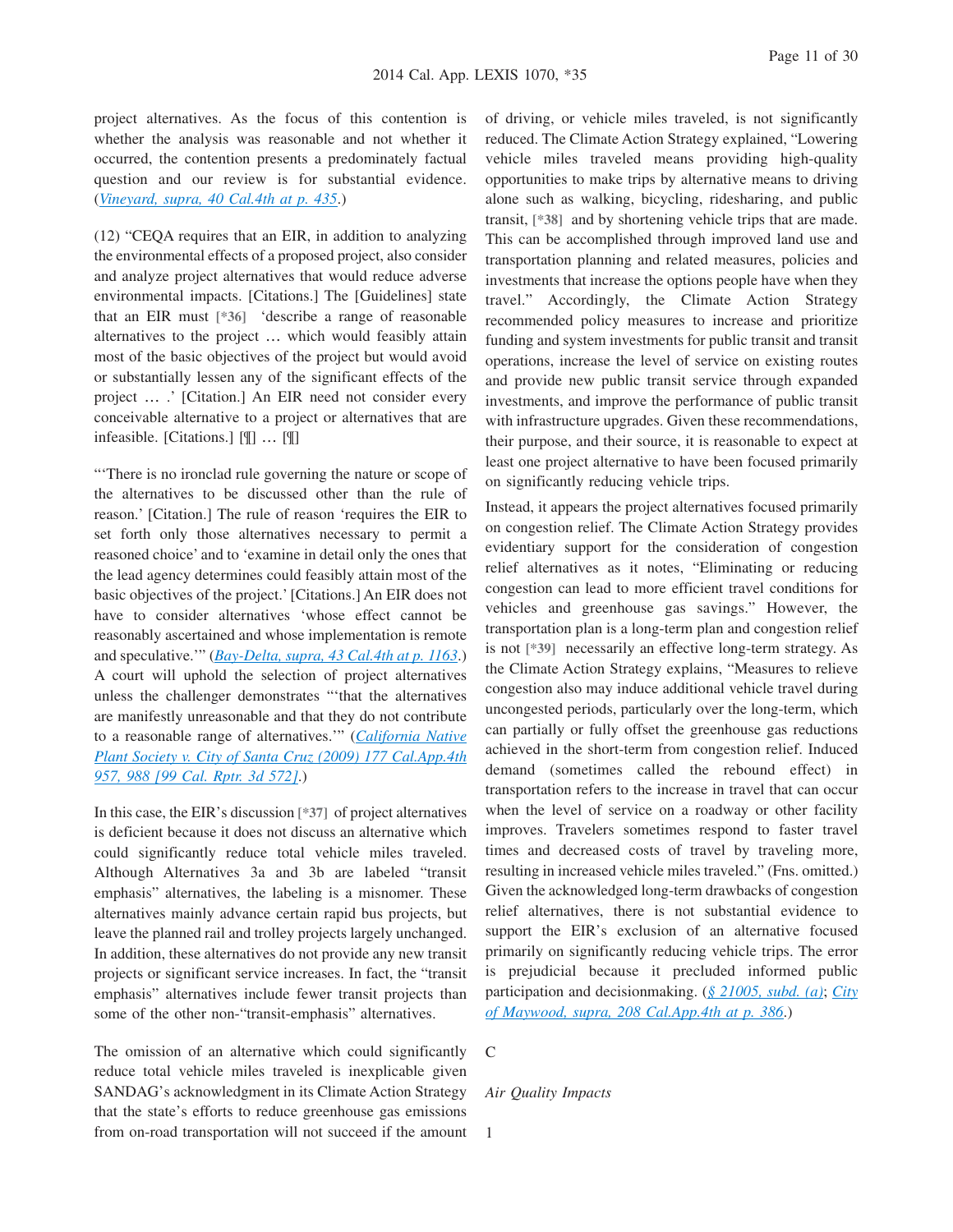project alternatives. As the focus of this contention is whether the analysis was reasonable and not whether it occurred, the contention presents a predominately factual question and our review is for substantial evidence. (*Vineyard, supra, 40 Cal.4th at p. 435*.)

(12) "CEQA requires that an EIR, in addition to analyzing the environmental effects of a proposed project, also consider and analyze project alternatives that would reduce adverse environmental impacts. [Citations.] The [Guidelines] state that an EIR must [*36] 'describe a range of reasonable alternatives to the project … which would feasibly attain most of the basic objectives of the project but would avoid or substantially lessen any of the significant effects of the project … .' [Citation.] An EIR need not consider every conceivable alternative to a project or alternatives that are infeasible. [Citations.] [¶] … [¶]

"'There is no ironclad rule governing the nature or scope of the alternatives to be discussed other than the rule of reason.' [Citation.] The rule of reason 'requires the EIR to set forth only those alternatives necessary to permit a reasoned choice' and to 'examine in detail only the ones that the lead agency determines could feasibly attain most of the basic objectives of the project.' [Citations.] An EIR does not have to consider alternatives 'whose effect cannot be reasonably ascertained and whose implementation is remote and speculative.'" (*Bay-Delta, supra, 43 Cal.4th at p. 1163*.) A court will uphold the selection of project alternatives unless the challenger demonstrates "'that the alternatives are manifestly unreasonable and that they do not contribute to a reasonable range of alternatives.'" (*California Native Plant Society v. City of Santa Cruz (2009) 177 Cal.App.4th 957, 988 [99 Cal. Rptr. 3d 572]*.)

In this case, the EIR's discussion [*37] of project alternatives is deficient because it does not discuss an alternative which could significantly reduce total vehicle miles traveled. Although Alternatives 3a and 3b are labeled "transit emphasis" alternatives, the labeling is a misnomer. These alternatives mainly advance certain rapid bus projects, but leave the planned rail and trolley projects largely unchanged. In addition, these alternatives do not provide any new transit projects or significant service increases. In fact, the "transit emphasis" alternatives include fewer transit projects than some of the other non-"transit-emphasis" alternatives.

The omission of an alternative which could significantly reduce total vehicle miles traveled is inexplicable given SANDAG's acknowledgment in its Climate Action Strategy that the state's efforts to reduce greenhouse gas emissions from on-road transportation will not succeed if the amount of driving, or vehicle miles traveled, is not significantly reduced. The Climate Action Strategy explained, "Lowering vehicle miles traveled means providing high-quality opportunities to make trips by alternative means to driving alone such as walking, bicycling, ridesharing, and public transit, [*38] and by shortening vehicle trips that are made. This can be accomplished through improved land use and transportation planning and related measures, policies and investments that increase the options people have when they travel." Accordingly, the Climate Action Strategy recommended policy measures to increase and prioritize funding and system investments for public transit and transit operations, increase the level of service on existing routes and provide new public transit service through expanded investments, and improve the performance of public transit with infrastructure upgrades. Given these recommendations, their purpose, and their source, it is reasonable to expect at least one project alternative to have been focused primarily on significantly reducing vehicle trips.

Instead, it appears the project alternatives focused primarily on congestion relief. The Climate Action Strategy provides evidentiary support for the consideration of congestion relief alternatives as it notes, "Eliminating or reducing congestion can lead to more efficient travel conditions for vehicles and greenhouse gas savings." However, the transportation plan is a long-term plan and congestion relief is not [*39] necessarily an effective long-term strategy. As the Climate Action Strategy explains, "Measures to relieve congestion also may induce additional vehicle travel during uncongested periods, particularly over the long-term, which can partially or fully offset the greenhouse gas reductions achieved in the short-term from congestion relief. Induced demand (sometimes called the rebound effect) in transportation refers to the increase in travel that can occur when the level of service on a roadway or other facility improves. Travelers sometimes respond to faster travel times and decreased costs of travel by traveling more, resulting in increased vehicle miles traveled." (Fns. omitted.) Given the acknowledged long-term drawbacks of congestion relief alternatives, there is not substantial evidence to support the EIR's exclusion of an alternative focused primarily on significantly reducing vehicle trips. The error is prejudicial because it precluded informed public participation and decisionmaking. (*§ 21005, subd. (a)*; *City of Maywood, supra, 208 Cal.App.4th at p. 386*.)

C

*Air Quality Impacts*

1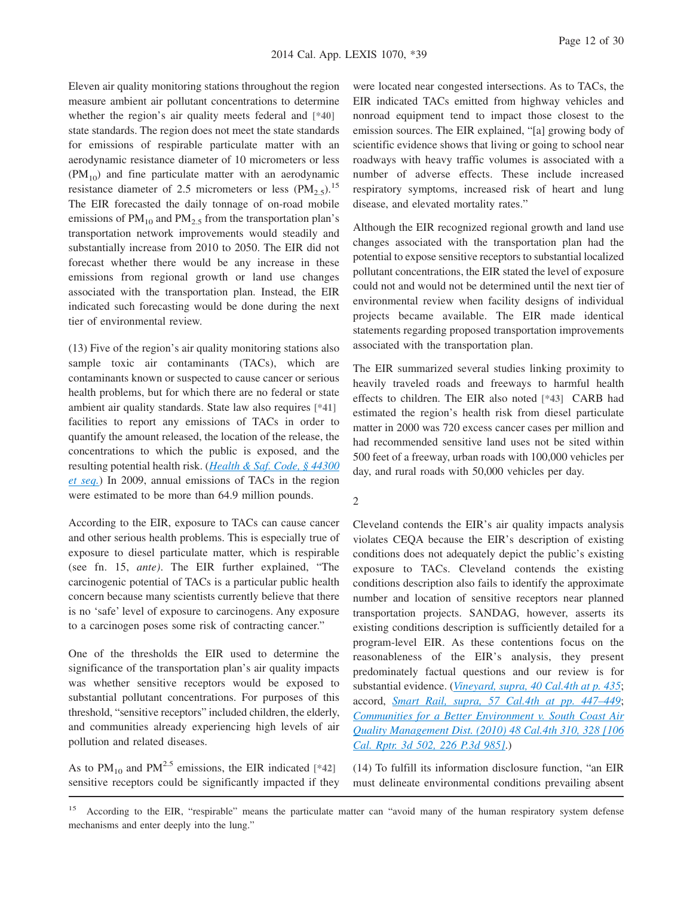Eleven air quality monitoring stations throughout the region measure ambient air pollutant concentrations to determine whether the region's air quality meets federal and [*40] state standards. The region does not meet the state standards for emissions of respirable particulate matter with an aerodynamic resistance diameter of 10 micrometers or less ($PM_{10}$) and fine particulate matter with an aerodynamic resistance diameter of 2.5 micrometers or less ($PM_{2.5}$).[15] The EIR forecasted the daily tonnage of on-road mobile emissions of $PM_{10}$ and $PM_{2.5}$ from the transportation plan's transportation network improvements would steadily and substantially increase from 2010 to 2050. The EIR did not forecast whether there would be any increase in these emissions from regional growth or land use changes associated with the transportation plan. Instead, the EIR indicated such forecasting would be done during the next tier of environmental review.

(13) Five of the region's air quality monitoring stations also sample toxic air contaminants (TACs), which are contaminants known or suspected to cause cancer or serious health problems, but for which there are no federal or state ambient air quality standards. State law also requires [*41] facilities to report any emissions of TACs in order to quantify the amount released, the location of the release, the concentrations to which the public is exposed, and the resulting potential health risk. (*Health & Saf. Code, § 44300 et seq.*) In 2009, annual emissions of TACs in the region were estimated to be more than 64.9 million pounds.

According to the EIR, exposure to TACs can cause cancer and other serious health problems. This is especially true of exposure to diesel particulate matter, which is respirable (see fn. 15, *ante).* The EIR further explained, "The carcinogenic potential of TACs is a particular public health concern because many scientists currently believe that there is no 'safe' level of exposure to carcinogens. Any exposure to a carcinogen poses some risk of contracting cancer."

One of the thresholds the EIR used to determine the significance of the transportation plan's air quality impacts was whether sensitive receptors would be exposed to substantial pollutant concentrations. For purposes of this threshold, "sensitive receptors" included children, the elderly, and communities already experiencing high levels of air pollution and related diseases.

As to $PM_{10}$ and $PM^{2.5}$ emissions, the EIR indicated [*42] sensitive receptors could be significantly impacted if they were located near congested intersections. As to TACs, the EIR indicated TACs emitted from highway vehicles and nonroad equipment tend to impact those closest to the emission sources. The EIR explained, "[a] growing body of scientific evidence shows that living or going to school near roadways with heavy traffic volumes is associated with a number of adverse effects. These include increased respiratory symptoms, increased risk of heart and lung disease, and elevated mortality rates."

Although the EIR recognized regional growth and land use changes associated with the transportation plan had the potential to expose sensitive receptors to substantial localized pollutant concentrations, the EIR stated the level of exposure could not and would not be determined until the next tier of environmental review when facility designs of individual projects became available. The EIR made identical statements regarding proposed transportation improvements associated with the transportation plan.

The EIR summarized several studies linking proximity to heavily traveled roads and freeways to harmful health effects to children. The EIR also noted [*43] CARB had estimated the region's health risk from diesel particulate matter in 2000 was 720 excess cancer cases per million and had recommended sensitive land uses not be sited within 500 feet of a freeway, urban roads with 100,000 vehicles per day, and rural roads with 50,000 vehicles per day.

2

Cleveland contends the EIR's air quality impacts analysis violates CEQA because the EIR's description of existing conditions does not adequately depict the public's existing exposure to TACs. Cleveland contends the existing conditions description also fails to identify the approximate number and location of sensitive receptors near planned transportation projects. SANDAG, however, asserts its existing conditions description is sufficiently detailed for a program-level EIR. As these contentions focus on the reasonableness of the EIR's analysis, they present predominately factual questions and our review is for substantial evidence. (*Vineyard, supra, 40 Cal.4th at p. 435*; accord, *Smart Rail, supra, 57 Cal.4th at pp. 447–449*; *Communities for a Better Environment v. South Coast Air Quality Management Dist. (2010) 48 Cal.4th 310, 328 [106 Cal. Rptr. 3d 502, 226 P.3d 985]*.)

(14) To fulfill its information disclosure function, "an EIR must delineate environmental conditions prevailing absent

---

[15] According to the EIR, "respirable" means the particulate matter can "avoid many of the human respiratory system defense mechanisms and enter deeply into the lung."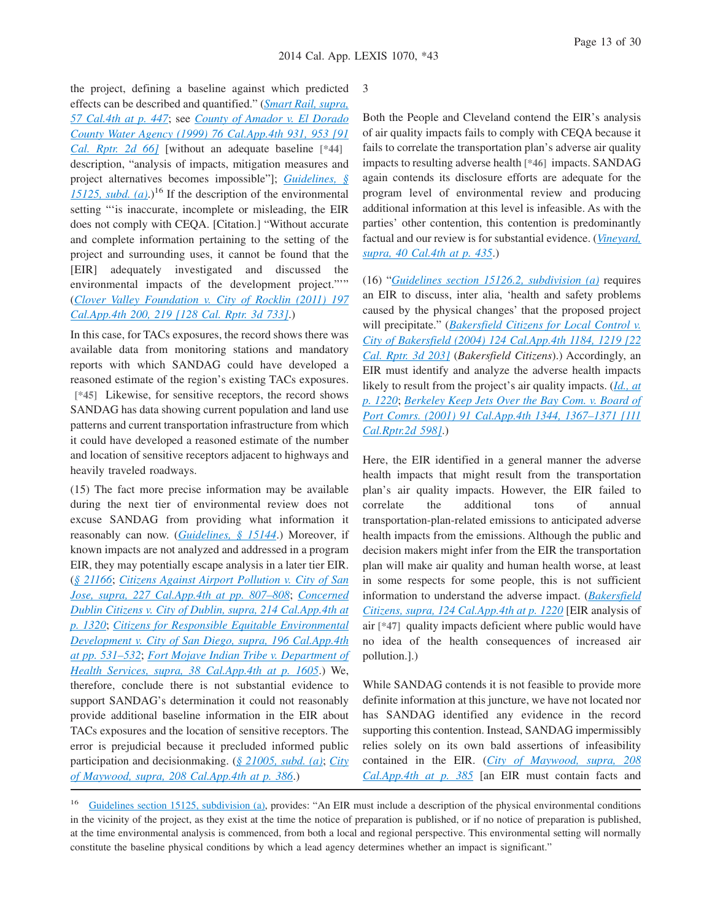the project, defining a baseline against which predicted effects can be described and quantified." (*Smart Rail, supra, 57 Cal.4th at p. 447*; see *County of Amador v. El Dorado County Water Agency (1999) 76 Cal.App.4th 931, 953 [91 Cal. Rptr. 2d 66]* [without an adequate baseline [*44] description, "analysis of impacts, mitigation measures and project alternatives becomes impossible"]; *Guidelines, § 15125, subd. (a)*.)[16] If the description of the environmental setting "'is inaccurate, incomplete or misleading, the EIR does not comply with CEQA. [Citation.] "Without accurate and complete information pertaining to the setting of the project and surrounding uses, it cannot be found that the [EIR] adequately investigated and discussed the environmental impacts of the development project."'" (*Clover Valley Foundation v. City of Rocklin (2011) 197 Cal.App.4th 200, 219 [128 Cal. Rptr. 3d 733]*.)

In this case, for TACs exposures, the record shows there was available data from monitoring stations and mandatory reports with which SANDAG could have developed a reasoned estimate of the region's existing TACs exposures. [*45] Likewise, for sensitive receptors, the record shows SANDAG has data showing current population and land use patterns and current transportation infrastructure from which it could have developed a reasoned estimate of the number and location of sensitive receptors adjacent to highways and heavily traveled roadways.

(15) The fact more precise information may be available during the next tier of environmental review does not excuse SANDAG from providing what information it reasonably can now. (*Guidelines, § 15144*.) Moreover, if known impacts are not analyzed and addressed in a program EIR, they may potentially escape analysis in a later tier EIR. (*§ 21166*; *Citizens Against Airport Pollution v. City of San Jose, supra, 227 Cal.App.4th at pp. 807–808*; *Concerned Dublin Citizens v. City of Dublin, supra, 214 Cal.App.4th at p. 1320*; *Citizens for Responsible Equitable Environmental Development v. City of San Diego, supra, 196 Cal.App.4th at pp. 531–532*; *Fort Mojave Indian Tribe v. Department of Health Services, supra, 38 Cal.App.4th at p. 1605*.) We, therefore, conclude there is not substantial evidence to support SANDAG's determination it could not reasonably provide additional baseline information in the EIR about TACs exposures and the location of sensitive receptors. The error is prejudicial because it precluded informed public participation and decisionmaking. (*§ 21005, subd. (a)*; *City of Maywood, supra, 208 Cal.App.4th at p. 386*.)

3

Both the People and Cleveland contend the EIR's analysis of air quality impacts fails to comply with CEQA because it fails to correlate the transportation plan's adverse air quality impacts to resulting adverse health [*46] impacts. SANDAG again contends its disclosure efforts are adequate for the program level of environmental review and producing additional information at this level is infeasible. As with the parties' other contention, this contention is predominantly factual and our review is for substantial evidence. (*Vineyard, supra, 40 Cal.4th at p. 435*.)

(16) "*Guidelines section 15126.2, subdivision (a)* requires an EIR to discuss, inter alia, 'health and safety problems caused by the physical changes' that the proposed project will precipitate." (*Bakersfield Citizens for Local Control v. City of Bakersfield (2004) 124 Cal.App.4th 1184, 1219 [22 Cal. Rptr. 3d 203]* (*Bakersfield Citizens*).) Accordingly, an EIR must identify and analyze the adverse health impacts likely to result from the project's air quality impacts. (*Id., at p. 1220*; *Berkeley Keep Jets Over the Bay Com. v. Board of Port Comrs. (2001) 91 Cal.App.4th 1344, 1367–1371 [111 Cal.Rptr.2d 598]*.)

Here, the EIR identified in a general manner the adverse health impacts that might result from the transportation plan's air quality impacts. However, the EIR failed to correlate the additional tons of annual transportation-plan-related emissions to anticipated adverse health impacts from the emissions. Although the public and decision makers might infer from the EIR the transportation plan will make air quality and human health worse, at least in some respects for some people, this is not sufficient information to understand the adverse impact. (*Bakersfield Citizens, supra, 124 Cal.App.4th at p. 1220* [EIR analysis of air [*47] quality impacts deficient where public would have no idea of the health consequences of increased air pollution.].)

While SANDAG contends it is not feasible to provide more definite information at this juncture, we have not located nor has SANDAG identified any evidence in the record supporting this contention. Instead, SANDAG impermissibly relies solely on its own bald assertions of infeasibility contained in the EIR. (*City of Maywood, supra, 208 Cal.App.4th at p. 385* [an EIR must contain facts and

---

[16] Guidelines section 15125, subdivision (a), provides: "An EIR must include a description of the physical environmental conditions in the vicinity of the project, as they exist at the time the notice of preparation is published, or if no notice of preparation is published, at the time environmental analysis is commenced, from both a local and regional perspective. This environmental setting will normally constitute the baseline physical conditions by which a lead agency determines whether an impact is significant."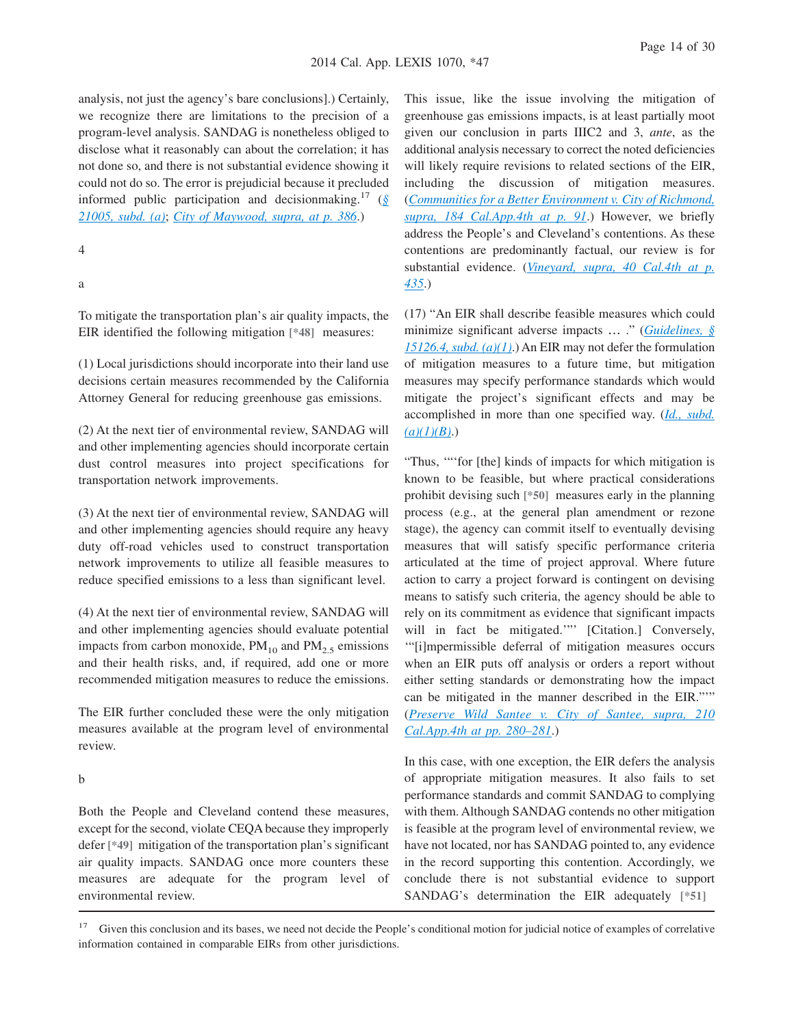analysis, not just the agency's bare conclusions].) Certainly, we recognize there are limitations to the precision of a program-level analysis. SANDAG is nonetheless obliged to disclose what it reasonably can about the correlation; it has not done so, and there is not substantial evidence showing it could not do so. The error is prejudicial because it precluded informed public participation and decisionmaking.[17] (§ 21005, subd. (a); City of Maywood, supra, at p. 386.)

4

a

To mitigate the transportation plan's air quality impacts, the EIR identified the following mitigation [*48] measures:

(1) Local jurisdictions should incorporate into their land use decisions certain measures recommended by the California Attorney General for reducing greenhouse gas emissions.

(2) At the next tier of environmental review, SANDAG will and other implementing agencies should incorporate certain dust control measures into project specifications for transportation network improvements.

(3) At the next tier of environmental review, SANDAG will and other implementing agencies should require any heavy duty off-road vehicles used to construct transportation network improvements to utilize all feasible measures to reduce specified emissions to a less than significant level.

(4) At the next tier of environmental review, SANDAG will and other implementing agencies should evaluate potential impacts from carbon monoxide, $PM_{10}$ and $PM_{2.5}$ emissions and their health risks, and, if required, add one or more recommended mitigation measures to reduce the emissions.

The EIR further concluded these were the only mitigation measures available at the program level of environmental review.

b

Both the People and Cleveland contend these measures, except for the second, violate CEQA because they improperly defer [*49] mitigation of the transportation plan's significant air quality impacts. SANDAG once more counters these measures are adequate for the program level of environmental review.

This issue, like the issue involving the mitigation of greenhouse gas emissions impacts, is at least partially moot given our conclusion in parts IIIC2 and 3, *ante*, as the additional analysis necessary to correct the noted deficiencies will likely require revisions to related sections of the EIR, including the discussion of mitigation measures. (*Communities for a Better Environment v. City of Richmond, supra, 184 Cal.App.4th at p. 91*.) However, we briefly address the People's and Cleveland's contentions. As these contentions are predominantly factual, our review is for substantial evidence. (*Vineyard, supra, 40 Cal.4th at p. 435*.)

(17) "An EIR shall describe feasible measures which could minimize significant adverse impacts … ." (*Guidelines, § 15126.4, subd. (a)(1)*.) An EIR may not defer the formulation of mitigation measures to a future time, but mitigation measures may specify performance standards which would mitigate the project's significant effects and may be accomplished in more than one specified way. (*Id., subd. (a)(1)(B)*.)

"Thus, ""for [the] kinds of impacts for which mitigation is known to be feasible, but where practical considerations prohibit devising such [*50] measures early in the planning process (e.g., at the general plan amendment or rezone stage), the agency can commit itself to eventually devising measures that will satisfy specific performance criteria articulated at the time of project approval. Where future action to carry a project forward is contingent on devising means to satisfy such criteria, the agency should be able to rely on its commitment as evidence that significant impacts will in fact be mitigated.""' [Citation.] Conversely, '"[i]mpermissible deferral of mitigation measures occurs when an EIR puts off analysis or orders a report without either setting standards or demonstrating how the impact can be mitigated in the manner described in the EIR."'" (*Preserve Wild Santee v. City of Santee, supra, 210 Cal.App.4th at pp. 280–281*.)

In this case, with one exception, the EIR defers the analysis of appropriate mitigation measures. It also fails to set performance standards and commit SANDAG to complying with them. Although SANDAG contends no other mitigation is feasible at the program level of environmental review, we have not located, nor has SANDAG pointed to, any evidence in the record supporting this contention. Accordingly, we conclude there is not substantial evidence to support SANDAG's determination the EIR adequately [*51]

---

[17] Given this conclusion and its bases, we need not decide the People's conditional motion for judicial notice of examples of correlative information contained in comparable EIRs from other jurisdictions.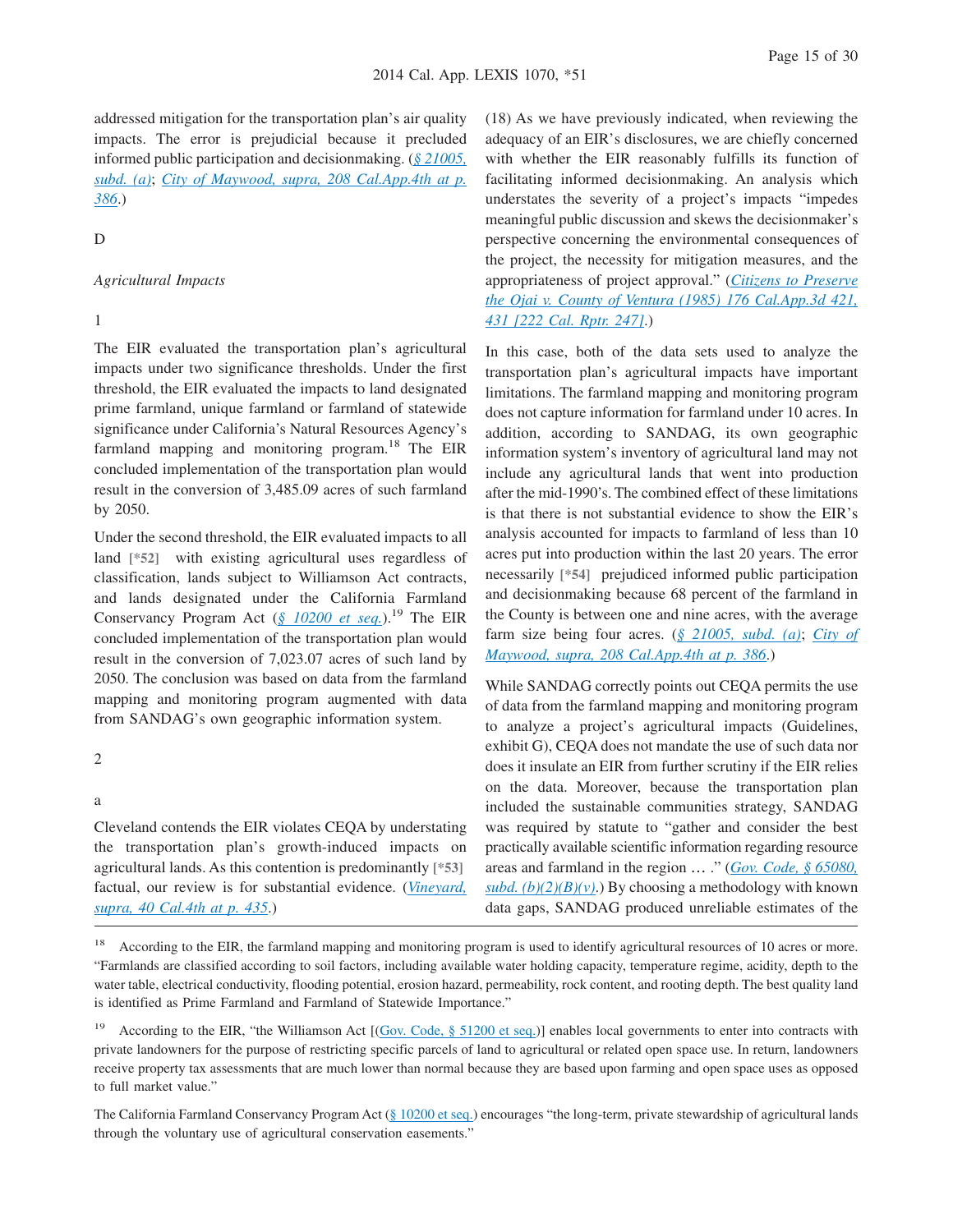addressed mitigation for the transportation plan's air quality impacts. The error is prejudicial because it precluded informed public participation and decisionmaking. (§ 21005, subd. (a); City of Maywood, supra, 208 Cal.App.4th at p. 386.)

D

*Agricultural Impacts*

1

The EIR evaluated the transportation plan's agricultural impacts under two significance thresholds. Under the first threshold, the EIR evaluated the impacts to land designated prime farmland, unique farmland or farmland of statewide significance under California's Natural Resources Agency's farmland mapping and monitoring program.[18] The EIR concluded implementation of the transportation plan would result in the conversion of 3,485.09 acres of such farmland by 2050.

Under the second threshold, the EIR evaluated impacts to all land [*52] with existing agricultural uses regardless of classification, lands subject to Williamson Act contracts, and lands designated under the California Farmland Conservancy Program Act (§ 10200 et seq.).[19] The EIR concluded implementation of the transportation plan would result in the conversion of 7,023.07 acres of such land by 2050. The conclusion was based on data from the farmland mapping and monitoring program augmented with data from SANDAG's own geographic information system.

2

a

Cleveland contends the EIR violates CEQA by understating the transportation plan's growth-induced impacts on agricultural lands. As this contention is predominantly [*53] factual, our review is for substantial evidence. (Vineyard, supra, 40 Cal.4th at p. 435.)

(18) As we have previously indicated, when reviewing the adequacy of an EIR's disclosures, we are chiefly concerned with whether the EIR reasonably fulfills its function of facilitating informed decisionmaking. An analysis which understates the severity of a project's impacts "impedes meaningful public discussion and skews the decisionmaker's perspective concerning the environmental consequences of the project, the necessity for mitigation measures, and the appropriateness of project approval." (Citizens to Preserve the Ojai v. County of Ventura (1985) 176 Cal.App.3d 421, 431 [222 Cal. Rptr. 247].)

In this case, both of the data sets used to analyze the transportation plan's agricultural impacts have important limitations. The farmland mapping and monitoring program does not capture information for farmland under 10 acres. In addition, according to SANDAG, its own geographic information system's inventory of agricultural land may not include any agricultural lands that went into production after the mid-1990's. The combined effect of these limitations is that there is not substantial evidence to show the EIR's analysis accounted for impacts to farmland of less than 10 acres put into production within the last 20 years. The error necessarily [*54] prejudiced informed public participation and decisionmaking because 68 percent of the farmland in the County is between one and nine acres, with the average farm size being four acres. (§ 21005, subd. (a); City of Maywood, supra, 208 Cal.App.4th at p. 386.)

While SANDAG correctly points out CEQA permits the use of data from the farmland mapping and monitoring program to analyze a project's agricultural impacts (Guidelines, exhibit G), CEQA does not mandate the use of such data nor does it insulate an EIR from further scrutiny if the EIR relies on the data. Moreover, because the transportation plan included the sustainable communities strategy, SANDAG was required by statute to "gather and consider the best practically available scientific information regarding resource areas and farmland in the region … ." (Gov. Code, § 65080, subd. (b)(2)(B)(v).) By choosing a methodology with known data gaps, SANDAG produced unreliable estimates of the

---

[18] According to the EIR, the farmland mapping and monitoring program is used to identify agricultural resources of 10 acres or more. "Farmlands are classified according to soil factors, including available water holding capacity, temperature regime, acidity, depth to the water table, electrical conductivity, flooding potential, erosion hazard, permeability, rock content, and rooting depth. The best quality land is identified as Prime Farmland and Farmland of Statewide Importance."

[19] According to the EIR, "the Williamson Act [(Gov. Code, § 51200 et seq.)] enables local governments to enter into contracts with private landowners for the purpose of restricting specific parcels of land to agricultural or related open space use. In return, landowners receive property tax assessments that are much lower than normal because they are based upon farming and open space uses as opposed to full market value."

The California Farmland Conservancy Program Act (§ 10200 et seq.) encourages "the long-term, private stewardship of agricultural lands through the voluntary use of agricultural conservation easements."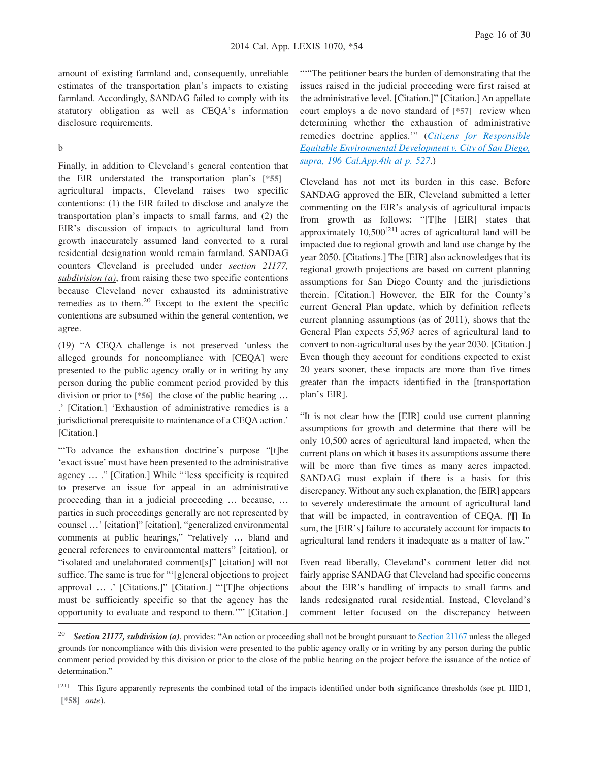amount of existing farmland and, consequently, unreliable estimates of the transportation plan's impacts to existing farmland. Accordingly, SANDAG failed to comply with its statutory obligation as well as CEQA's information disclosure requirements.

b

Finally, in addition to Cleveland's general contention that the EIR understated the transportation plan's [*55] agricultural impacts, Cleveland raises two specific contentions: (1) the EIR failed to disclose and analyze the transportation plan's impacts to small farms, and (2) the EIR's discussion of impacts to agricultural land from growth inaccurately assumed land converted to a rural residential designation would remain farmland. SANDAG counters Cleveland is precluded under *section 21177, subdivision (a)*, from raising these two specific contentions because Cleveland never exhausted its administrative remedies as to them.[20] Except to the extent the specific contentions are subsumed within the general contention, we agree.

(19) "A CEQA challenge is not preserved 'unless the alleged grounds for noncompliance with [CEQA] were presented to the public agency orally or in writing by any person during the public comment period provided by this division or prior to [*56] the close of the public hearing … .' [Citation.] 'Exhaustion of administrative remedies is a jurisdictional prerequisite to maintenance of a CEQA action.' [Citation.]

"'To advance the exhaustion doctrine's purpose "[t]he 'exact issue' must have been presented to the administrative agency … ." [Citation.] While "'less specificity is required to preserve an issue for appeal in an administrative proceeding than in a judicial proceeding … because, … parties in such proceedings generally are not represented by counsel …' [citation]" [citation], "generalized environmental comments at public hearings," "relatively … bland and general references to environmental matters" [citation], or "isolated and unelaborated comment[s]" [citation] will not suffice. The same is true for "'[g]eneral objections to project approval … .' [Citations.]" [Citation.] "'[T]he objections must be sufficiently specific so that the agency has the opportunity to evaluate and respond to them.''' [Citation.] '''The petitioner bears the burden of demonstrating that the issues raised in the judicial proceeding were first raised at the administrative level. [Citation.]" [Citation.] An appellate court employs a de novo standard of [*57] review when determining whether the exhaustion of administrative remedies doctrine applies.'" (*Citizens for Responsible Equitable Environmental Development v. City of San Diego, supra, 196 Cal.App.4th at p. 527*.)

Cleveland has not met its burden in this case. Before SANDAG approved the EIR, Cleveland submitted a letter commenting on the EIR's analysis of agricultural impacts from growth as follows: "[T]he [EIR] states that approximately 10,500[21] acres of agricultural land will be impacted due to regional growth and land use change by the year 2050. [Citations.] The [EIR] also acknowledges that its regional growth projections are based on current planning assumptions for San Diego County and the jurisdictions therein. [Citation.] However, the EIR for the County's current General Plan update, which by definition reflects current planning assumptions (as of 2011), shows that the General Plan expects *55,963* acres of agricultural land to convert to non-agricultural uses by the year 2030. [Citation.] Even though they account for conditions expected to exist 20 years sooner, these impacts are more than five times greater than the impacts identified in the [transportation plan's EIR].

"It is not clear how the [EIR] could use current planning assumptions for growth and determine that there will be only 10,500 acres of agricultural land impacted, when the current plans on which it bases its assumptions assume there will be more than five times as many acres impacted. SANDAG must explain if there is a basis for this discrepancy. Without any such explanation, the [EIR] appears to severely underestimate the amount of agricultural land that will be impacted, in contravention of CEQA. [¶] In sum, the [EIR's] failure to accurately account for impacts to agricultural land renders it inadequate as a matter of law."

Even read liberally, Cleveland's comment letter did not fairly apprise SANDAG that Cleveland had specific concerns about the EIR's handling of impacts to small farms and lands redesignated rural residential. Instead, Cleveland's comment letter focused on the discrepancy between

---

[20] ***Section 21177, subdivision (a)***, provides: "An action or proceeding shall not be brought pursuant to Section 21167 unless the alleged grounds for noncompliance with this division were presented to the public agency orally or in writing by any person during the public comment period provided by this division or prior to the close of the public hearing on the project before the issuance of the notice of determination."

[21] This figure apparently represents the combined total of the impacts identified under both significance thresholds (see pt. IIID1, [*58] *ante*).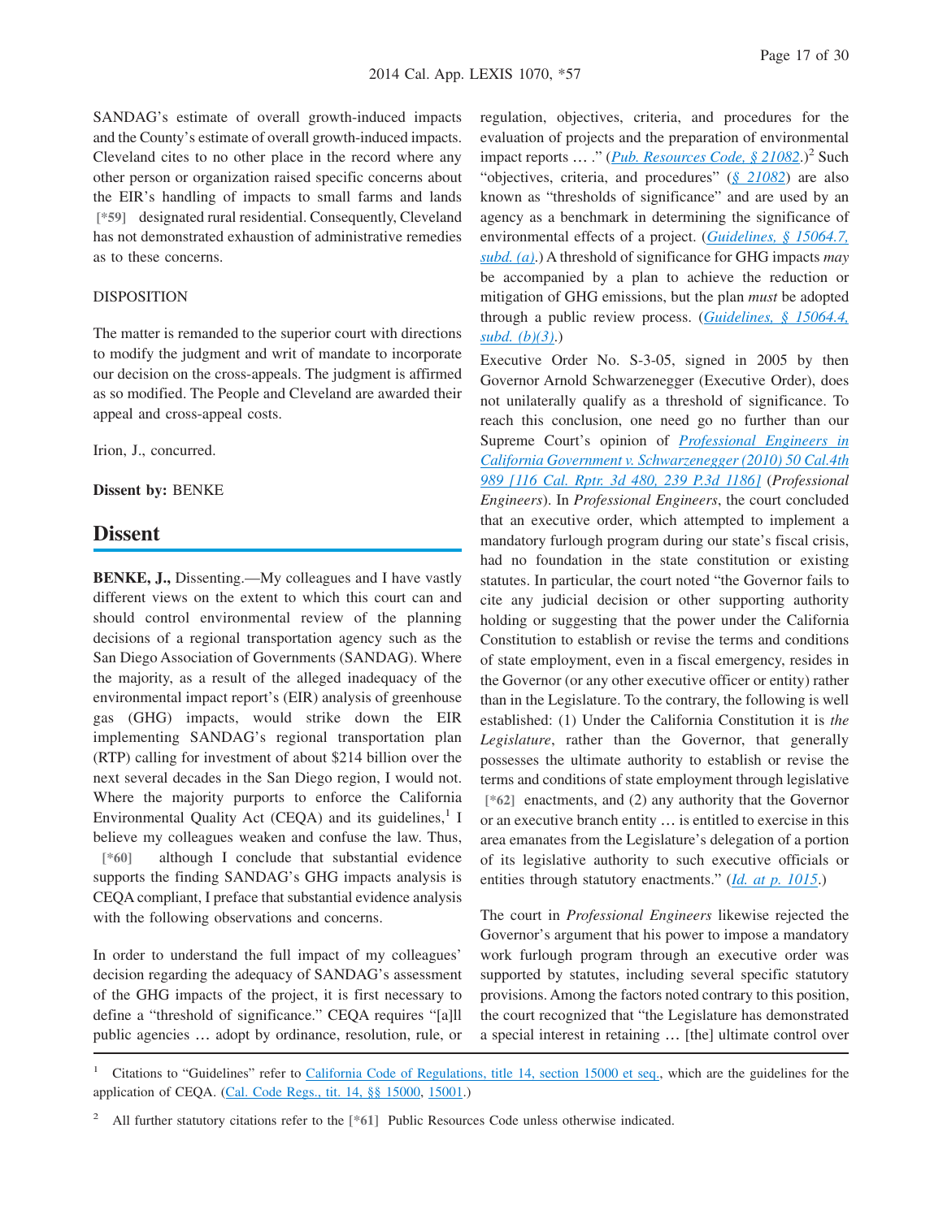SANDAG's estimate of overall growth-induced impacts and the County's estimate of overall growth-induced impacts. Cleveland cites to no other place in the record where any other person or organization raised specific concerns about the EIR's handling of impacts to small farms and lands [*59] designated rural residential. Consequently, Cleveland has not demonstrated exhaustion of administrative remedies as to these concerns.

DISPOSITION

The matter is remanded to the superior court with directions to modify the judgment and writ of mandate to incorporate our decision on the cross-appeals. The judgment is affirmed as so modified. The People and Cleveland are awarded their appeal and cross-appeal costs.

Irion, J., concurred.

**Dissent by:** BENKE

# Dissent

**BENKE, J.,** Dissenting.—My colleagues and I have vastly different views on the extent to which this court can and should control environmental review of the planning decisions of a regional transportation agency such as the San Diego Association of Governments (SANDAG). Where the majority, as a result of the alleged inadequacy of the environmental impact report's (EIR) analysis of greenhouse gas (GHG) impacts, would strike down the EIR implementing SANDAG's regional transportation plan (RTP) calling for investment of about $214 billion over the next several decades in the San Diego region, I would not. Where the majority purports to enforce the California Environmental Quality Act (CEQA) and its guidelines,[1] I believe my colleagues weaken and confuse the law. Thus, [*60] although I conclude that substantial evidence supports the finding SANDAG's GHG impacts analysis is CEQA compliant, I preface that substantial evidence analysis with the following observations and concerns.

In order to understand the full impact of my colleagues' decision regarding the adequacy of SANDAG's assessment of the GHG impacts of the project, it is first necessary to define a "threshold of significance." CEQA requires "[a]ll public agencies … adopt by ordinance, resolution, rule, or regulation, objectives, criteria, and procedures for the evaluation of projects and the preparation of environmental impact reports … ." (*Pub. Resources Code, § 21082*.)[2] Such "objectives, criteria, and procedures" (*§ 21082*) are also known as "thresholds of significance" and are used by an agency as a benchmark in determining the significance of environmental effects of a project. (*Guidelines, § 15064.7, subd. (a)*.) A threshold of significance for GHG impacts *may* be accompanied by a plan to achieve the reduction or mitigation of GHG emissions, but the plan *must* be adopted through a public review process. (*Guidelines, § 15064.4, subd. (b)(3)*.)

Executive Order No. S-3-05, signed in 2005 by then Governor Arnold Schwarzenegger (Executive Order), does not unilaterally qualify as a threshold of significance. To reach this conclusion, one need go no further than our Supreme Court's opinion of *Professional Engineers in California Government v. Schwarzenegger (2010) 50 Cal.4th 989 [116 Cal. Rptr. 3d 480, 239 P.3d 1186]* (*Professional Engineers*). In *Professional Engineers*, the court concluded that an executive order, which attempted to implement a mandatory furlough program during our state's fiscal crisis, had no foundation in the state constitution or existing statutes. In particular, the court noted "the Governor fails to cite any judicial decision or other supporting authority holding or suggesting that the power under the California Constitution to establish or revise the terms and conditions of state employment, even in a fiscal emergency, resides in the Governor (or any other executive officer or entity) rather than in the Legislature. To the contrary, the following is well established: (1) Under the California Constitution it is *the Legislature*, rather than the Governor, that generally possesses the ultimate authority to establish or revise the terms and conditions of state employment through legislative [*62] enactments, and (2) any authority that the Governor or an executive branch entity … is entitled to exercise in this area emanates from the Legislature's delegation of a portion of its legislative authority to such executive officials or entities through statutory enactments." (*Id. at p. 1015*.)

The court in *Professional Engineers* likewise rejected the Governor's argument that his power to impose a mandatory work furlough program through an executive order was supported by statutes, including several specific statutory provisions. Among the factors noted contrary to this position, the court recognized that "the Legislature has demonstrated a special interest in retaining … [the] ultimate control over

---

[1] Citations to "Guidelines" refer to California Code of Regulations, title 14, section 15000 et seq., which are the guidelines for the application of CEQA. (Cal. Code Regs., tit. 14, §§ 15000, 15001.)

[2] All further statutory citations refer to the [*61] Public Resources Code unless otherwise indicated.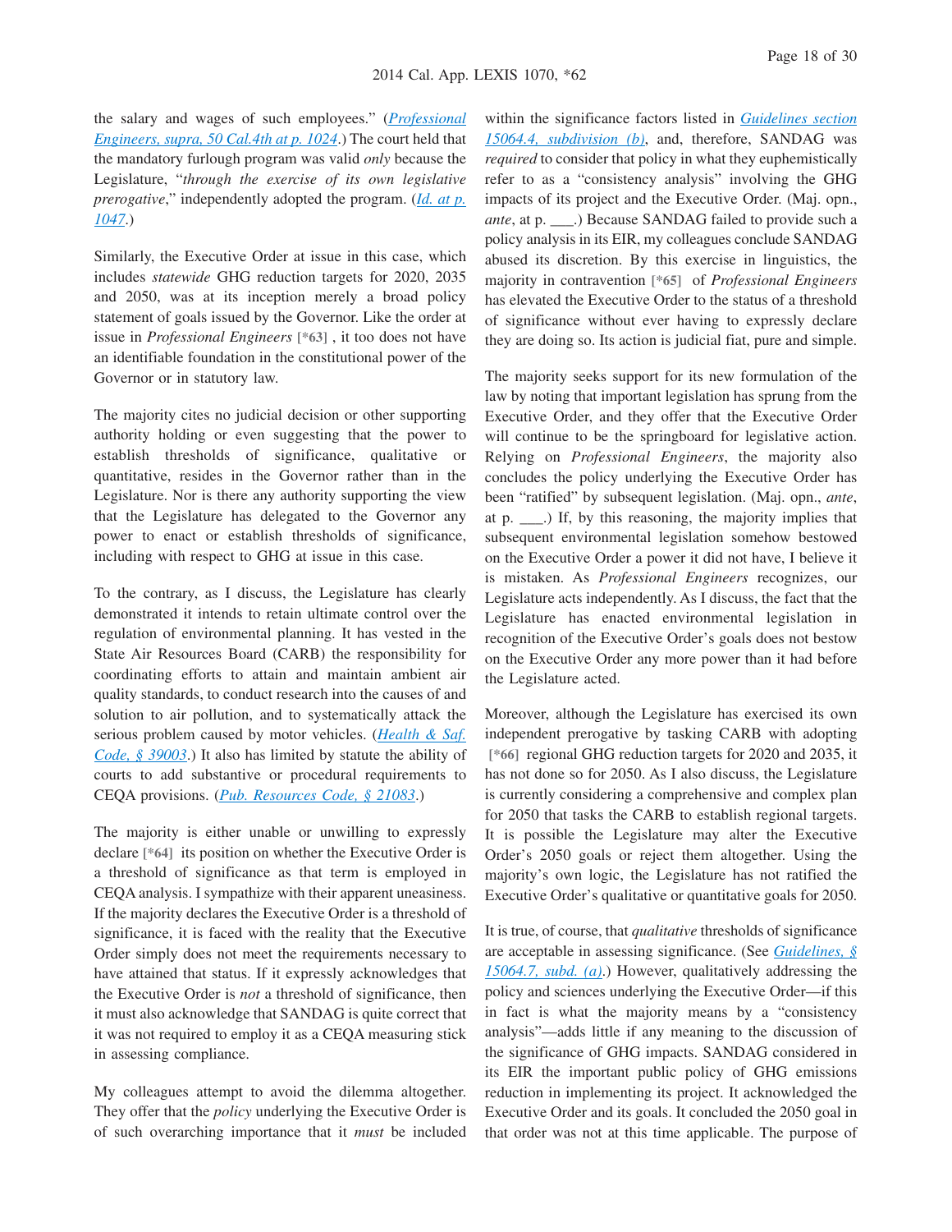the salary and wages of such employees." (*Professional Engineers, supra, 50 Cal.4th at p. 1024*.) The court held that the mandatory furlough program was valid *only* because the Legislature, "*through the exercise of its own legislative prerogative*," independently adopted the program. (*Id. at p. 1047*.)

Similarly, the Executive Order at issue in this case, which includes *statewide* GHG reduction targets for 2020, 2035 and 2050, was at its inception merely a broad policy statement of goals issued by the Governor. Like the order at issue in *Professional Engineers* [*63] , it too does not have an identifiable foundation in the constitutional power of the Governor or in statutory law.

The majority cites no judicial decision or other supporting authority holding or even suggesting that the power to establish thresholds of significance, qualitative or quantitative, resides in the Governor rather than in the Legislature. Nor is there any authority supporting the view that the Legislature has delegated to the Governor any power to enact or establish thresholds of significance, including with respect to GHG at issue in this case.

To the contrary, as I discuss, the Legislature has clearly demonstrated it intends to retain ultimate control over the regulation of environmental planning. It has vested in the State Air Resources Board (CARB) the responsibility for coordinating efforts to attain and maintain ambient air quality standards, to conduct research into the causes of and solution to air pollution, and to systematically attack the serious problem caused by motor vehicles. (*Health & Saf. Code, § 39003*.) It also has limited by statute the ability of courts to add substantive or procedural requirements to CEQA provisions. (*Pub. Resources Code, § 21083*.)

The majority is either unable or unwilling to expressly declare [*64] its position on whether the Executive Order is a threshold of significance as that term is employed in CEQA analysis. I sympathize with their apparent uneasiness. If the majority declares the Executive Order is a threshold of significance, it is faced with the reality that the Executive Order simply does not meet the requirements necessary to have attained that status. If it expressly acknowledges that the Executive Order is *not* a threshold of significance, then it must also acknowledge that SANDAG is quite correct that it was not required to employ it as a CEQA measuring stick in assessing compliance.

My colleagues attempt to avoid the dilemma altogether. They offer that the *policy* underlying the Executive Order is of such overarching importance that it *must* be included within the significance factors listed in *Guidelines section 15064.4, subdivision (b)*, and, therefore, SANDAG was *required* to consider that policy in what they euphemistically refer to as a "consistency analysis" involving the GHG impacts of its project and the Executive Order. (Maj. opn., *ante*, at p. ___.) Because SANDAG failed to provide such a policy analysis in its EIR, my colleagues conclude SANDAG abused its discretion. By this exercise in linguistics, the majority in contravention [*65] of *Professional Engineers* has elevated the Executive Order to the status of a threshold of significance without ever having to expressly declare they are doing so. Its action is judicial fiat, pure and simple.

The majority seeks support for its new formulation of the law by noting that important legislation has sprung from the Executive Order, and they offer that the Executive Order will continue to be the springboard for legislative action. Relying on *Professional Engineers*, the majority also concludes the policy underlying the Executive Order has been "ratified" by subsequent legislation. (Maj. opn., *ante*, at p. ___.) If, by this reasoning, the majority implies that subsequent environmental legislation somehow bestowed on the Executive Order a power it did not have, I believe it is mistaken. As *Professional Engineers* recognizes, our Legislature acts independently. As I discuss, the fact that the Legislature has enacted environmental legislation in recognition of the Executive Order's goals does not bestow on the Executive Order any more power than it had before the Legislature acted.

Moreover, although the Legislature has exercised its own independent prerogative by tasking CARB with adopting [*66] regional GHG reduction targets for 2020 and 2035, it has not done so for 2050. As I also discuss, the Legislature is currently considering a comprehensive and complex plan for 2050 that tasks the CARB to establish regional targets. It is possible the Legislature may alter the Executive Order's 2050 goals or reject them altogether. Using the majority's own logic, the Legislature has not ratified the Executive Order's qualitative or quantitative goals for 2050.

It is true, of course, that *qualitative* thresholds of significance are acceptable in assessing significance. (See *Guidelines, § 15064.7, subd. (a)*.) However, qualitatively addressing the policy and sciences underlying the Executive Order—if this in fact is what the majority means by a "consistency analysis"—adds little if any meaning to the discussion of the significance of GHG impacts. SANDAG considered in its EIR the important public policy of GHG emissions reduction in implementing its project. It acknowledged the Executive Order and its goals. It concluded the 2050 goal in that order was not at this time applicable. The purpose of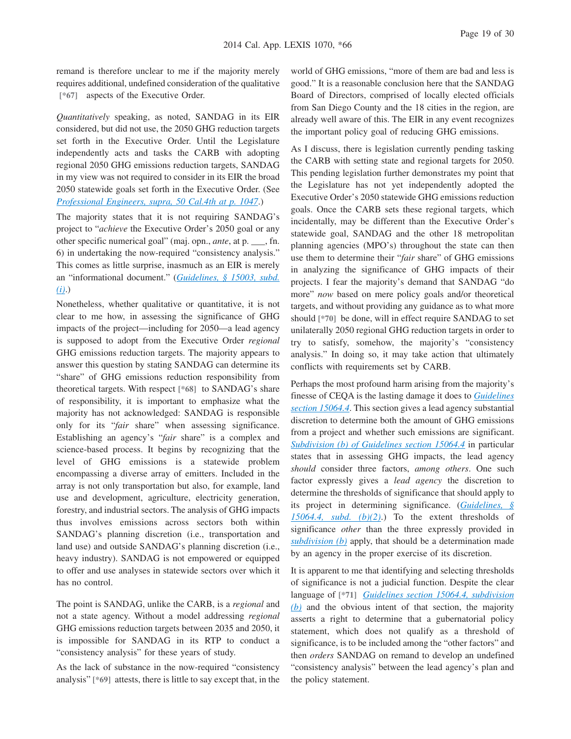remand is therefore unclear to me if the majority merely requires additional, undefined consideration of the qualitative [*67] aspects of the Executive Order.

*Quantitatively* speaking, as noted, SANDAG in its EIR considered, but did not use, the 2050 GHG reduction targets set forth in the Executive Order. Until the Legislature independently acts and tasks the CARB with adopting regional 2050 GHG emissions reduction targets, SANDAG in my view was not required to consider in its EIR the broad 2050 statewide goals set forth in the Executive Order. (See [Professional Engineers, supra, 50 Cal.4th at p. 1047](#).)

The majority states that it is not requiring SANDAG's project to "*achieve* the Executive Order's 2050 goal or any other specific numerical goal" (maj. opn., *ante*, at p. ___, fn. 6) in undertaking the now-required "consistency analysis." This comes as little surprise, inasmuch as an EIR is merely an "informational document." ([Guidelines, § 15003, subd. (i)](#).)

Nonetheless, whether qualitative or quantitative, it is not clear to me how, in assessing the significance of GHG impacts of the project—including for 2050—a lead agency is supposed to adopt from the Executive Order *regional* GHG emissions reduction targets. The majority appears to answer this question by stating SANDAG can determine its "share" of GHG emissions reduction responsibility from theoretical targets. With respect [*68] to SANDAG's share of responsibility, it is important to emphasize what the majority has not acknowledged: SANDAG is responsible only for its "*fair* share" when assessing significance. Establishing an agency's "*fair* share" is a complex and science-based process. It begins by recognizing that the level of GHG emissions is a statewide problem encompassing a diverse array of emitters. Included in the array is not only transportation but also, for example, land use and development, agriculture, electricity generation, forestry, and industrial sectors. The analysis of GHG impacts thus involves emissions across sectors both within SANDAG's planning discretion (i.e., transportation and land use) and outside SANDAG's planning discretion (i.e., heavy industry). SANDAG is not empowered or equipped to offer and use analyses in statewide sectors over which it has no control.

The point is SANDAG, unlike the CARB, is a *regional* and not a state agency. Without a model addressing *regional* GHG emissions reduction targets between 2035 and 2050, it is impossible for SANDAG in its RTP to conduct a "consistency analysis" for these years of study.

As the lack of substance in the now-required "consistency analysis" [*69] attests, there is little to say except that, in the world of GHG emissions, "more of them are bad and less is good." It is a reasonable conclusion here that the SANDAG Board of Directors, comprised of locally elected officials from San Diego County and the 18 cities in the region, are already well aware of this. The EIR in any event recognizes the important policy goal of reducing GHG emissions.

As I discuss, there is legislation currently pending tasking the CARB with setting state and regional targets for 2050. This pending legislation further demonstrates my point that the Legislature has not yet independently adopted the Executive Order's 2050 statewide GHG emissions reduction goals. Once the CARB sets these regional targets, which incidentally, may be different than the Executive Order's statewide goal, SANDAG and the other 18 metropolitan planning agencies (MPO's) throughout the state can then use them to determine their "*fair* share" of GHG emissions in analyzing the significance of GHG impacts of their projects. I fear the majority's demand that SANDAG "do more" *now* based on mere policy goals and/or theoretical targets, and without providing any guidance as to what more should [*70] be done, will in effect require SANDAG to set unilaterally 2050 regional GHG reduction targets in order to try to satisfy, somehow, the majority's "consistency analysis." In doing so, it may take action that ultimately conflicts with requirements set by CARB.

Perhaps the most profound harm arising from the majority's finesse of CEQA is the lasting damage it does to [Guidelines section 15064.4](#). This section gives a lead agency substantial discretion to determine both the amount of GHG emissions from a project and whether such emissions are significant. [Subdivision (b) of Guidelines section 15064.4](#) in particular states that in assessing GHG impacts, the lead agency *should* consider three factors, *among others*. One such factor expressly gives a *lead agency* the discretion to determine the thresholds of significance that should apply to its project in determining significance. ([Guidelines, § 15064.4, subd. (b)(2)](#).) To the extent thresholds of significance *other* than the three expressly provided in [subdivision (b)](#) apply, that should be a determination made by an agency in the proper exercise of its discretion.

It is apparent to me that identifying and selecting thresholds of significance is not a judicial function. Despite the clear language of [*71] [Guidelines section 15064.4, subdivision (b)](#) and the obvious intent of that section, the majority asserts a right to determine that a gubernatorial policy statement, which does not qualify as a threshold of significance, is to be included among the "other factors" and then *orders* SANDAG on remand to develop an undefined "consistency analysis" between the lead agency's plan and the policy statement.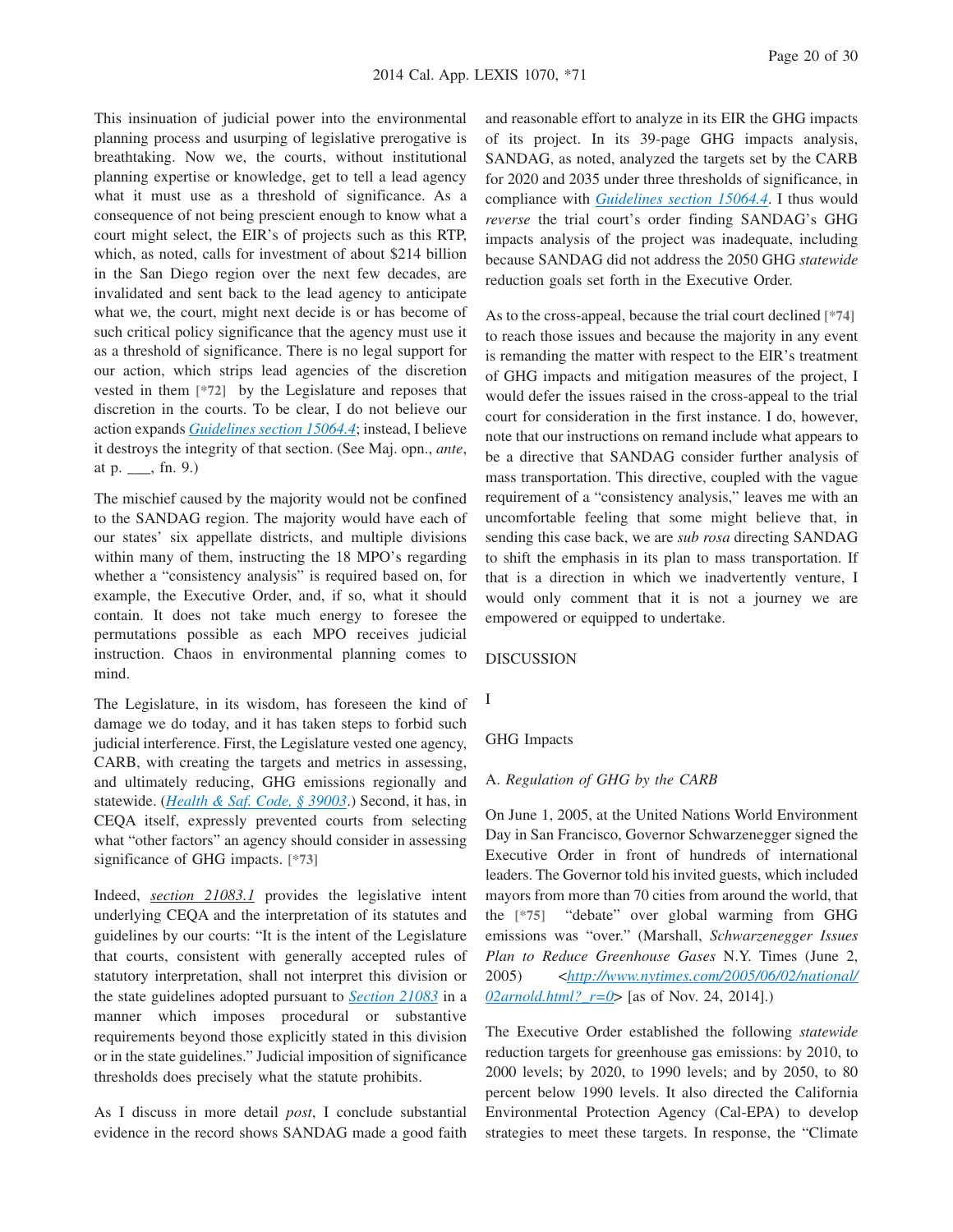This insinuation of judicial power into the environmental planning process and usurping of legislative prerogative is breathtaking. Now we, the courts, without institutional planning expertise or knowledge, get to tell a lead agency what it must use as a threshold of significance. As a consequence of not being prescient enough to know what a court might select, the EIR's of projects such as this RTP, which, as noted, calls for investment of about $214 billion in the San Diego region over the next few decades, are invalidated and sent back to the lead agency to anticipate what we, the court, might next decide is or has become of such critical policy significance that the agency must use it as a threshold of significance. There is no legal support for our action, which strips lead agencies of the discretion vested in them [*72] by the Legislature and reposes that discretion in the courts. To be clear, I do not believe our action expands [Guidelines section 15064.4]; instead, I believe it destroys the integrity of that section. (See Maj. opn., *ante*, at p. ___, fn. 9.)

The mischief caused by the majority would not be confined to the SANDAG region. The majority would have each of our states' six appellate districts, and multiple divisions within many of them, instructing the 18 MPO's regarding whether a "consistency analysis" is required based on, for example, the Executive Order, and, if so, what it should contain. It does not take much energy to foresee the permutations possible as each MPO receives judicial instruction. Chaos in environmental planning comes to mind.

The Legislature, in its wisdom, has foreseen the kind of damage we do today, and it has taken steps to forbid such judicial interference. First, the Legislature vested one agency, CARB, with creating the targets and metrics in assessing, and ultimately reducing, GHG emissions regionally and statewide. ([Health & Saf. Code, § 39003].) Second, it has, in CEQA itself, expressly prevented courts from selecting what "other factors" an agency should consider in assessing significance of GHG impacts. [*73]

Indeed, [section 21083.1] provides the legislative intent underlying CEQA and the interpretation of its statutes and guidelines by our courts: "It is the intent of the Legislature that courts, consistent with generally accepted rules of statutory interpretation, shall not interpret this division or the state guidelines adopted pursuant to [Section 21083] in a manner which imposes procedural or substantive requirements beyond those explicitly stated in this division or in the state guidelines." Judicial imposition of significance thresholds does precisely what the statute prohibits.

As I discuss in more detail *post*, I conclude substantial evidence in the record shows SANDAG made a good faith and reasonable effort to analyze in its EIR the GHG impacts of its project. In its 39-page GHG impacts analysis, SANDAG, as noted, analyzed the targets set by the CARB for 2020 and 2035 under three thresholds of significance, in compliance with [Guidelines section 15064.4]. I thus would *reverse* the trial court's order finding SANDAG's GHG impacts analysis of the project was inadequate, including because SANDAG did not address the 2050 GHG *statewide* reduction goals set forth in the Executive Order.

As to the cross-appeal, because the trial court declined [*74] to reach those issues and because the majority in any event is remanding the matter with respect to the EIR's treatment of GHG impacts and mitigation measures of the project, I would defer the issues raised in the cross-appeal to the trial court for consideration in the first instance. I do, however, note that our instructions on remand include what appears to be a directive that SANDAG consider further analysis of mass transportation. This directive, coupled with the vague requirement of a "consistency analysis," leaves me with an uncomfortable feeling that some might believe that, in sending this case back, we are *sub rosa* directing SANDAG to shift the emphasis in its plan to mass transportation. If that is a direction in which we inadvertently venture, I would only comment that it is not a journey we are empowered or equipped to undertake.

## DISCUSSION

### I

### GHG Impacts

#### A. *Regulation of GHG by the CARB*

On June 1, 2005, at the United Nations World Environment Day in San Francisco, Governor Schwarzenegger signed the Executive Order in front of hundreds of international leaders. The Governor told his invited guests, which included mayors from more than 70 cities from around the world, that the [*75] "debate" over global warming from GHG emissions was "over." (Marshall, *Schwarzenegger Issues Plan to Reduce Greenhouse Gases* N.Y. Times (June 2, 2005) <http://www.nytimes.com/2005/06/02/national/02arnold.html?_r=0> [as of Nov. 24, 2014].)

The Executive Order established the following *statewide* reduction targets for greenhouse gas emissions: by 2010, to 2000 levels; by 2020, to 1990 levels; and by 2050, to 80 percent below 1990 levels. It also directed the California Environmental Protection Agency (Cal-EPA) to develop strategies to meet these targets. In response, the "Climate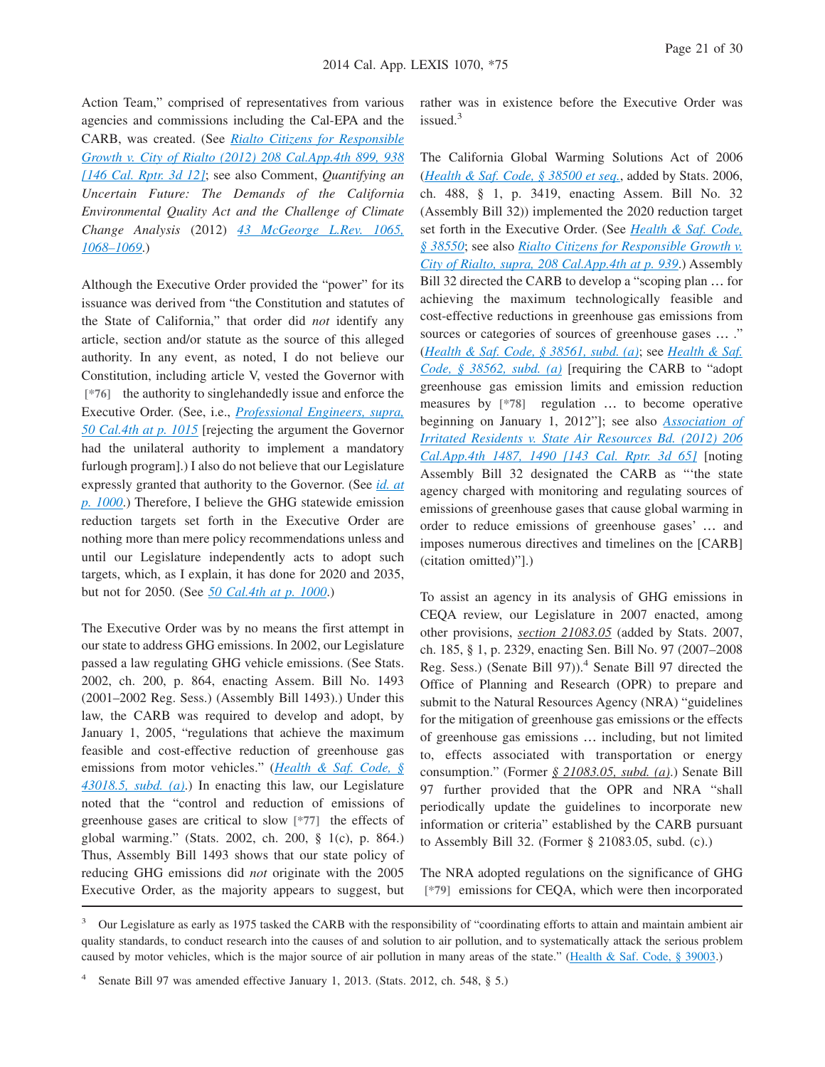Action Team," comprised of representatives from various agencies and commissions including the Cal-EPA and the CARB, was created. (See *Rialto Citizens for Responsible Growth v. City of Rialto (2012) 208 Cal.App.4th 899, 938 [146 Cal. Rptr. 3d 12]*; see also Comment, *Quantifying an Uncertain Future: The Demands of the California Environmental Quality Act and the Challenge of Climate Change Analysis* (2012) 43 McGeorge L.Rev. 1065, 1068–1069.)

Although the Executive Order provided the "power" for its issuance was derived from "the Constitution and statutes of the State of California," that order did *not* identify any article, section and/or statute as the source of this alleged authority. In any event, as noted, I do not believe our Constitution, including article V, vested the Governor with [*76] the authority to singlehandedly issue and enforce the Executive Order. (See, i.e., *Professional Engineers, supra, 50 Cal.4th at p. 1015* [rejecting the argument the Governor had the unilateral authority to implement a mandatory furlough program].) I also do not believe that our Legislature expressly granted that authority to the Governor. (See *id. at p. 1000*.) Therefore, I believe the GHG statewide emission reduction targets set forth in the Executive Order are nothing more than mere policy recommendations unless and until our Legislature independently acts to adopt such targets, which, as I explain, it has done for 2020 and 2035, but not for 2050. (See 50 Cal.4th at p. 1000.)

The Executive Order was by no means the first attempt in our state to address GHG emissions. In 2002, our Legislature passed a law regulating GHG vehicle emissions. (See Stats. 2002, ch. 200, p. 864, enacting Assem. Bill No. 1493 (2001–2002 Reg. Sess.) (Assembly Bill 1493).) Under this law, the CARB was required to develop and adopt, by January 1, 2005, "regulations that achieve the maximum feasible and cost-effective reduction of greenhouse gas emissions from motor vehicles." (*Health & Saf. Code, § 43018.5, subd. (a)*.) In enacting this law, our Legislature noted that the "control and reduction of emissions of greenhouse gases are critical to slow [*77] the effects of global warming." (Stats. 2002, ch. 200, § 1(c), p. 864.) Thus, Assembly Bill 1493 shows that our state policy of reducing GHG emissions did *not* originate with the 2005 Executive Order, as the majority appears to suggest, but rather was in existence before the Executive Order was issued.[3]

The California Global Warming Solutions Act of 2006 (*Health & Saf. Code, § 38500 et seq.*, added by Stats. 2006, ch. 488, § 1, p. 3419, enacting Assem. Bill No. 32 (Assembly Bill 32)) implemented the 2020 reduction target set forth in the Executive Order. (See *Health & Saf. Code, § 38550*; see also *Rialto Citizens for Responsible Growth v. City of Rialto, supra, 208 Cal.App.4th at p. 939*.) Assembly Bill 32 directed the CARB to develop a "scoping plan … for achieving the maximum technologically feasible and cost-effective reductions in greenhouse gas emissions from sources or categories of sources of greenhouse gases … ." (*Health & Saf. Code, § 38561, subd. (a)*; see *Health & Saf. Code, § 38562, subd. (a)* [requiring the CARB to "adopt greenhouse gas emission limits and emission reduction measures by [*78] regulation … to become operative beginning on January 1, 2012"]; see also *Association of Irritated Residents v. State Air Resources Bd. (2012) 206 Cal.App.4th 1487, 1490 [143 Cal. Rptr. 3d 65]* [noting Assembly Bill 32 designated the CARB as "'the state agency charged with monitoring and regulating sources of emissions of greenhouse gases that cause global warming in order to reduce emissions of greenhouse gases' … and imposes numerous directives and timelines on the [CARB] (citation omitted)"].)

To assist an agency in its analysis of GHG emissions in CEQA review, our Legislature in 2007 enacted, among other provisions, *section 21083.05* (added by Stats. 2007, ch. 185, § 1, p. 2329, enacting Sen. Bill No. 97 (2007–2008 Reg. Sess.) (Senate Bill 97)).[4] Senate Bill 97 directed the Office of Planning and Research (OPR) to prepare and submit to the Natural Resources Agency (NRA) "guidelines for the mitigation of greenhouse gas emissions or the effects of greenhouse gas emissions … including, but not limited to, effects associated with transportation or energy consumption." (Former *§ 21083.05, subd. (a)*.) Senate Bill 97 further provided that the OPR and NRA "shall periodically update the guidelines to incorporate new information or criteria" established by the CARB pursuant to Assembly Bill 32. (Former § 21083.05, subd. (c).)

The NRA adopted regulations on the significance of GHG [*79] emissions for CEQA, which were then incorporated

---

[3] Our Legislature as early as 1975 tasked the CARB with the responsibility of "coordinating efforts to attain and maintain ambient air quality standards, to conduct research into the causes of and solution to air pollution, and to systematically attack the serious problem caused by motor vehicles, which is the major source of air pollution in many areas of the state." (Health & Saf. Code, § 39003.)

[4] Senate Bill 97 was amended effective January 1, 2013. (Stats. 2012, ch. 548, § 5.)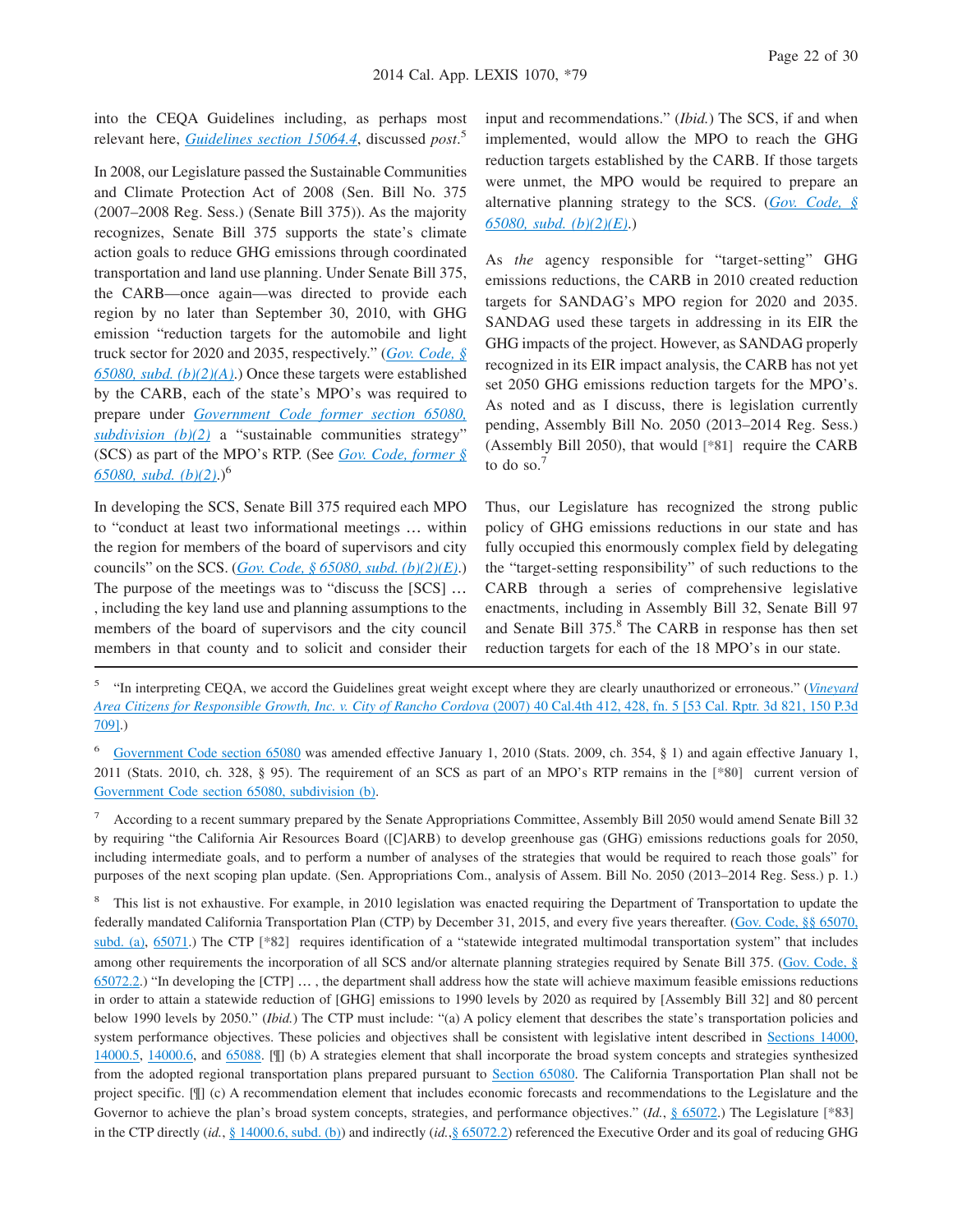into the CEQA Guidelines including, as perhaps most relevant here, *Guidelines section 15064.4*, discussed *post*.[5]

In 2008, our Legislature passed the Sustainable Communities and Climate Protection Act of 2008 (Sen. Bill No. 375 (2007–2008 Reg. Sess.) (Senate Bill 375)). As the majority recognizes, Senate Bill 375 supports the state's climate action goals to reduce GHG emissions through coordinated transportation and land use planning. Under Senate Bill 375, the CARB—once again—was directed to provide each region by no later than September 30, 2010, with GHG emission "reduction targets for the automobile and light truck sector for 2020 and 2035, respectively." (*Gov. Code, § 65080, subd. (b)(2)(A)*.) Once these targets were established by the CARB, each of the state's MPO's was required to prepare under *Government Code former section 65080, subdivision (b)(2)* a "sustainable communities strategy" (SCS) as part of the MPO's RTP. (See *Gov. Code, former § 65080, subd. (b)(2)*.)[6]

In developing the SCS, Senate Bill 375 required each MPO to "conduct at least two informational meetings … within the region for members of the board of supervisors and city councils" on the SCS. (*Gov. Code, § 65080, subd. (b)(2)(E)*.) The purpose of the meetings was to "discuss the [SCS] … , including the key land use and planning assumptions to the members of the board of supervisors and the city council members in that county and to solicit and consider their input and recommendations." (*Ibid.*) The SCS, if and when implemented, would allow the MPO to reach the GHG reduction targets established by the CARB. If those targets were unmet, the MPO would be required to prepare an alternative planning strategy to the SCS. (*Gov. Code, § 65080, subd. (b)(2)(E)*.)

As *the* agency responsible for "target-setting" GHG emissions reductions, the CARB in 2010 created reduction targets for SANDAG's MPO region for 2020 and 2035. SANDAG used these targets in addressing in its EIR the GHG impacts of the project. However, as SANDAG properly recognized in its EIR impact analysis, the CARB has not yet set 2050 GHG emissions reduction targets for the MPO's. As noted and as I discuss, there is legislation currently pending, Assembly Bill No. 2050 (2013–2014 Reg. Sess.) (Assembly Bill 2050), that would [*81] require the CARB to do so.[7]

Thus, our Legislature has recognized the strong public policy of GHG emissions reductions in our state and has fully occupied this enormously complex field by delegating the "target-setting responsibility" of such reductions to the CARB through a series of comprehensive legislative enactments, including in Assembly Bill 32, Senate Bill 97 and Senate Bill 375.[8] The CARB in response has then set reduction targets for each of the 18 MPO's in our state.

---

[5] "In interpreting CEQA, we accord the Guidelines great weight except where they are clearly unauthorized or erroneous." (*Vineyard Area Citizens for Responsible Growth, Inc. v. City of Rancho Cordova* (2007) 40 Cal.4th 412, 428, fn. 5 [53 Cal. Rptr. 3d 821, 150 P.3d 709].)

[6] Government Code section 65080 was amended effective January 1, 2010 (Stats. 2009, ch. 354, § 1) and again effective January 1, 2011 (Stats. 2010, ch. 328, § 95). The requirement of an SCS as part of an MPO's RTP remains in the [*80] current version of Government Code section 65080, subdivision (b).

[7] According to a recent summary prepared by the Senate Appropriations Committee, Assembly Bill 2050 would amend Senate Bill 32 by requiring "the California Air Resources Board ([C]ARB) to develop greenhouse gas (GHG) emissions reductions goals for 2050, including intermediate goals, and to perform a number of analyses of the strategies that would be required to reach those goals" for purposes of the next scoping plan update. (Sen. Appropriations Com., analysis of Assem. Bill No. 2050 (2013–2014 Reg. Sess.) p. 1.)

[8] This list is not exhaustive. For example, in 2010 legislation was enacted requiring the Department of Transportation to update the federally mandated California Transportation Plan (CTP) by December 31, 2015, and every five years thereafter. (Gov. Code, §§ 65070, subd. (a), 65071.) The CTP [*82] requires identification of a "statewide integrated multimodal transportation system" that includes among other requirements the incorporation of all SCS and/or alternate planning strategies required by Senate Bill 375. (Gov. Code, § 65072.2.) "In developing the [CTP] … , the department shall address how the state will achieve maximum feasible emissions reductions in order to attain a statewide reduction of [GHG] emissions to 1990 levels by 2020 as required by [Assembly Bill 32] and 80 percent below 1990 levels by 2050." (*Ibid.*) The CTP must include: "(a) A policy element that describes the state's transportation policies and system performance objectives. These policies and objectives shall be consistent with legislative intent described in Sections 14000, 14000.5, 14000.6, and 65088. [¶] (b) A strategies element that shall incorporate the broad system concepts and strategies synthesized from the adopted regional transportation plans prepared pursuant to Section 65080. The California Transportation Plan shall not be project specific. [¶] (c) A recommendation element that includes economic forecasts and recommendations to the Legislature and the Governor to achieve the plan's broad system concepts, strategies, and performance objectives." (*Id.*, § 65072.) The Legislature [*83] in the CTP directly (*id.*, § 14000.6, subd. (b)) and indirectly (*id.*, § 65072.2) referenced the Executive Order and its goal of reducing GHG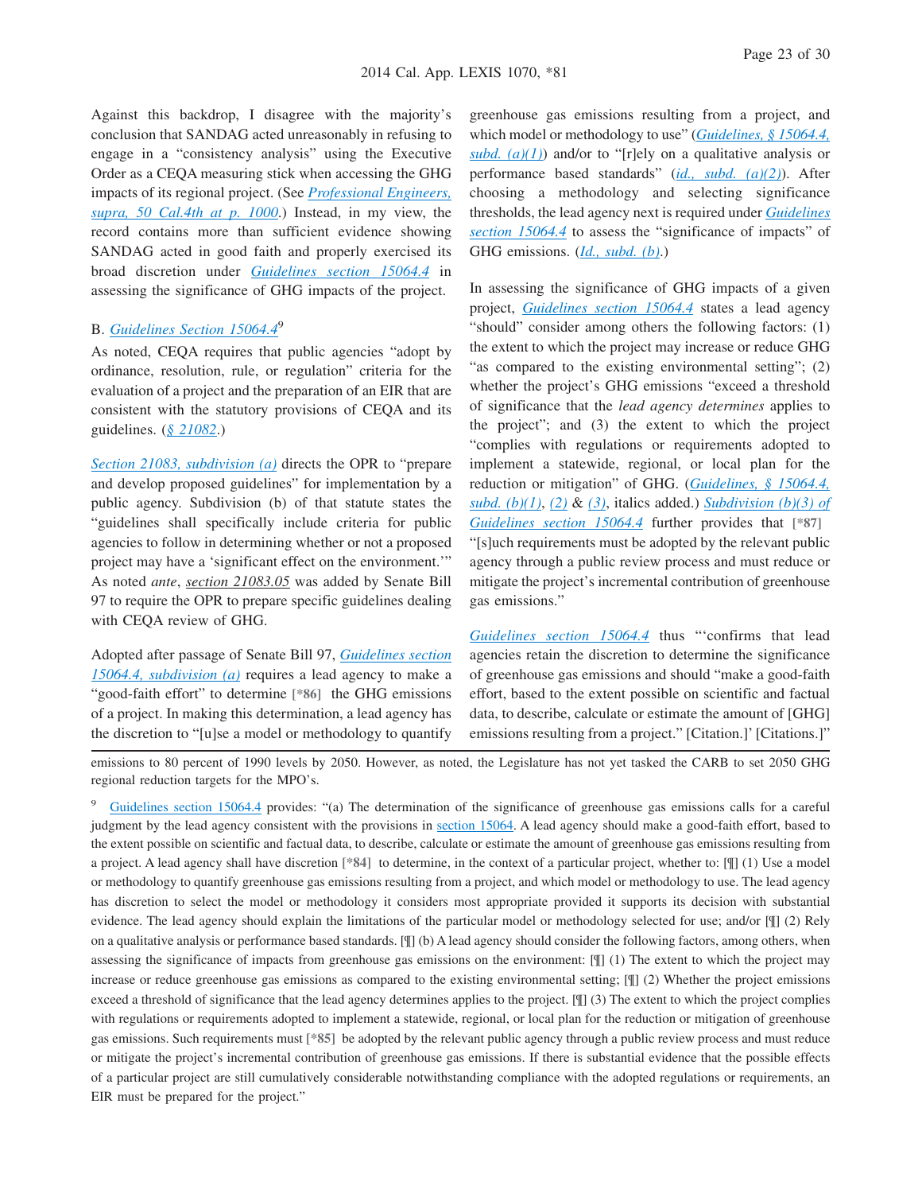Against this backdrop, I disagree with the majority's conclusion that SANDAG acted unreasonably in refusing to engage in a "consistency analysis" using the Executive Order as a CEQA measuring stick when accessing the GHG impacts of its regional project. (See *Professional Engineers, supra, 50 Cal.4th at p. 1000*.) Instead, in my view, the record contains more than sufficient evidence showing SANDAG acted in good faith and properly exercised its broad discretion under *Guidelines section 15064.4* in assessing the significance of GHG impacts of the project.

B. *Guidelines Section 15064.4*[9]

As noted, CEQA requires that public agencies "adopt by ordinance, resolution, rule, or regulation" criteria for the evaluation of a project and the preparation of an EIR that are consistent with the statutory provisions of CEQA and its guidelines. (*§ 21082*.)

*Section 21083, subdivision (a)* directs the OPR to "prepare and develop proposed guidelines" for implementation by a public agency. Subdivision (b) of that statute states the "guidelines shall specifically include criteria for public agencies to follow in determining whether or not a proposed project may have a 'significant effect on the environment.'" As noted *ante*, *section 21083.05* was added by Senate Bill 97 to require the OPR to prepare specific guidelines dealing with CEQA review of GHG.

Adopted after passage of Senate Bill 97, *Guidelines section 15064.4, subdivision (a)* requires a lead agency to make a "good-faith effort" to determine [*86] the GHG emissions of a project. In making this determination, a lead agency has the discretion to "[u]se a model or methodology to quantify greenhouse gas emissions resulting from a project, and which model or methodology to use" (*Guidelines, § 15064.4, subd. (a)(1)*) and/or to "[r]ely on a qualitative analysis or performance based standards" (*id., subd. (a)(2)*). After choosing a methodology and selecting significance thresholds, the lead agency next is required under *Guidelines section 15064.4* to assess the "significance of impacts" of GHG emissions. (*Id., subd. (b)*.)

In assessing the significance of GHG impacts of a given project, *Guidelines section 15064.4* states a lead agency "should" consider among others the following factors: (1) the extent to which the project may increase or reduce GHG "as compared to the existing environmental setting"; (2) whether the project's GHG emissions "exceed a threshold of significance that the *lead agency determines* applies to the project"; and (3) the extent to which the project "complies with regulations or requirements adopted to implement a statewide, regional, or local plan for the reduction or mitigation" of GHG. (*Guidelines, § 15064.4, subd. (b)(1)*, *(2)* & *(3)*, italics added.) *Subdivision (b)(3) of Guidelines section 15064.4* further provides that [*87] "[s]uch requirements must be adopted by the relevant public agency through a public review process and must reduce or mitigate the project's incremental contribution of greenhouse gas emissions."

*Guidelines section 15064.4* thus "'confirms that lead agencies retain the discretion to determine the significance of greenhouse gas emissions and should "make a good-faith effort, based to the extent possible on scientific and factual data, to describe, calculate or estimate the amount of [GHG] emissions resulting from a project." [Citation.]' [Citations.]"

---

emissions to 80 percent of 1990 levels by 2050. However, as noted, the Legislature has not yet tasked the CARB to set 2050 GHG regional reduction targets for the MPO's.

[9] Guidelines section 15064.4 provides: "(a) The determination of the significance of greenhouse gas emissions calls for a careful judgment by the lead agency consistent with the provisions in section 15064. A lead agency should make a good-faith effort, based to the extent possible on scientific and factual data, to describe, calculate or estimate the amount of greenhouse gas emissions resulting from a project. A lead agency shall have discretion [*84] to determine, in the context of a particular project, whether to: [¶] (1) Use a model or methodology to quantify greenhouse gas emissions resulting from a project, and which model or methodology to use. The lead agency has discretion to select the model or methodology it considers most appropriate provided it supports its decision with substantial evidence. The lead agency should explain the limitations of the particular model or methodology selected for use; and/or [¶] (2) Rely on a qualitative analysis or performance based standards. [¶] (b) A lead agency should consider the following factors, among others, when assessing the significance of impacts from greenhouse gas emissions on the environment: [¶] (1) The extent to which the project may increase or reduce greenhouse gas emissions as compared to the existing environmental setting; [¶] (2) Whether the project emissions exceed a threshold of significance that the lead agency determines applies to the project. [¶] (3) The extent to which the project complies with regulations or requirements adopted to implement a statewide, regional, or local plan for the reduction or mitigation of greenhouse gas emissions. Such requirements must [*85] be adopted by the relevant public agency through a public review process and must reduce or mitigate the project's incremental contribution of greenhouse gas emissions. If there is substantial evidence that the possible effects of a particular project are still cumulatively considerable notwithstanding compliance with the adopted regulations or requirements, an EIR must be prepared for the project."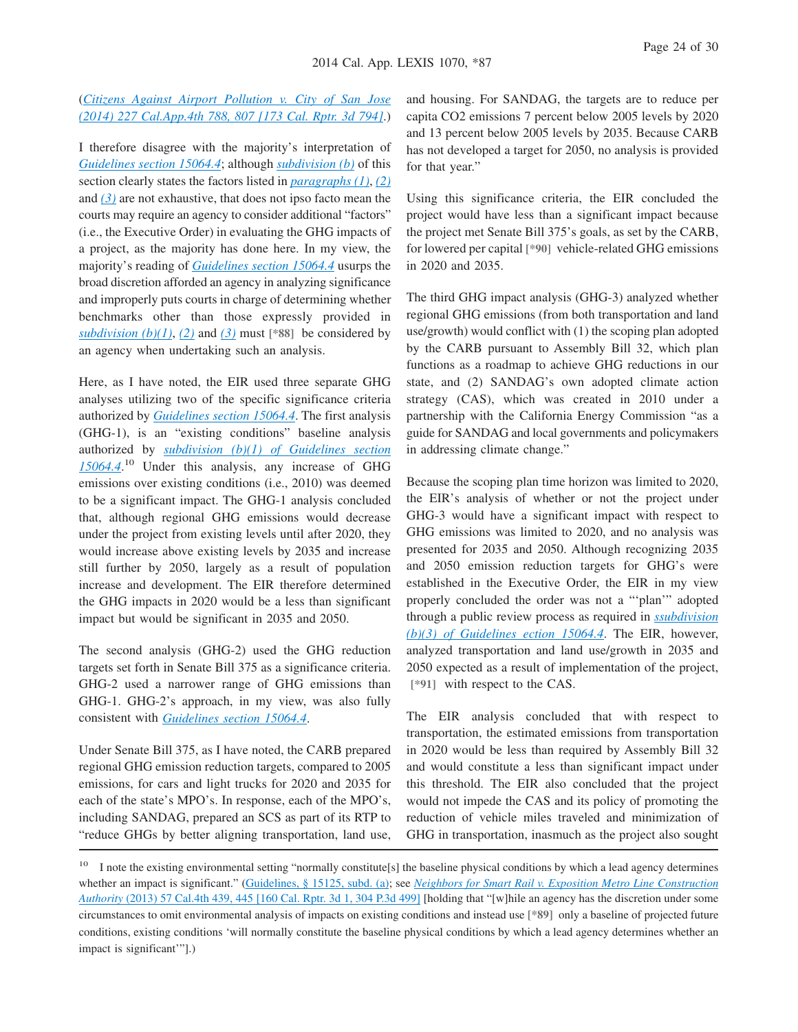(*Citizens Against Airport Pollution v. City of San Jose (2014) 227 Cal.App.4th 788, 807 [173 Cal. Rptr. 3d 794]*.)

I therefore disagree with the majority's interpretation of *Guidelines section 15064.4*; although *subdivision (b)* of this section clearly states the factors listed in *paragraphs (1)*, *(2)* and *(3)* are not exhaustive, that does not ipso facto mean the courts may require an agency to consider additional "factors" (i.e., the Executive Order) in evaluating the GHG impacts of a project, as the majority has done here. In my view, the majority's reading of *Guidelines section 15064.4* usurps the broad discretion afforded an agency in analyzing significance and improperly puts courts in charge of determining whether benchmarks other than those expressly provided in *subdivision (b)(1)*, *(2)* and *(3)* must [*88] be considered by an agency when undertaking such an analysis.

Here, as I have noted, the EIR used three separate GHG analyses utilizing two of the specific significance criteria authorized by *Guidelines section 15064.4*. The first analysis (GHG-1), is an "existing conditions" baseline analysis authorized by *subdivision (b)(1) of Guidelines section 15064.4*.[10] Under this analysis, any increase of GHG emissions over existing conditions (i.e., 2010) was deemed to be a significant impact. The GHG-1 analysis concluded that, although regional GHG emissions would decrease under the project from existing levels until after 2020, they would increase above existing levels by 2035 and increase still further by 2050, largely as a result of population increase and development. The EIR therefore determined the GHG impacts in 2020 would be a less than significant impact but would be significant in 2035 and 2050.

The second analysis (GHG-2) used the GHG reduction targets set forth in Senate Bill 375 as a significance criteria. GHG-2 used a narrower range of GHG emissions than GHG-1. GHG-2's approach, in my view, was also fully consistent with *Guidelines section 15064.4*.

Under Senate Bill 375, as I have noted, the CARB prepared regional GHG emission reduction targets, compared to 2005 emissions, for cars and light trucks for 2020 and 2035 for each of the state's MPO's. In response, each of the MPO's, including SANDAG, prepared an SCS as part of its RTP to "reduce GHGs by better aligning transportation, land use, and housing. For SANDAG, the targets are to reduce per capita CO2 emissions 7 percent below 2005 levels by 2020 and 13 percent below 2005 levels by 2035. Because CARB has not developed a target for 2050, no analysis is provided for that year."

Using this significance criteria, the EIR concluded the project would have less than a significant impact because the project met Senate Bill 375's goals, as set by the CARB, for lowered per capital [*90] vehicle-related GHG emissions in 2020 and 2035.

The third GHG impact analysis (GHG-3) analyzed whether regional GHG emissions (from both transportation and land use/growth) would conflict with (1) the scoping plan adopted by the CARB pursuant to Assembly Bill 32, which plan functions as a roadmap to achieve GHG reductions in our state, and (2) SANDAG's own adopted climate action strategy (CAS), which was created in 2010 under a partnership with the California Energy Commission "as a guide for SANDAG and local governments and policymakers in addressing climate change."

Because the scoping plan time horizon was limited to 2020, the EIR's analysis of whether or not the project under GHG-3 would have a significant impact with respect to GHG emissions was limited to 2020, and no analysis was presented for 2035 and 2050. Although recognizing 2035 and 2050 emission reduction targets for GHG's were established in the Executive Order, the EIR in my view properly concluded the order was not a "'plan'" adopted through a public review process as required in *ssubdivision (b)(3) of Guidelines ection 15064.4*. The EIR, however, analyzed transportation and land use/growth in 2035 and 2050 expected as a result of implementation of the project, [*91] with respect to the CAS.

The EIR analysis concluded that with respect to transportation, the estimated emissions from transportation in 2020 would be less than required by Assembly Bill 32 and would constitute a less than significant impact under this threshold. The EIR also concluded that the project would not impede the CAS and its policy of promoting the reduction of vehicle miles traveled and minimization of GHG in transportation, inasmuch as the project also sought

---

[10] I note the existing environmental setting "normally constitute[s] the baseline physical conditions by which a lead agency determines whether an impact is significant." (Guidelines, § 15125, subd. (a); see *Neighbors for Smart Rail v. Exposition Metro Line Construction Authority* (2013) 57 Cal.4th 439, 445 [160 Cal. Rptr. 3d 1, 304 P.3d 499] [holding that "[w]hile an agency has the discretion under some circumstances to omit environmental analysis of impacts on existing conditions and instead use [*89] only a baseline of projected future conditions, existing conditions 'will normally constitute the baseline physical conditions by which a lead agency determines whether an impact is significant'"].)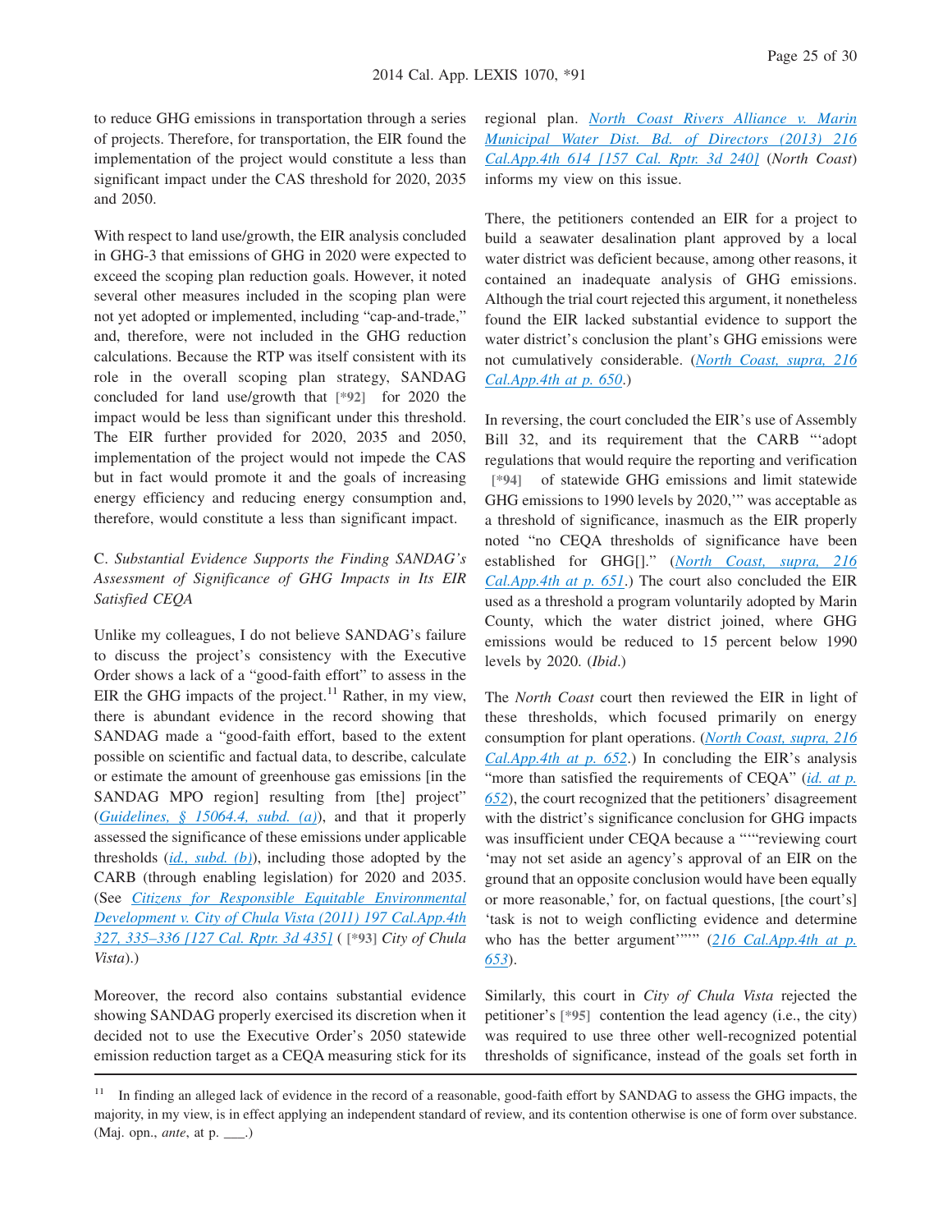to reduce GHG emissions in transportation through a series of projects. Therefore, for transportation, the EIR found the implementation of the project would constitute a less than significant impact under the CAS threshold for 2020, 2035 and 2050.

With respect to land use/growth, the EIR analysis concluded in GHG-3 that emissions of GHG in 2020 were expected to exceed the scoping plan reduction goals. However, it noted several other measures included in the scoping plan were not yet adopted or implemented, including "cap-and-trade," and, therefore, were not included in the GHG reduction calculations. Because the RTP was itself consistent with its role in the overall scoping plan strategy, SANDAG concluded for land use/growth that [*92] for 2020 the impact would be less than significant under this threshold. The EIR further provided for 2020, 2035 and 2050, implementation of the project would not impede the CAS but in fact would promote it and the goals of increasing energy efficiency and reducing energy consumption and, therefore, would constitute a less than significant impact.

C. *Substantial Evidence Supports the Finding SANDAG's Assessment of Significance of GHG Impacts in Its EIR Satisfied CEQA*

Unlike my colleagues, I do not believe SANDAG's failure to discuss the project's consistency with the Executive Order shows a lack of a "good-faith effort" to assess in the EIR the GHG impacts of the project.[11] Rather, in my view, there is abundant evidence in the record showing that SANDAG made a "good-faith effort, based to the extent possible on scientific and factual data, to describe, calculate or estimate the amount of greenhouse gas emissions [in the SANDAG MPO region] resulting from [the] project" (*Guidelines, § 15064.4, subd. (a)*), and that it properly assessed the significance of these emissions under applicable thresholds (*id., subd. (b)*), including those adopted by the CARB (through enabling legislation) for 2020 and 2035. (See *Citizens for Responsible Equitable Environmental Development v. City of Chula Vista (2011) 197 Cal.App.4th 327, 335–336 [127 Cal. Rptr. 3d 435]* ( [*93] *City of Chula Vista*).)

Moreover, the record also contains substantial evidence showing SANDAG properly exercised its discretion when it decided not to use the Executive Order's 2050 statewide emission reduction target as a CEQA measuring stick for its regional plan. *North Coast Rivers Alliance v. Marin Municipal Water Dist. Bd. of Directors (2013) 216 Cal.App.4th 614 [157 Cal. Rptr. 3d 240]* (*North Coast*) informs my view on this issue.

There, the petitioners contended an EIR for a project to build a seawater desalination plant approved by a local water district was deficient because, among other reasons, it contained an inadequate analysis of GHG emissions. Although the trial court rejected this argument, it nonetheless found the EIR lacked substantial evidence to support the water district's conclusion the plant's GHG emissions were not cumulatively considerable. (*North Coast, supra, 216 Cal.App.4th at p. 650*.)

In reversing, the court concluded the EIR's use of Assembly Bill 32, and its requirement that the CARB "'adopt regulations that would require the reporting and verification [*94] of statewide GHG emissions and limit statewide GHG emissions to 1990 levels by 2020,'" was acceptable as a threshold of significance, inasmuch as the EIR properly noted "no CEQA thresholds of significance have been established for GHG[]." (*North Coast, supra, 216 Cal.App.4th at p. 651*.) The court also concluded the EIR used as a threshold a program voluntarily adopted by Marin County, which the water district joined, where GHG emissions would be reduced to 15 percent below 1990 levels by 2020. (*Ibid.*)

The *North Coast* court then reviewed the EIR in light of these thresholds, which focused primarily on energy consumption for plant operations. (*North Coast, supra, 216 Cal.App.4th at p. 652*.) In concluding the EIR's analysis "more than satisfied the requirements of CEQA" (*id. at p. 652*), the court recognized that the petitioners' disagreement with the district's significance conclusion for GHG impacts was insufficient under CEQA because a """reviewing court 'may not set aside an agency's approval of an EIR on the ground that an opposite conclusion would have been equally or more reasonable,' for, on factual questions, [the court's] 'task is not to weigh conflicting evidence and determine who has the better argument'""" (*216 Cal.App.4th at p. 653*).

Similarly, this court in *City of Chula Vista* rejected the petitioner's [*95] contention the lead agency (i.e., the city) was required to use three other well-recognized potential thresholds of significance, instead of the goals set forth in

[11] In finding an alleged lack of evidence in the record of a reasonable, good-faith effort by SANDAG to assess the GHG impacts, the majority, in my view, is in effect applying an independent standard of review, and its contention otherwise is one of form over substance. (Maj. opn., *ante*, at p. ___.)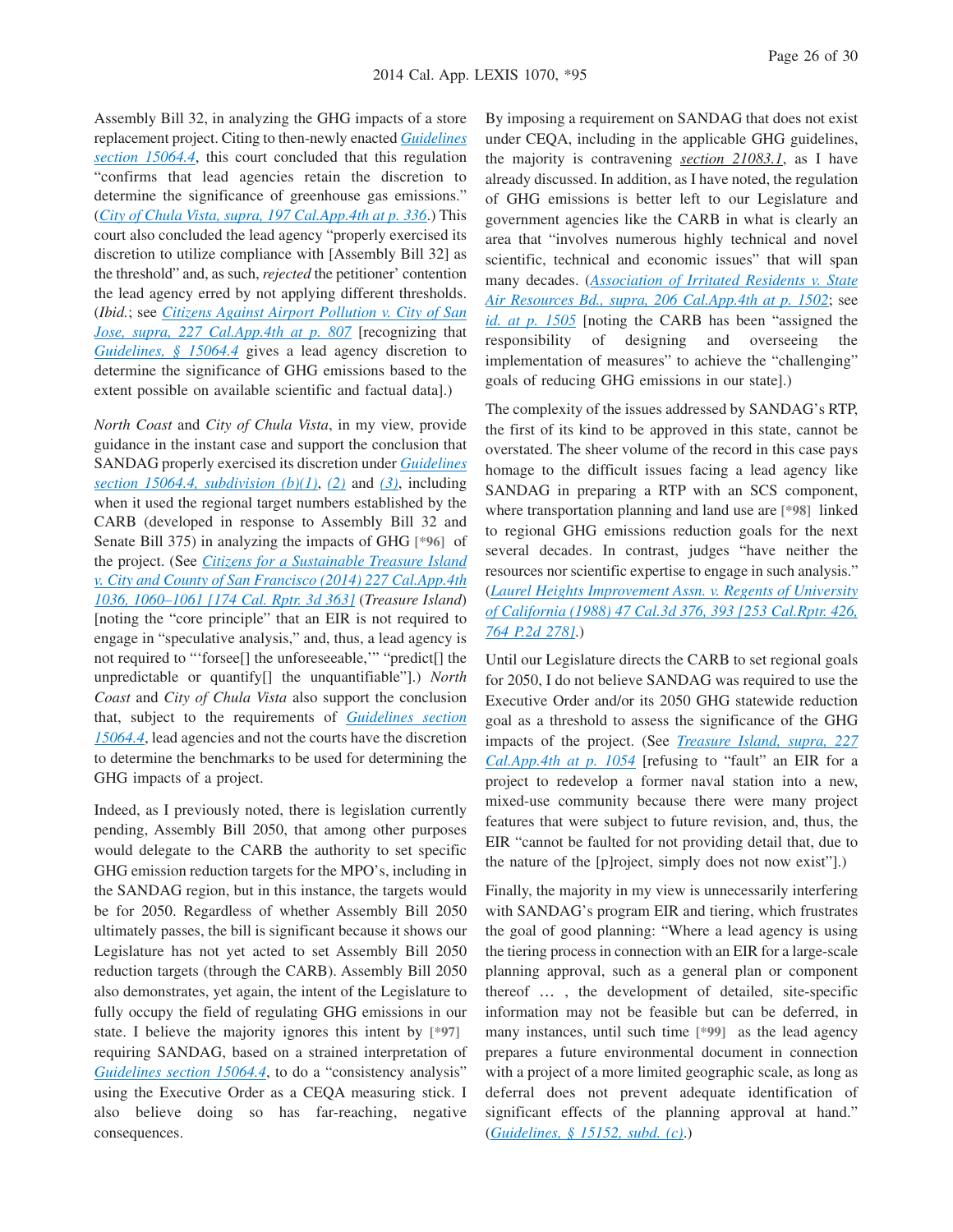Assembly Bill 32, in analyzing the GHG impacts of a store replacement project. Citing to then-newly enacted Guidelines section 15064.4, this court concluded that this regulation "confirms that lead agencies retain the discretion to determine the significance of greenhouse gas emissions." (City of Chula Vista, supra, 197 Cal.App.4th at p. 336.) This court also concluded the lead agency "properly exercised its discretion to utilize compliance with [Assembly Bill 32] as the threshold" and, as such, *rejected* the petitioner' contention the lead agency erred by not applying different thresholds. (*Ibid.*; see Citizens Against Airport Pollution v. City of San Jose, supra, 227 Cal.App.4th at p. 807 [recognizing that Guidelines, § 15064.4 gives a lead agency discretion to determine the significance of GHG emissions based to the extent possible on available scientific and factual data].)

*North Coast* and *City of Chula Vista*, in my view, provide guidance in the instant case and support the conclusion that SANDAG properly exercised its discretion under Guidelines section 15064.4, subdivision (b)(1), (2) and (3), including when it used the regional target numbers established by the CARB (developed in response to Assembly Bill 32 and Senate Bill 375) in analyzing the impacts of GHG [*96] of the project. (See Citizens for a Sustainable Treasure Island v. City and County of San Francisco (2014) 227 Cal.App.4th 1036, 1060–1061 [174 Cal. Rptr. 3d 363] (*Treasure Island*) [noting the "core principle" that an EIR is not required to engage in "speculative analysis," and, thus, a lead agency is not required to "'forsee[] the unforeseeable,'" "predict[] the unpredictable or quantify[] the unquantifiable"].) *North Coast* and *City of Chula Vista* also support the conclusion that, subject to the requirements of Guidelines section 15064.4, lead agencies and not the courts have the discretion to determine the benchmarks to be used for determining the GHG impacts of a project.

Indeed, as I previously noted, there is legislation currently pending, Assembly Bill 2050, that among other purposes would delegate to the CARB the authority to set specific GHG emission reduction targets for the MPO's, including in the SANDAG region, but in this instance, the targets would be for 2050. Regardless of whether Assembly Bill 2050 ultimately passes, the bill is significant because it shows our Legislature has not yet acted to set Assembly Bill 2050 reduction targets (through the CARB). Assembly Bill 2050 also demonstrates, yet again, the intent of the Legislature to fully occupy the field of regulating GHG emissions in our state. I believe the majority ignores this intent by [*97] requiring SANDAG, based on a strained interpretation of Guidelines section 15064.4, to do a "consistency analysis" using the Executive Order as a CEQA measuring stick. I also believe doing so has far-reaching, negative consequences.

By imposing a requirement on SANDAG that does not exist under CEQA, including in the applicable GHG guidelines, the majority is contravening section 21083.1, as I have already discussed. In addition, as I have noted, the regulation of GHG emissions is better left to our Legislature and government agencies like the CARB in what is clearly an area that "involves numerous highly technical and novel scientific, technical and economic issues" that will span many decades. (Association of Irritated Residents v. State Air Resources Bd., supra, 206 Cal.App.4th at p. 1502; see id. at p. 1505 [noting the CARB has been "assigned the responsibility of designing and overseeing the implementation of measures" to achieve the "challenging" goals of reducing GHG emissions in our state].)

The complexity of the issues addressed by SANDAG's RTP, the first of its kind to be approved in this state, cannot be overstated. The sheer volume of the record in this case pays homage to the difficult issues facing a lead agency like SANDAG in preparing a RTP with an SCS component, where transportation planning and land use are [*98] linked to regional GHG emissions reduction goals for the next several decades. In contrast, judges "have neither the resources nor scientific expertise to engage in such analysis." (Laurel Heights Improvement Assn. v. Regents of University of California (1988) 47 Cal.3d 376, 393 [253 Cal.Rptr. 426, 764 P.2d 278].)

Until our Legislature directs the CARB to set regional goals for 2050, I do not believe SANDAG was required to use the Executive Order and/or its 2050 GHG statewide reduction goal as a threshold to assess the significance of the GHG impacts of the project. (See Treasure Island, supra, 227 Cal.App.4th at p. 1054 [refusing to "fault" an EIR for a project to redevelop a former naval station into a new, mixed-use community because there were many project features that were subject to future revision, and, thus, the EIR "cannot be faulted for not providing detail that, due to the nature of the [p]roject, simply does not now exist"].)

Finally, the majority in my view is unnecessarily interfering with SANDAG's program EIR and tiering, which frustrates the goal of good planning: "Where a lead agency is using the tiering process in connection with an EIR for a large-scale planning approval, such as a general plan or component thereof … , the development of detailed, site-specific information may not be feasible but can be deferred, in many instances, until such time [*99] as the lead agency prepares a future environmental document in connection with a project of a more limited geographic scale, as long as deferral does not prevent adequate identification of significant effects of the planning approval at hand." (Guidelines, § 15152, subd. (c).)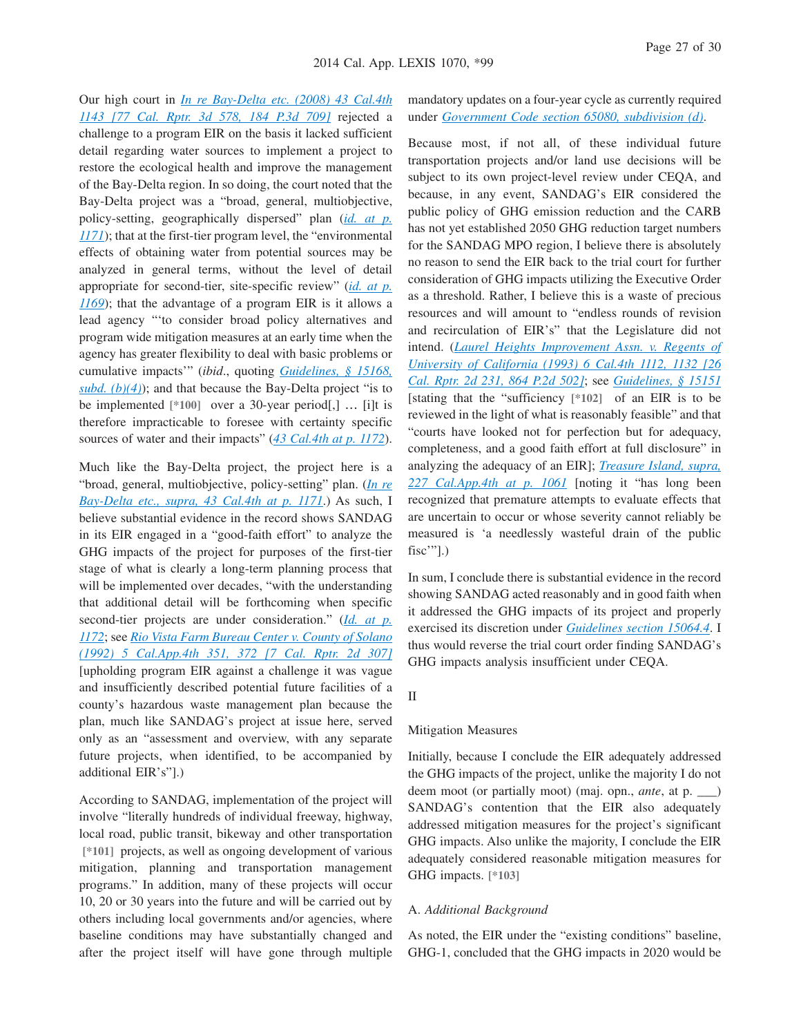Our high court in *In re Bay-Delta etc. (2008) 43 Cal.4th 1143 [77 Cal. Rptr. 3d 578, 184 P.3d 709]* rejected a challenge to a program EIR on the basis it lacked sufficient detail regarding water sources to implement a project to restore the ecological health and improve the management of the Bay-Delta region. In so doing, the court noted that the Bay-Delta project was a "broad, general, multiobjective, policy-setting, geographically dispersed" plan (*id. at p. 1171*); that at the first-tier program level, the "environmental effects of obtaining water from potential sources may be analyzed in general terms, without the level of detail appropriate for second-tier, site-specific review" (*id. at p. 1169*); that the advantage of a program EIR is it allows a lead agency "'to consider broad policy alternatives and program wide mitigation measures at an early time when the agency has greater flexibility to deal with basic problems or cumulative impacts'" (*ibid.*, quoting *Guidelines, § 15168, subd. (b)(4)*); and that because the Bay-Delta project "is to be implemented [*100] over a 30-year period[,] … [i]t is therefore impracticable to foresee with certainty specific sources of water and their impacts" (*43 Cal.4th at p. 1172*).

Much like the Bay-Delta project, the project here is a "broad, general, multiobjective, policy-setting" plan. (*In re Bay-Delta etc., supra, 43 Cal.4th at p. 1171*.) As such, I believe substantial evidence in the record shows SANDAG in its EIR engaged in a "good-faith effort" to analyze the GHG impacts of the project for purposes of the first-tier stage of what is clearly a long-term planning process that will be implemented over decades, "with the understanding that additional detail will be forthcoming when specific second-tier projects are under consideration." (*Id. at p. 1172*; see *Rio Vista Farm Bureau Center v. County of Solano (1992) 5 Cal.App.4th 351, 372 [7 Cal. Rptr. 2d 307]* [upholding program EIR against a challenge it was vague and insufficiently described potential future facilities of a county's hazardous waste management plan because the plan, much like SANDAG's project at issue here, served only as an "assessment and overview, with any separate future projects, when identified, to be accompanied by additional EIR's"].)

According to SANDAG, implementation of the project will involve "literally hundreds of individual freeway, highway, local road, public transit, bikeway and other transportation [*101] projects, as well as ongoing development of various mitigation, planning and transportation management programs." In addition, many of these projects will occur 10, 20 or 30 years into the future and will be carried out by others including local governments and/or agencies, where baseline conditions may have substantially changed and after the project itself will have gone through multiple mandatory updates on a four-year cycle as currently required under *Government Code section 65080, subdivision (d)*.

Because most, if not all, of these individual future transportation projects and/or land use decisions will be subject to its own project-level review under CEQA, and because, in any event, SANDAG's EIR considered the public policy of GHG emission reduction and the CARB has not yet established 2050 GHG reduction target numbers for the SANDAG MPO region, I believe there is absolutely no reason to send the EIR back to the trial court for further consideration of GHG impacts utilizing the Executive Order as a threshold. Rather, I believe this is a waste of precious resources and will amount to "endless rounds of revision and recirculation of EIR's" that the Legislature did not intend. (*Laurel Heights Improvement Assn. v. Regents of University of California (1993) 6 Cal.4th 1112, 1132 [26 Cal. Rptr. 2d 231, 864 P.2d 502]*; see *Guidelines, § 15151* [stating that the "sufficiency [*102] of an EIR is to be reviewed in the light of what is reasonably feasible" and that "courts have looked not for perfection but for adequacy, completeness, and a good faith effort at full disclosure" in analyzing the adequacy of an EIR]; *Treasure Island, supra, 227 Cal.App.4th at p. 1061* [noting it "has long been recognized that premature attempts to evaluate effects that are uncertain to occur or whose severity cannot reliably be measured is 'a needlessly wasteful drain of the public fisc'"].)

In sum, I conclude there is substantial evidence in the record showing SANDAG acted reasonably and in good faith when it addressed the GHG impacts of its project and properly exercised its discretion under *Guidelines section 15064.4*. I thus would reverse the trial court order finding SANDAG's GHG impacts analysis insufficient under CEQA.

## II

### Mitigation Measures

Initially, because I conclude the EIR adequately addressed the GHG impacts of the project, unlike the majority I do not deem moot (or partially moot) (maj. opn., *ante*, at p. ___) SANDAG's contention that the EIR also adequately addressed mitigation measures for the project's significant GHG impacts. Also unlike the majority, I conclude the EIR adequately considered reasonable mitigation measures for GHG impacts. [*103]

#### A. *Additional Background*

As noted, the EIR under the "existing conditions" baseline, GHG-1, concluded that the GHG impacts in 2020 would be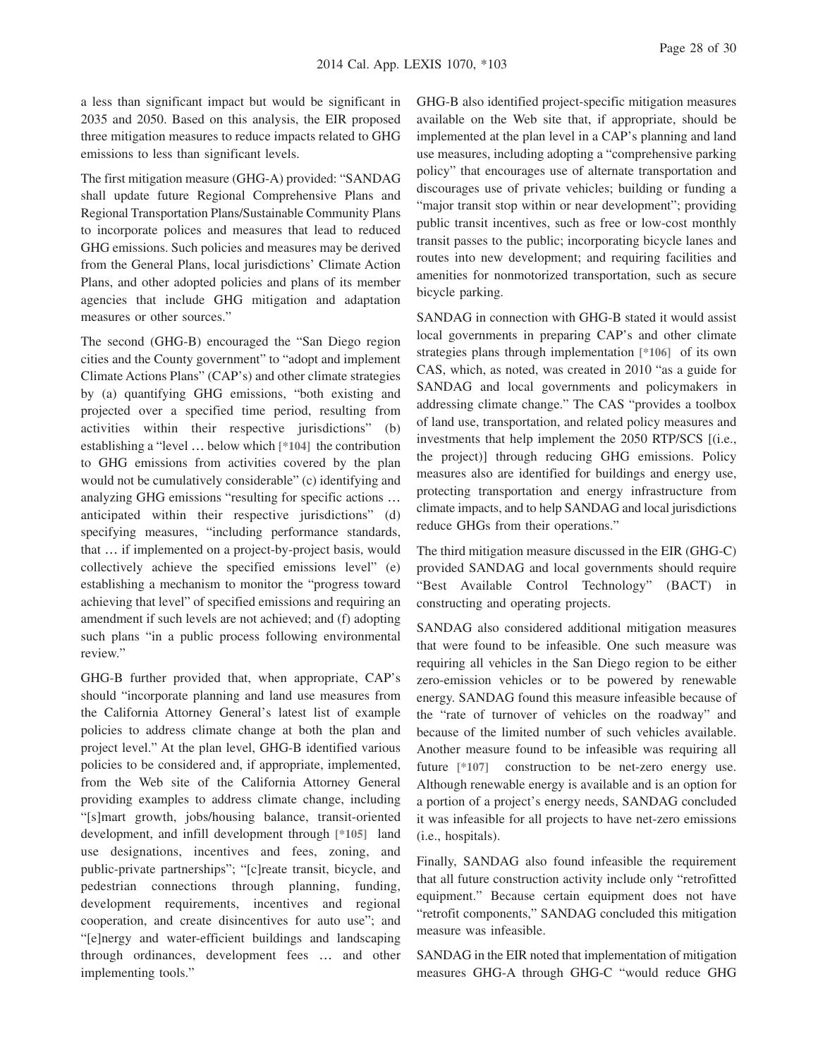a less than significant impact but would be significant in 2035 and 2050. Based on this analysis, the EIR proposed three mitigation measures to reduce impacts related to GHG emissions to less than significant levels.

The first mitigation measure (GHG-A) provided: "SANDAG shall update future Regional Comprehensive Plans and Regional Transportation Plans/Sustainable Community Plans to incorporate polices and measures that lead to reduced GHG emissions. Such policies and measures may be derived from the General Plans, local jurisdictions' Climate Action Plans, and other adopted policies and plans of its member agencies that include GHG mitigation and adaptation measures or other sources."

The second (GHG-B) encouraged the "San Diego region cities and the County government" to "adopt and implement Climate Actions Plans" (CAP's) and other climate strategies by (a) quantifying GHG emissions, "both existing and projected over a specified time period, resulting from activities within their respective jurisdictions" (b) establishing a "level … below which [*104] the contribution to GHG emissions from activities covered by the plan would not be cumulatively considerable" (c) identifying and analyzing GHG emissions "resulting for specific actions … anticipated within their respective jurisdictions" (d) specifying measures, "including performance standards, that … if implemented on a project-by-project basis, would collectively achieve the specified emissions level" (e) establishing a mechanism to monitor the "progress toward achieving that level" of specified emissions and requiring an amendment if such levels are not achieved; and (f) adopting such plans "in a public process following environmental review."

GHG-B further provided that, when appropriate, CAP's should "incorporate planning and land use measures from the California Attorney General's latest list of example policies to address climate change at both the plan and project level." At the plan level, GHG-B identified various policies to be considered and, if appropriate, implemented, from the Web site of the California Attorney General providing examples to address climate change, including "[s]mart growth, jobs/housing balance, transit-oriented development, and infill development through [*105] land use designations, incentives and fees, zoning, and public-private partnerships"; "[c]reate transit, bicycle, and pedestrian connections through planning, funding, development requirements, incentives and regional cooperation, and create disincentives for auto use"; and "[e]nergy and water-efficient buildings and landscaping through ordinances, development fees … and other implementing tools."

GHG-B also identified project-specific mitigation measures available on the Web site that, if appropriate, should be implemented at the plan level in a CAP's planning and land use measures, including adopting a "comprehensive parking policy" that encourages use of alternate transportation and discourages use of private vehicles; building or funding a "major transit stop within or near development"; providing public transit incentives, such as free or low-cost monthly transit passes to the public; incorporating bicycle lanes and routes into new development; and requiring facilities and amenities for nonmotorized transportation, such as secure bicycle parking.

SANDAG in connection with GHG-B stated it would assist local governments in preparing CAP's and other climate strategies plans through implementation [*106] of its own CAS, which, as noted, was created in 2010 "as a guide for SANDAG and local governments and policymakers in addressing climate change." The CAS "provides a toolbox of land use, transportation, and related policy measures and investments that help implement the 2050 RTP/SCS [(i.e., the project)] through reducing GHG emissions. Policy measures also are identified for buildings and energy use, protecting transportation and energy infrastructure from climate impacts, and to help SANDAG and local jurisdictions reduce GHGs from their operations."

The third mitigation measure discussed in the EIR (GHG-C) provided SANDAG and local governments should require "Best Available Control Technology" (BACT) in constructing and operating projects.

SANDAG also considered additional mitigation measures that were found to be infeasible. One such measure was requiring all vehicles in the San Diego region to be either zero-emission vehicles or to be powered by renewable energy. SANDAG found this measure infeasible because of the "rate of turnover of vehicles on the roadway" and because of the limited number of such vehicles available. Another measure found to be infeasible was requiring all future [*107] construction to be net-zero energy use. Although renewable energy is available and is an option for a portion of a project's energy needs, SANDAG concluded it was infeasible for all projects to have net-zero emissions (i.e., hospitals).

Finally, SANDAG also found infeasible the requirement that all future construction activity include only "retrofitted equipment." Because certain equipment does not have "retrofit components," SANDAG concluded this mitigation measure was infeasible.

SANDAG in the EIR noted that implementation of mitigation measures GHG-A through GHG-C "would reduce GHG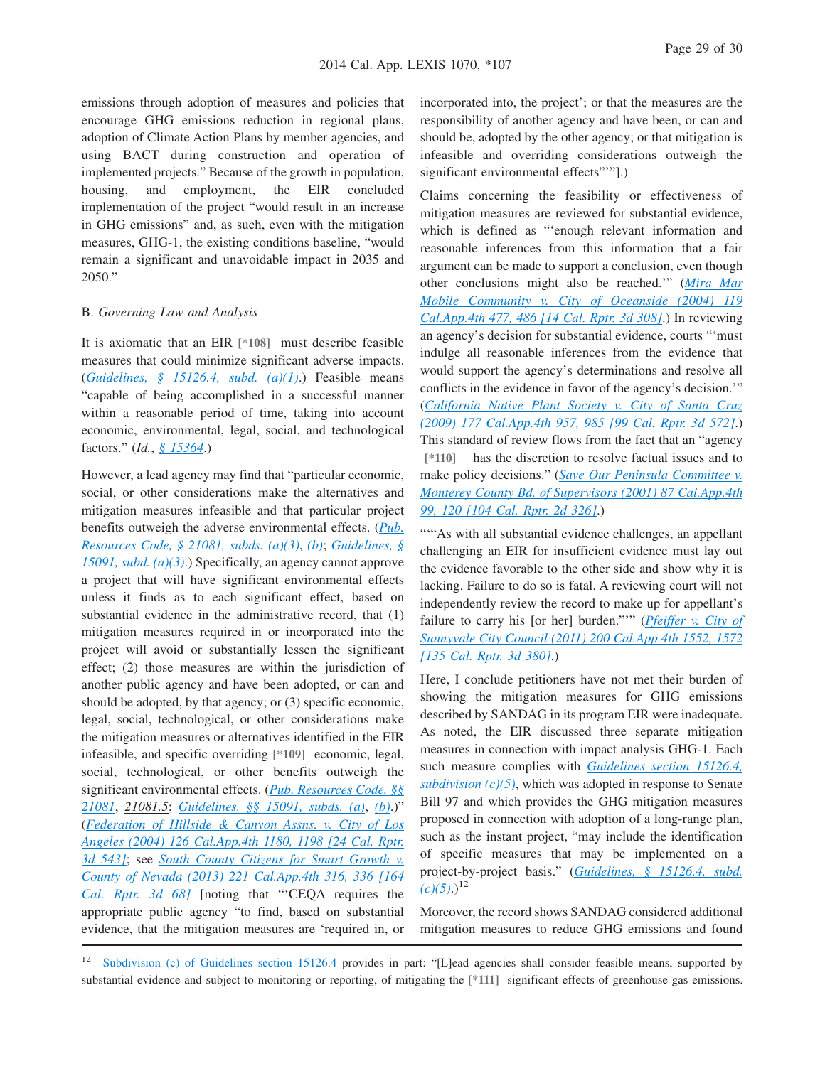emissions through adoption of measures and policies that encourage GHG emissions reduction in regional plans, adoption of Climate Action Plans by member agencies, and using BACT during construction and operation of implemented projects." Because of the growth in population, housing, and employment, the EIR concluded implementation of the project "would result in an increase in GHG emissions" and, as such, even with the mitigation measures, GHG-1, the existing conditions baseline, "would remain a significant and unavoidable impact in 2035 and 2050."

B. *Governing Law and Analysis*

It is axiomatic that an EIR [*108] must describe feasible measures that could minimize significant adverse impacts. (*Guidelines, § 15126.4, subd. (a)(1).*) Feasible means "capable of being accomplished in a successful manner within a reasonable period of time, taking into account economic, environmental, legal, social, and technological factors." (*Id.*, *§ 15364*.)

However, a lead agency may find that "particular economic, social, or other considerations make the alternatives and mitigation measures infeasible and that particular project benefits outweigh the adverse environmental effects. (*Pub. Resources Code, § 21081, subds. (a)(3)*, *(b)*; *Guidelines, § 15091, subd. (a)(3)*.) Specifically, an agency cannot approve a project that will have significant environmental effects unless it finds as to each significant effect, based on substantial evidence in the administrative record, that (1) mitigation measures required in or incorporated into the project will avoid or substantially lessen the significant effect; (2) those measures are within the jurisdiction of another public agency and have been adopted, or can and should be adopted, by that agency; or (3) specific economic, legal, social, technological, or other considerations make the mitigation measures or alternatives identified in the EIR infeasible, and specific overriding [*109] economic, legal, social, technological, or other benefits outweigh the significant environmental effects. (*Pub. Resources Code, §§ 21081*, *21081.5*; *Guidelines, §§ 15091, subds. (a)*, *(b)*.)" (*Federation of Hillside & Canyon Assns. v. City of Los Angeles (2004) 126 Cal.App.4th 1180, 1198 [24 Cal. Rptr. 3d 543]*; see *South County Citizens for Smart Growth v. County of Nevada (2013) 221 Cal.App.4th 316, 336 [164 Cal. Rptr. 3d 68]* [noting that "'CEQA requires the appropriate public agency "to find, based on substantial evidence, that the mitigation measures are 'required in, or incorporated into, the project'; or that the measures are the responsibility of another agency and have been, or can and should be, adopted by the other agency; or that mitigation is infeasible and overriding considerations outweigh the significant environmental effects"'"].)

Claims concerning the feasibility or effectiveness of mitigation measures are reviewed for substantial evidence, which is defined as "'enough relevant information and reasonable inferences from this information that a fair argument can be made to support a conclusion, even though other conclusions might also be reached.'" (*Mira Mar Mobile Community v. City of Oceanside (2004) 119 Cal.App.4th 477, 486 [14 Cal. Rptr. 3d 308]*.) In reviewing an agency's decision for substantial evidence, courts "'must indulge all reasonable inferences from the evidence that would support the agency's determinations and resolve all conflicts in the evidence in favor of the agency's decision.'" (*California Native Plant Society v. City of Santa Cruz (2009) 177 Cal.App.4th 957, 985 [99 Cal. Rptr. 3d 572]*.) This standard of review flows from the fact that an "agency [*110] has the discretion to resolve factual issues and to make policy decisions." (*Save Our Peninsula Committee v. Monterey County Bd. of Supervisors (2001) 87 Cal.App.4th 99, 120 [104 Cal. Rptr. 2d 326]*.)

"""As with all substantial evidence challenges, an appellant challenging an EIR for insufficient evidence must lay out the evidence favorable to the other side and show why it is lacking. Failure to do so is fatal. A reviewing court will not independently review the record to make up for appellant's failure to carry his [or her] burden.""" (*Pfeiffer v. City of Sunnyvale City Council (2011) 200 Cal.App.4th 1552, 1572 [135 Cal. Rptr. 3d 380]*.)

Here, I conclude petitioners have not met their burden of showing the mitigation measures for GHG emissions described by SANDAG in its program EIR were inadequate. As noted, the EIR discussed three separate mitigation measures in connection with impact analysis GHG-1. Each such measure complies with *Guidelines section 15126.4, subdivision (c)(5)*, which was adopted in response to Senate Bill 97 and which provides the GHG mitigation measures proposed in connection with adoption of a long-range plan, such as the instant project, "may include the identification of specific measures that may be implemented on a project-by-project basis." (*Guidelines, § 15126.4, subd. (c)(5)*.)[12]

Moreover, the record shows SANDAG considered additional mitigation measures to reduce GHG emissions and found

---

[12] Subdivision (c) of Guidelines section 15126.4 provides in part: "[L]ead agencies shall consider feasible means, supported by substantial evidence and subject to monitoring or reporting, of mitigating the [*111] significant effects of greenhouse gas emissions.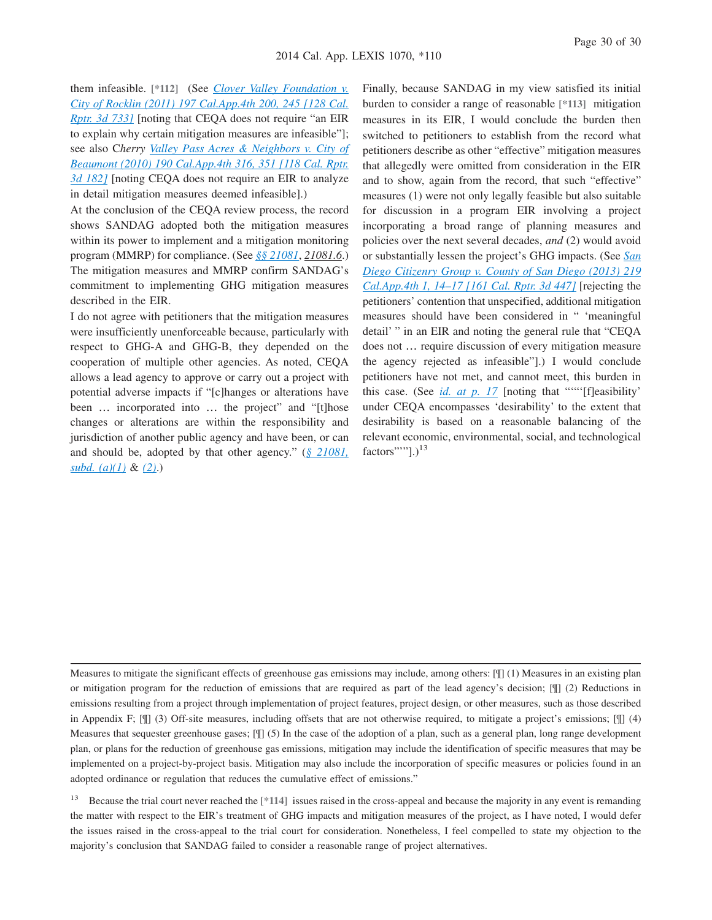them infeasible. [*112] (See *Clover Valley Foundation v. City of Rocklin (2011) 197 Cal.App.4th 200, 245 [128 Cal. Rptr. 3d 733]* [noting that CEQA does not require "an EIR to explain why certain mitigation measures are infeasible"]; see also C*herry Valley Pass Acres & Neighbors v. City of Beaumont (2010) 190 Cal.App.4th 316, 351 [118 Cal. Rptr. 3d 182]* [noting CEQA does not require an EIR to analyze in detail mitigation measures deemed infeasible].)

At the conclusion of the CEQA review process, the record shows SANDAG adopted both the mitigation measures within its power to implement and a mitigation monitoring program (MMRP) for compliance. (See *§§ 21081*, *21081.6*.) The mitigation measures and MMRP confirm SANDAG's commitment to implementing GHG mitigation measures described in the EIR.

I do not agree with petitioners that the mitigation measures were insufficiently unenforceable because, particularly with respect to GHG-A and GHG-B, they depended on the cooperation of multiple other agencies. As noted, CEQA allows a lead agency to approve or carry out a project with potential adverse impacts if "[c]hanges or alterations have been … incorporated into … the project" and "[t]hose changes or alterations are within the responsibility and jurisdiction of another public agency and have been, or can and should be, adopted by that other agency." (*§ 21081, subd. (a)(1)* & *(2)*.)

Finally, because SANDAG in my view satisfied its initial burden to consider a range of reasonable [*113] mitigation measures in its EIR, I would conclude the burden then switched to petitioners to establish from the record what petitioners describe as other "effective" mitigation measures that allegedly were omitted from consideration in the EIR and to show, again from the record, that such "effective" measures (1) were not only legally feasible but also suitable for discussion in a program EIR involving a project incorporating a broad range of planning measures and policies over the next several decades, *and* (2) would avoid or substantially lessen the project's GHG impacts. (See *San Diego Citizenry Group v. County of San Diego (2013) 219 Cal.App.4th 1, 14–17 [161 Cal. Rptr. 3d 447]* [rejecting the petitioners' contention that unspecified, additional mitigation measures should have been considered in " 'meaningful detail' " in an EIR and noting the general rule that "CEQA does not … require discussion of every mitigation measure the agency rejected as infeasible"].) I would conclude petitioners have not met, and cannot meet, this burden in this case. (See *id. at p. 17* [noting that """'[f]easibility' under CEQA encompasses 'desirability' to the extent that desirability is based on a reasonable balancing of the relevant economic, environmental, social, and technological factors"""].)[13]

---

Measures to mitigate the significant effects of greenhouse gas emissions may include, among others: [¶] (1) Measures in an existing plan or mitigation program for the reduction of emissions that are required as part of the lead agency's decision; [¶] (2) Reductions in emissions resulting from a project through implementation of project features, project design, or other measures, such as those described in Appendix F; [¶] (3) Off-site measures, including offsets that are not otherwise required, to mitigate a project's emissions; [¶] (4) Measures that sequester greenhouse gases; [¶] (5) In the case of the adoption of a plan, such as a general plan, long range development plan, or plans for the reduction of greenhouse gas emissions, mitigation may include the identification of specific measures that may be implemented on a project-by-project basis. Mitigation may also include the incorporation of specific measures or policies found in an adopted ordinance or regulation that reduces the cumulative effect of emissions."

[13] Because the trial court never reached the [*114] issues raised in the cross-appeal and because the majority in any event is remanding the matter with respect to the EIR's treatment of GHG impacts and mitigation measures of the project, as I have noted, I would defer the issues raised in the cross-appeal to the trial court for consideration. Nonetheless, I feel compelled to state my objection to the majority's conclusion that SANDAG failed to consider a reasonable range of project alternatives.